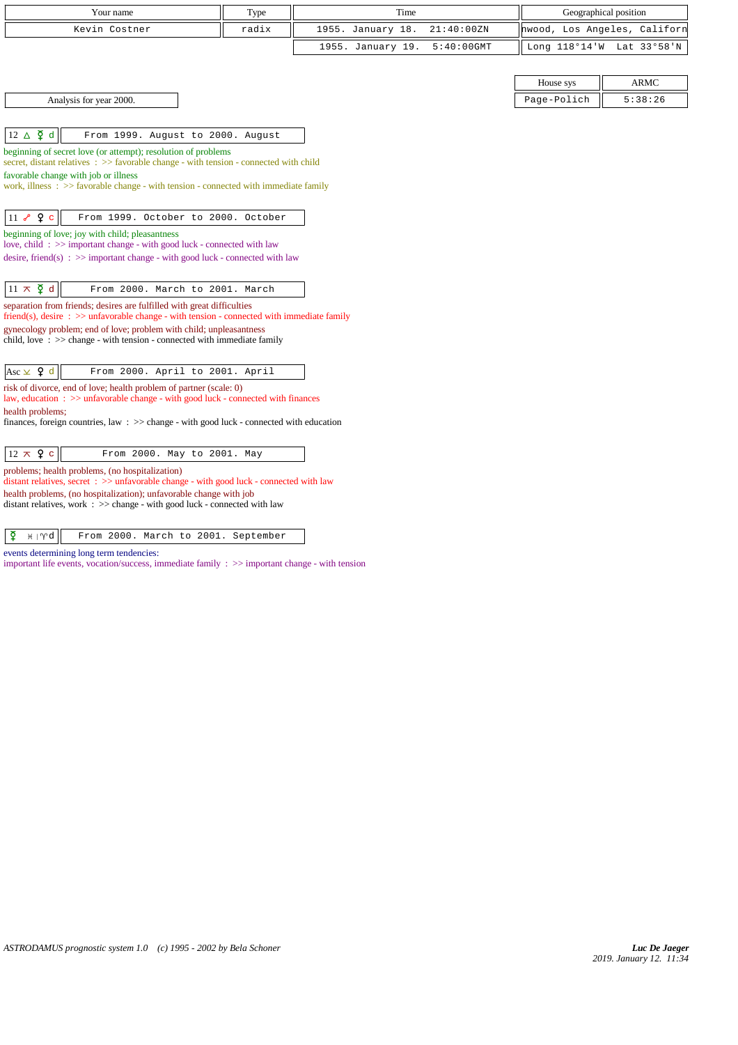| Your name | Type | Time | Geographical position |
| --- | --- | --- | --- |
| Kevin Costner | radix | 1955. January 18. 21:40:00ZN | nwood, Los Angeles, Californ |
| | | 1955. January 19. 5:40:00GMT | Long 118°14'W Lat 33°58'N |

| House sys | ARMC |
| --- | --- |
| Page-Polich | 5:38:26 |

Analysis for year 2000.

**12 △ ☿ d** — From 1999. August to 2000. August

beginning of secret love (or attempt); resolution of problems
secret, distant relatives : >> favorable change - with tension - connected with child
favorable change with job or illness
work, illness : >> favorable change - with tension - connected with immediate family

**11 ☍ ♀ c** — From 1999. October to 2000. October

beginning of love; joy with child; pleasantness
love, child : >> important change - with good luck - connected with law
desire, friend(s) : >> important change - with good luck - connected with law

**11 ⚻ ☿ d** — From 2000. March to 2001. March

separation from friends; desires are fulfilled with great difficulties
friend(s), desire : >> unfavorable change - with tension - connected with immediate family
gynecology problem; end of love; problem with child; unpleasantness
child, love : >> change - with tension - connected with immediate family

**Asc ⊻ ♀ d** — From 2000. April to 2001. April

risk of divorce, end of love; health problem of partner (scale: 0)
law, education : >> unfavorable change - with good luck - connected with finances
health problems;
finances, foreign countries, law : >> change - with good luck - connected with education

**12 ⚻ ♀ c** — From 2000. May to 2001. May

problems; health problems, (no hospitalization)
distant relatives, secret : >> unfavorable change - with good luck - connected with law
health problems, (no hospitalization); unfavorable change with job
distant relatives, work : >> change - with good luck - connected with law

**☿ ♓ | ♈ d** — From 2000. March to 2001. September

events determining long term tendencies:
important life events, vocation/success, immediate family : >> important change - with tension

*ASTRODAMUS prognostic system 1.0 (c) 1995 - 2002 by Bela Schoner*

*Luc De Jaeger*
*2019. January 12. 11:34*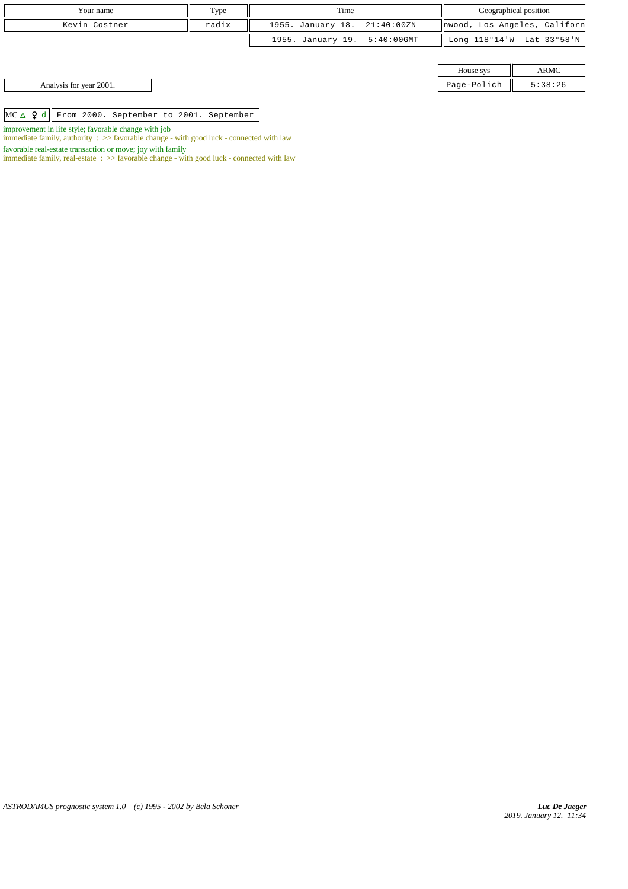| Your name | Type | Time | Geographical position |
|---|---|---|---|
| Kevin Costner | radix | 1955. January 18. 21:40:00ZN | nwood, Los Angeles, Californ |
| | | 1955. January 19. 5:40:00GMT | Long 118°14'W Lat 33°58'N |

| House sys | ARMC |
|---|---|
| Page-Polich | 5:38:26 |

Analysis for year 2001.

| MC △ ♀ d | From 2000. September to 2001. September |
|---|---|

improvement in life style; favorable change with job
immediate family, authority : >> favorable change - with good luck - connected with law

favorable real-estate transaction or move; joy with family
immediate family, real-estate : >> favorable change - with good luck - connected with law

*ASTRODAMUS prognostic system 1.0 (c) 1995 - 2002 by Bela Schoner*

*Luc De Jaeger*
*2019. January 12. 11:34*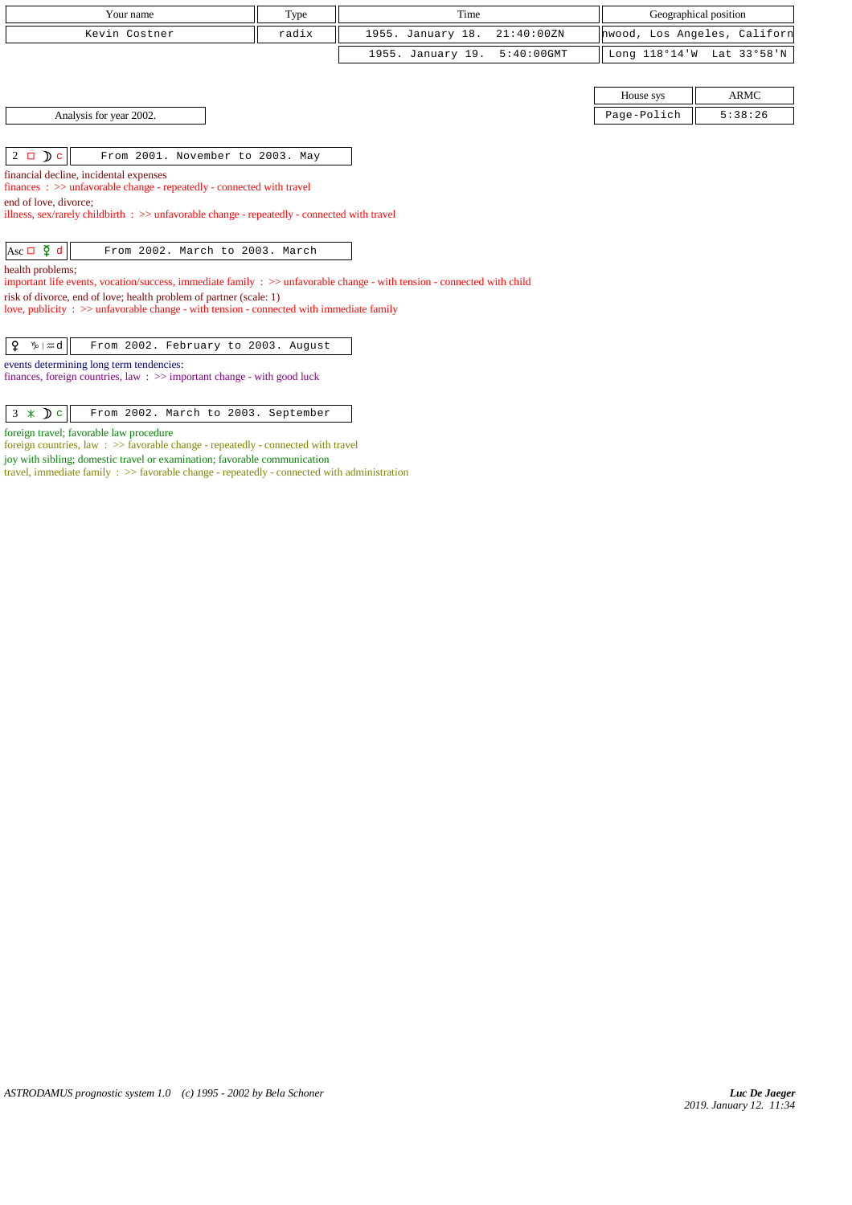| Your name | Type | Time | Geographical position |
|---|---|---|---|
| Kevin Costner | radix | 1955. January 18. 21:40:00ZN | nwood, Los Angeles, Californ |
| | | 1955. January 19. 5:40:00GMT | Long 118°14'W Lat 33°58'N |

| House sys | ARMC |
|---|---|
| Page-Polich | 5:38:26 |

Analysis for year 2002.

| 2 □ ☽ c | From 2001. November to 2003. May |
|---|---|

financial decline, incidental expenses
finances : >> unfavorable change - repeatedly - connected with travel
end of love, divorce;
illness, sex/rarely childbirth : >> unfavorable change - repeatedly - connected with travel

| Asc □ ☿ d | From 2002. March to 2003. March |
|---|---|

health problems;
important life events, vocation/success, immediate family : >> unfavorable change - with tension - connected with child
risk of divorce, end of love; health problem of partner (scale: 1)
love, publicity : >> unfavorable change - with tension - connected with immediate family

| ♀ ♑ \| ♒ d | From 2002. February to 2003. August |
|---|---|

events determining long term tendencies:
finances, foreign countries, law : >> important change - with good luck

| 3 ⚹ ☽ c | From 2002. March to 2003. September |
|---|---|

foreign travel; favorable law procedure
foreign countries, law : >> favorable change - repeatedly - connected with travel
joy with sibling; domestic travel or examination; favorable communication
travel, immediate family : >> favorable change - repeatedly - connected with administration

*ASTRODAMUS prognostic system 1.0 (c) 1995 - 2002 by Bela Schoner*

***Luc De Jaeger***
*2019. January 12. 11:34*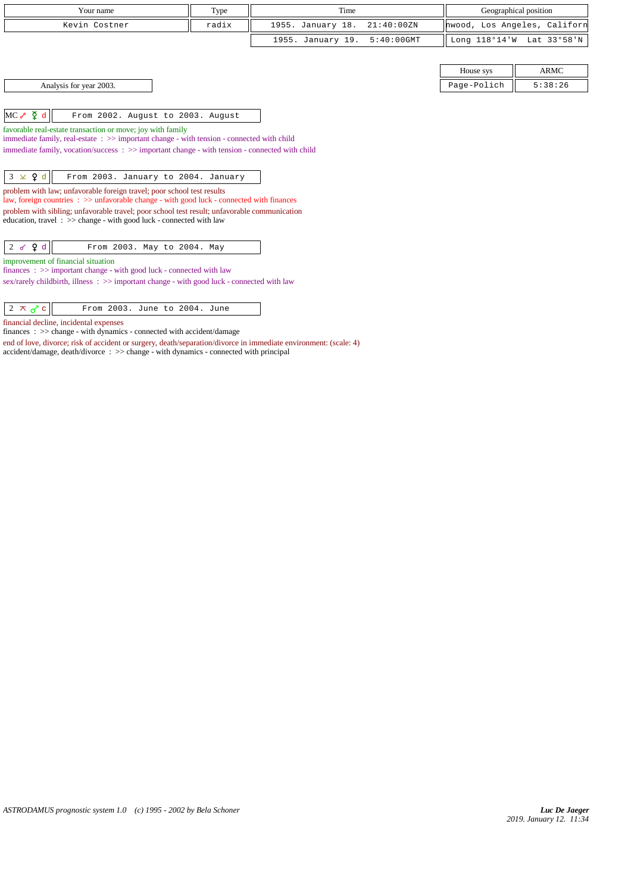| Your name | Type | Time | Geographical position |
|---|---|---|---|
| Kevin Costner | radix | 1955. January 18. 21:40:00ZN | nwood, Los Angeles, Californ |
| | | 1955. January 19. 5:40:00GMT | Long 118°14'W Lat 33°58'N |

| House sys | ARMC |
|---|---|
| Page-Polich | 5:38:26 |

Analysis for year 2003.

**MC ☍ ☿ d** — From 2002. August to 2003. August

favorable real-estate transaction or move; joy with family
immediate family, real-estate : >> important change - with tension - connected with child
immediate family, vocation/success : >> important change - with tension - connected with child

**3 ⊻ ♀ d** — From 2003. January to 2004. January

problem with law; unfavorable foreign travel; poor school test results
law, foreign countries : >> unfavorable change - with good luck - connected with finances
problem with sibling; unfavorable travel; poor school test result; unfavorable communication
education, travel : >> change - with good luck - connected with law

**2 ☌ ♀ d** — From 2003. May to 2004. May

improvement of financial situation
finances : >> important change - with good luck - connected with law
sex/rarely childbirth, illness : >> important change - with good luck - connected with law

**2 ⊼ ♂ c** — From 2003. June to 2004. June

financial decline, incidental expenses
finances : >> change - with dynamics - connected with accident/damage
end of love, divorce; risk of accident or surgery, death/separation/divorce in immediate environment: (scale: 4)
accident/damage, death/divorce : >> change - with dynamics - connected with principal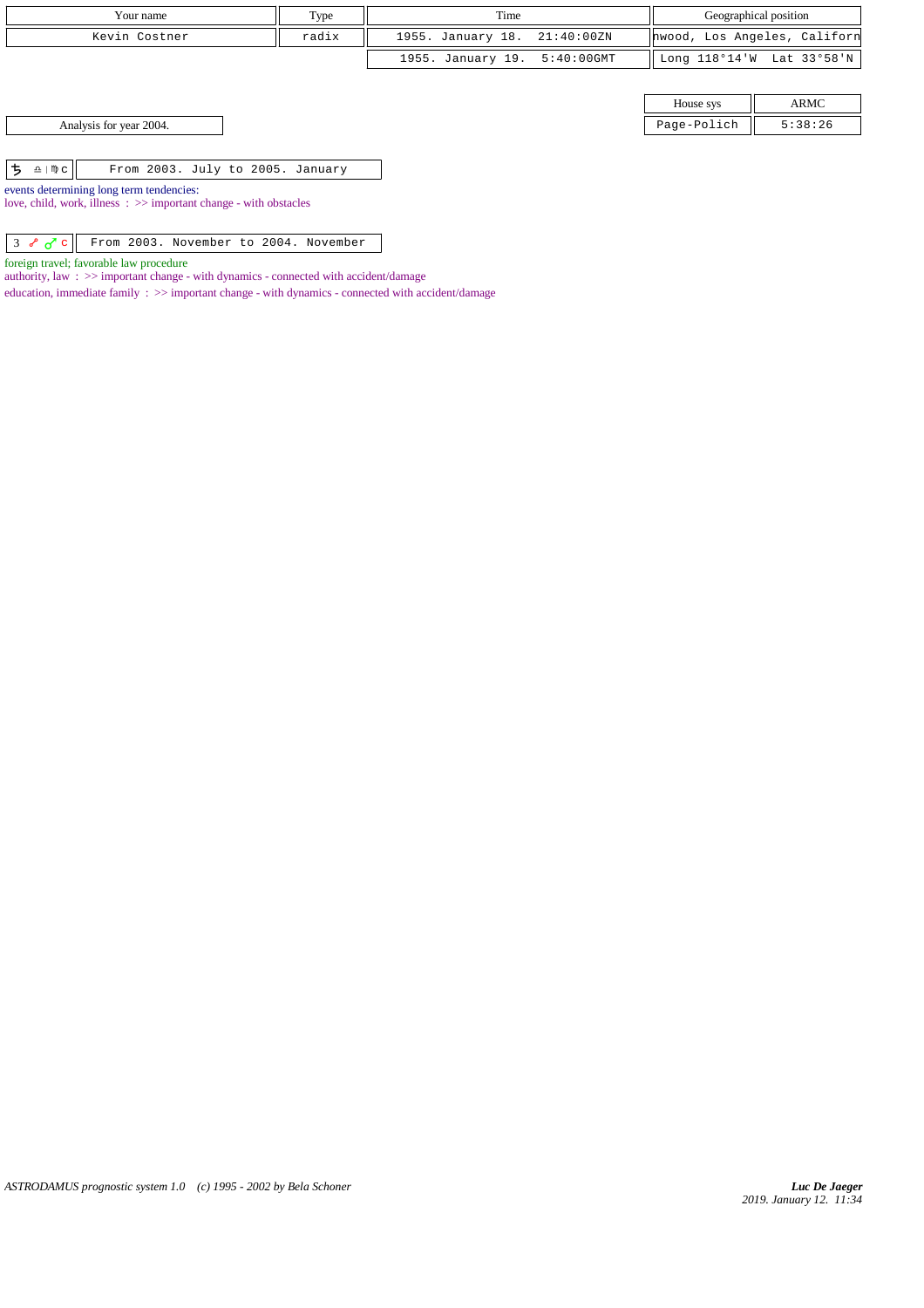| Your name | Type | Time | Geographical position |
| --- | --- | --- | --- |
| Kevin Costner | radix | 1955. January 18. 21:40:00ZN | nwood, Los Angeles, Californ |
| | | 1955. January 19. 5:40:00GMT | Long 118°14'W Lat 33°58'N |

| House sys | ARMC |
| --- | --- |
| Page-Polich | 5:38:26 |

Analysis for year 2004.

| ♄ ♎ \| ♍ c | From 2003. July to 2005. January |
| --- | --- |

events determining long term tendencies:
love, child, work, illness : >> important change - with obstacles

| 3 ☍ ♂ c | From 2003. November to 2004. November |
| --- | --- |

foreign travel; favorable law procedure
authority, law : >> important change - with dynamics - connected with accident/damage
education, immediate family : >> important change - with dynamics - connected with accident/damage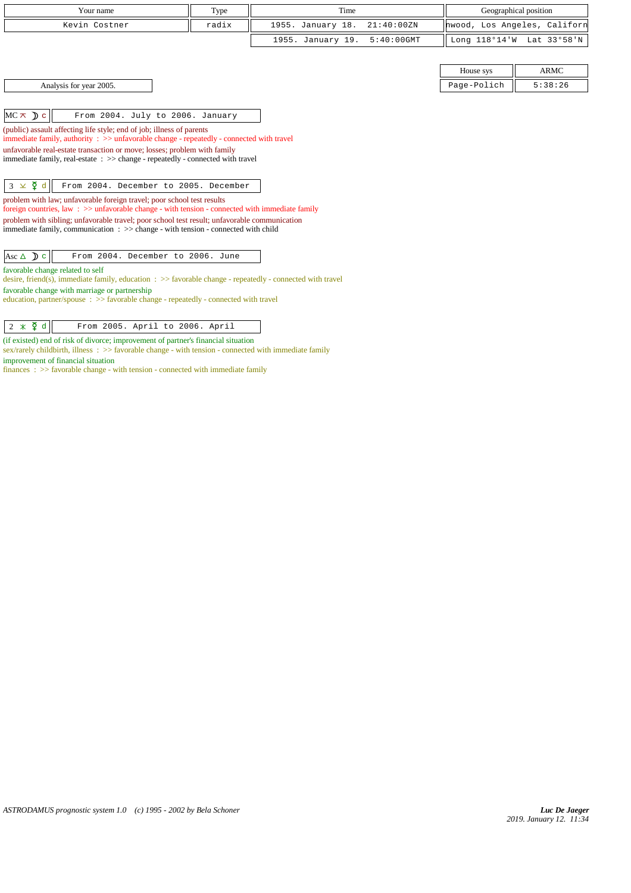| Your name | Type | Time | Geographical position |
|---|---|---|---|
| Kevin Costner | radix | 1955. January 18. 21:40:00ZN | nwood, Los Angeles, Californ |
| | | 1955. January 19. 5:40:00GMT | Long 118°14'W Lat 33°58'N |

| House sys | ARMC |
|---|---|
| Page-Polich | 5:38:26 |

Analysis for year 2005.

**MC ⊼ ☽ c** — From 2004. July to 2006. January

(public) assault affecting life style; end of job; illness of parents
immediate family, authority : >> unfavorable change - repeatedly - connected with travel

unfavorable real-estate transaction or move; losses; problem with family
immediate family, real-estate : >> change - repeatedly - connected with travel

**3 ⊻ ☿ d** — From 2004. December to 2005. December

problem with law; unfavorable foreign travel; poor school test results
foreign countries, law : >> unfavorable change - with tension - connected with immediate family

problem with sibling; unfavorable travel; poor school test result; unfavorable communication
immediate family, communication : >> change - with tension - connected with child

**Asc △ ☽ c** — From 2004. December to 2006. June

favorable change related to self
desire, friend(s), immediate family, education : >> favorable change - repeatedly - connected with travel

favorable change with marriage or partnership
education, partner/spouse : >> favorable change - repeatedly - connected with travel

**2 ⚹ ☿ d** — From 2005. April to 2006. April

(if existed) end of risk of divorce; improvement of partner's financial situation
sex/rarely childbirth, illness : >> favorable change - with tension - connected with immediate family

improvement of financial situation
finances : >> favorable change - with tension - connected with immediate family

ASTRODAMUS prognostic system 1.0 (c) 1995 - 2002 by Bela Schoner

*Luc De Jaeger*
2019. January 12. 11:34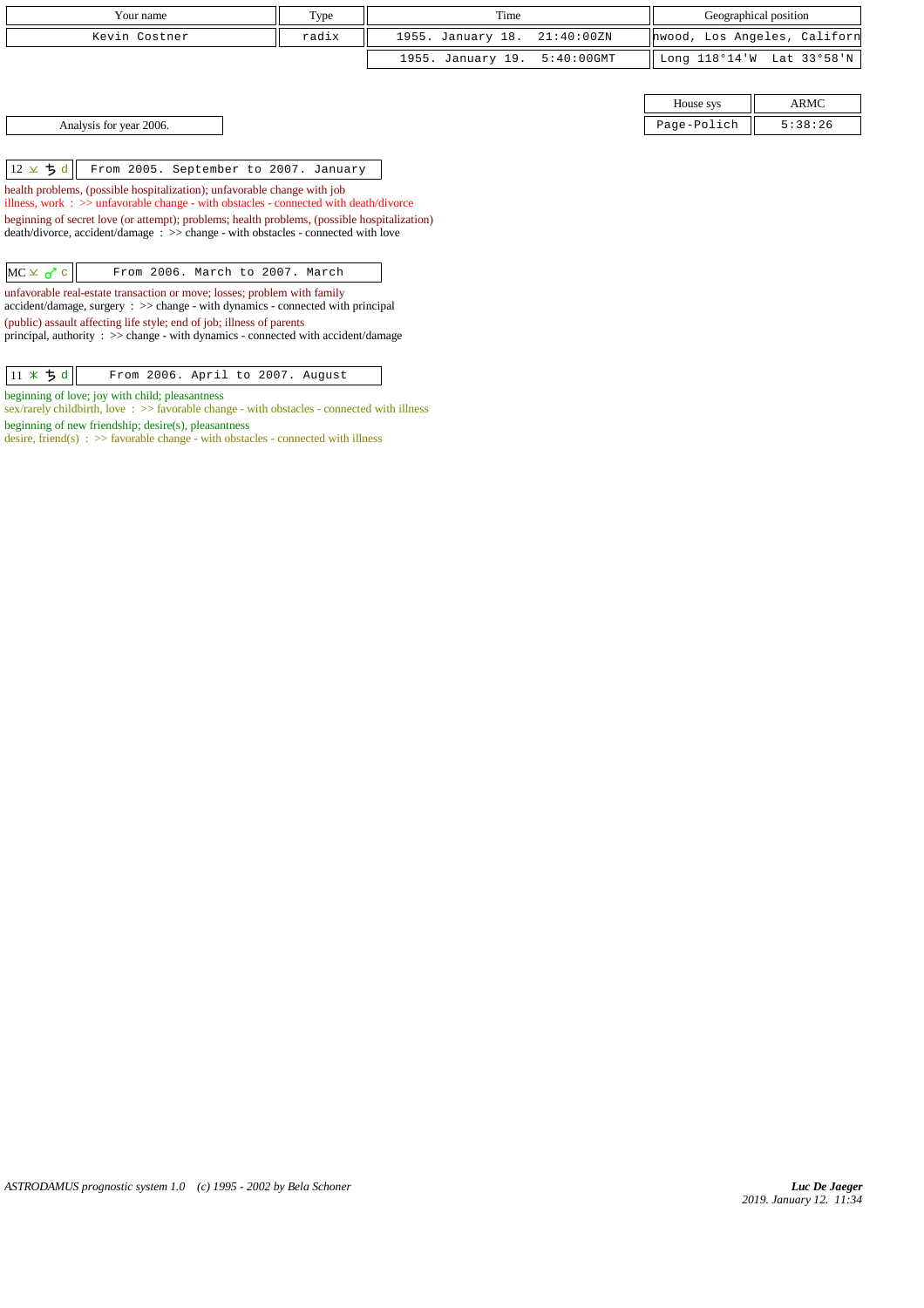| Your name | Type | Time | Geographical position |
|---|---|---|---|
| Kevin Costner | radix | 1955. January 18. 21:40:00ZN | nwood, Los Angeles, Californ |
| | | 1955. January 19. 5:40:00GMT | Long 118°14'W Lat 33°58'N |

| House sys | ARMC |
|---|---|
| Page-Polich | 5:38:26 |

Analysis for year 2006.

| 12 ⚼ ♄ d | From 2005. September to 2007. January |
|---|---|

health problems, (possible hospitalization); unfavorable change with job
illness, work : >> unfavorable change - with obstacles - connected with death/divorce

beginning of secret love (or attempt); problems; health problems, (possible hospitalization)
death/divorce, accident/damage : >> change - with obstacles - connected with love

| MC ⚼ ♂ c | From 2006. March to 2007. March |
|---|---|

unfavorable real-estate transaction or move; losses; problem with family
accident/damage, surgery : >> change - with dynamics - connected with principal

(public) assault affecting life style; end of job; illness of parents
principal, authority : >> change - with dynamics - connected with accident/damage

| 11 ⚹ ♄ d | From 2006. April to 2007. August |
|---|---|

beginning of love; joy with child; pleasantness
sex/rarely childbirth, love : >> favorable change - with obstacles - connected with illness

beginning of new friendship; desire(s), pleasantness
desire, friend(s) : >> favorable change - with obstacles - connected with illness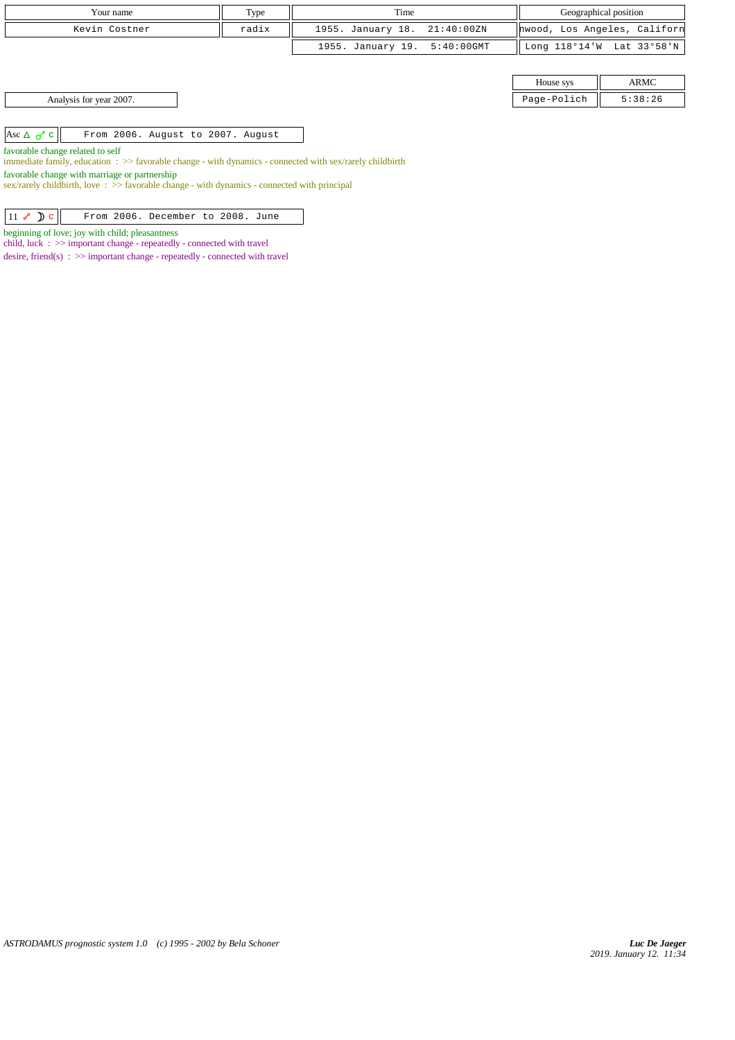| Your name | Type | Time | Geographical position |
|---|---|---|---|
| Kevin Costner | radix | 1955. January 18. 21:40:00ZN | nwood, Los Angeles, Californ |
| | | 1955. January 19. 5:40:00GMT | Long 118°14'W Lat 33°58'N |

| House sys | ARMC |
|---|---|
| Page-Polich | 5:38:26 |

Analysis for year 2007.

| Asc △ ♂ c | From 2006. August to 2007. August |
|---|---|

favorable change related to self
immediate family, education : >> favorable change - with dynamics - connected with sex/rarely childbirth
favorable change with marriage or partnership
sex/rarely childbirth, love : >> favorable change - with dynamics - connected with principal

| 11 ☍ ☽ c | From 2006. December to 2008. June |
|---|---|

beginning of love; joy with child; pleasantness
child, luck : >> important change - repeatedly - connected with travel
desire, friend(s) : >> important change - repeatedly - connected with travel

*ASTRODAMUS prognostic system 1.0 (c) 1995 - 2002 by Bela Schoner*

*Luc De Jaeger*
*2019. January 12. 11:34*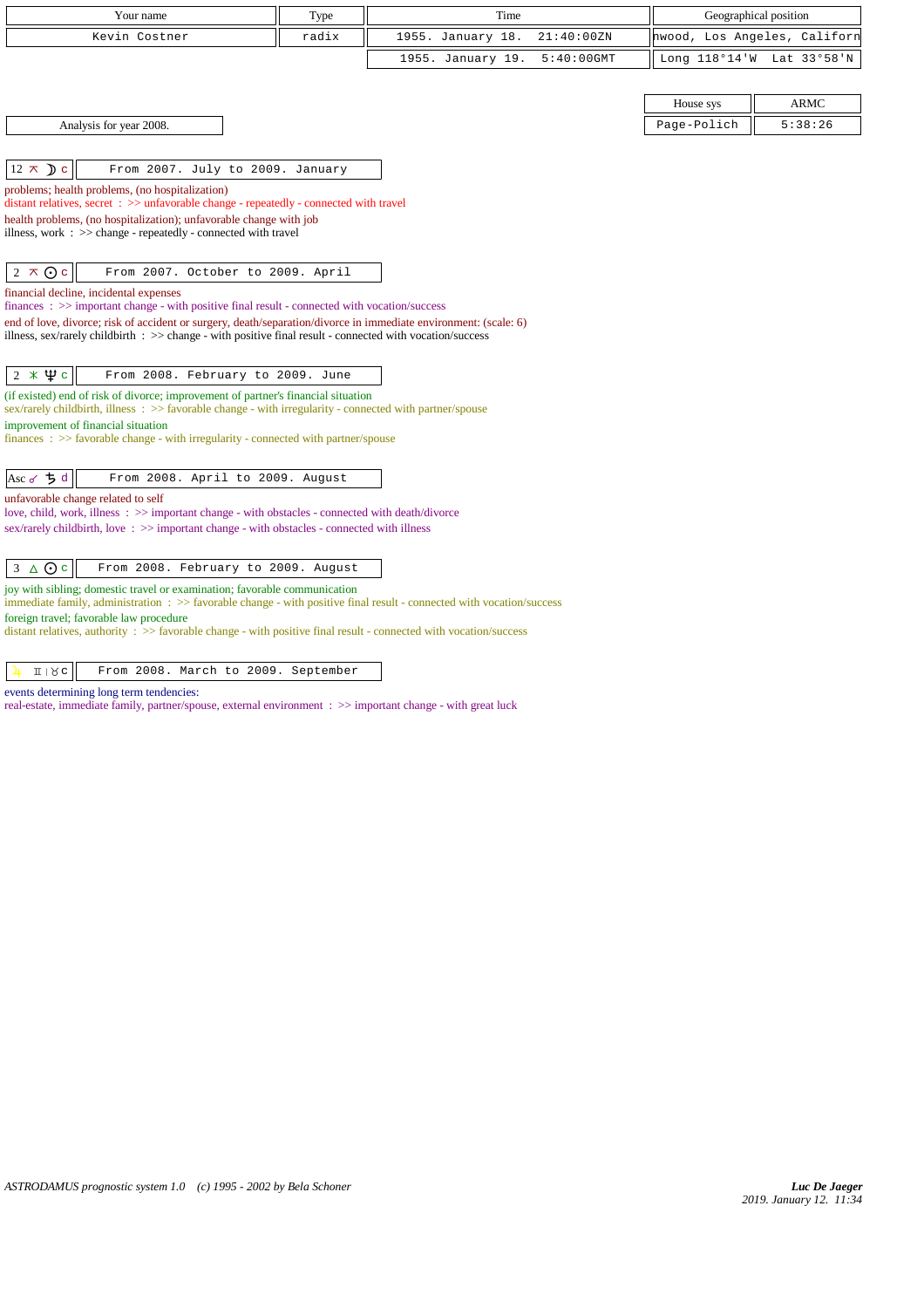| Your name | Type | Time | Geographical position |
|---|---|---|---|
| Kevin Costner | radix | 1955. January 18. 21:40:00ZN | nwood, Los Angeles, Californ |
| | | 1955. January 19. 5:40:00GMT | Long 118°14'W Lat 33°58'N |

| House sys | ARMC |
|---|---|
| Page-Polich | 5:38:26 |

Analysis for year 2008.

**12 ⊼ ☽ c** — From 2007. July to 2009. January

problems; health problems, (no hospitalization)
distant relatives, secret : >> unfavorable change - repeatedly - connected with travel
health problems, (no hospitalization); unfavorable change with job
illness, work : >> change - repeatedly - connected with travel

**2 ⊼ ☉ c** — From 2007. October to 2009. April

financial decline, incidental expenses
finances : >> important change - with positive final result - connected with vocation/success
end of love, divorce; risk of accident or surgery, death/separation/divorce in immediate environment: (scale: 6)
illness, sex/rarely childbirth : >> change - with positive final result - connected with vocation/success

**2 ⚹ ♆ c** — From 2008. February to 2009. June

(if existed) end of risk of divorce; improvement of partner's financial situation
sex/rarely childbirth, illness : >> favorable change - with irregularity - connected with partner/spouse
improvement of financial situation
finances : >> favorable change - with irregularity - connected with partner/spouse

**Asc ☌ ♄ d** — From 2008. April to 2009. August

unfavorable change related to self
love, child, work, illness : >> important change - with obstacles - connected with death/divorce
sex/rarely childbirth, love : >> important change - with obstacles - connected with illness

**3 △ ☉ c** — From 2008. February to 2009. August

joy with sibling; domestic travel or examination; favorable communication
immediate family, administration : >> favorable change - with positive final result - connected with vocation/success
foreign travel; favorable law procedure
distant relatives, authority : >> favorable change - with positive final result - connected with vocation/success

**♃ ♊ | ♉ c** — From 2008. March to 2009. September

events determining long term tendencies:
real-estate, immediate family, partner/spouse, external environment : >> important change - with great luck

ASTRODAMUS prognostic system 1.0 (c) 1995 - 2002 by Bela Schoner

*Luc De Jaeger*
*2019. January 12. 11:34*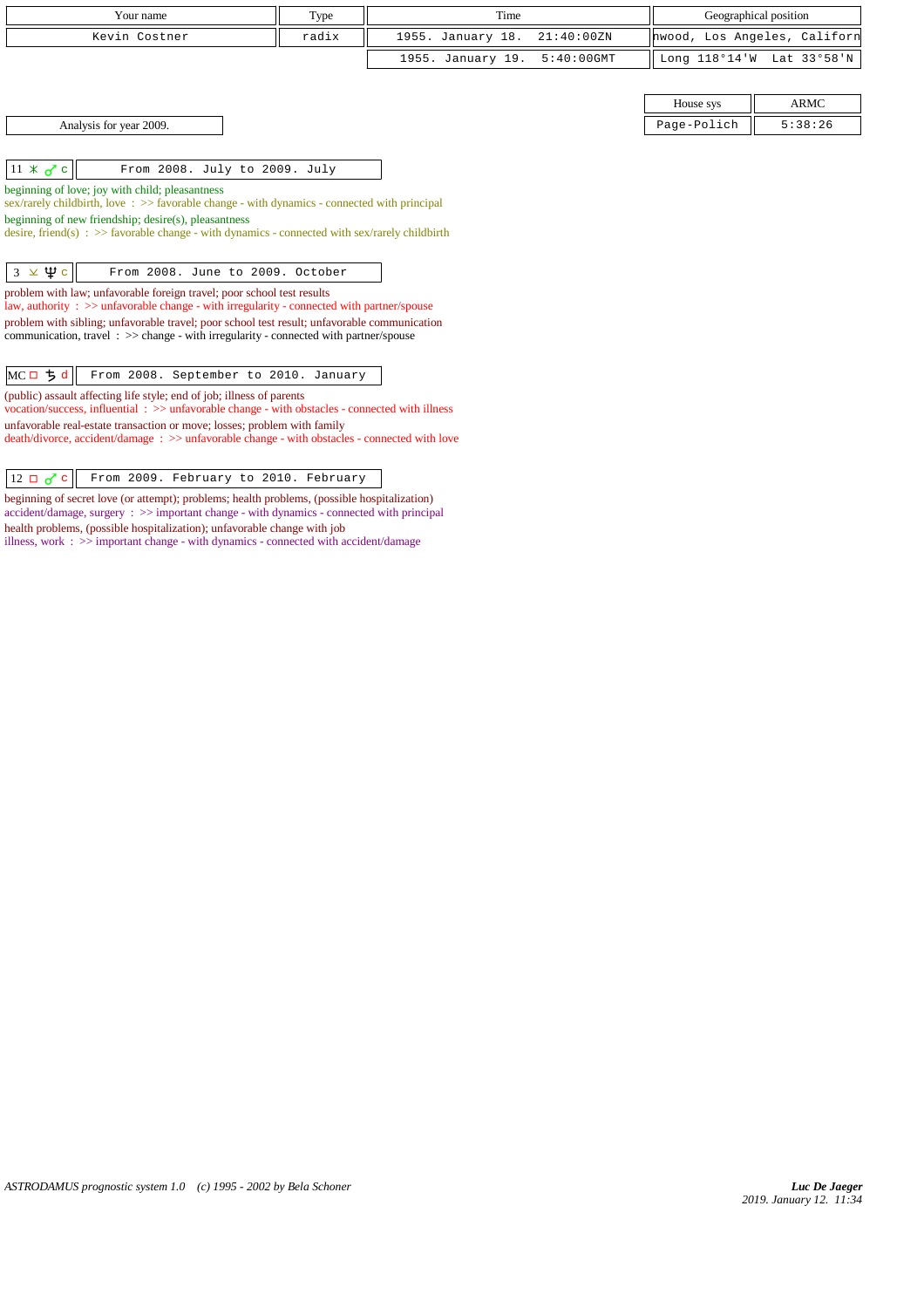| Your name | Type | Time | Geographical position |
|---|---|---|---|
| Kevin Costner | radix | 1955. January 18. 21:40:00ZN | nwood, Los Angeles, Californ |
| | | 1955. January 19. 5:40:00GMT | Long 118°14'W Lat 33°58'N |

| House sys | ARMC |
|---|---|
| Page-Polich | 5:38:26 |

Analysis for year 2009.

| 11 ⚹ ♂ c | From 2008. July to 2009. July |
|---|---|

beginning of love; joy with child; pleasantness
sex/rarely childbirth, love : >> favorable change - with dynamics - connected with principal
beginning of new friendship; desire(s), pleasantness
desire, friend(s) : >> favorable change - with dynamics - connected with sex/rarely childbirth

| 3 ⚻ ♆ c | From 2008. June to 2009. October |
|---|---|

problem with law; unfavorable foreign travel; poor school test results
law, authority : >> unfavorable change - with irregularity - connected with partner/spouse
problem with sibling; unfavorable travel; poor school test result; unfavorable communication
communication, travel : >> change - with irregularity - connected with partner/spouse

| MC □ ♄ d | From 2008. September to 2010. January |
|---|---|

(public) assault affecting life style; end of job; illness of parents
vocation/success, influential : >> unfavorable change - with obstacles - connected with illness
unfavorable real-estate transaction or move; losses; problem with family
death/divorce, accident/damage : >> unfavorable change - with obstacles - connected with love

| 12 □ ♂ c | From 2009. February to 2010. February |
|---|---|

beginning of secret love (or attempt); problems; health problems, (possible hospitalization)
accident/damage, surgery : >> important change - with dynamics - connected with principal
health problems, (possible hospitalization); unfavorable change with job
illness, work : >> important change - with dynamics - connected with accident/damage

ASTRODAMUS prognostic system 1.0 (c) 1995 - 2002 by Bela Schoner

*Luc De Jaeger*
*2019. January 12. 11:34*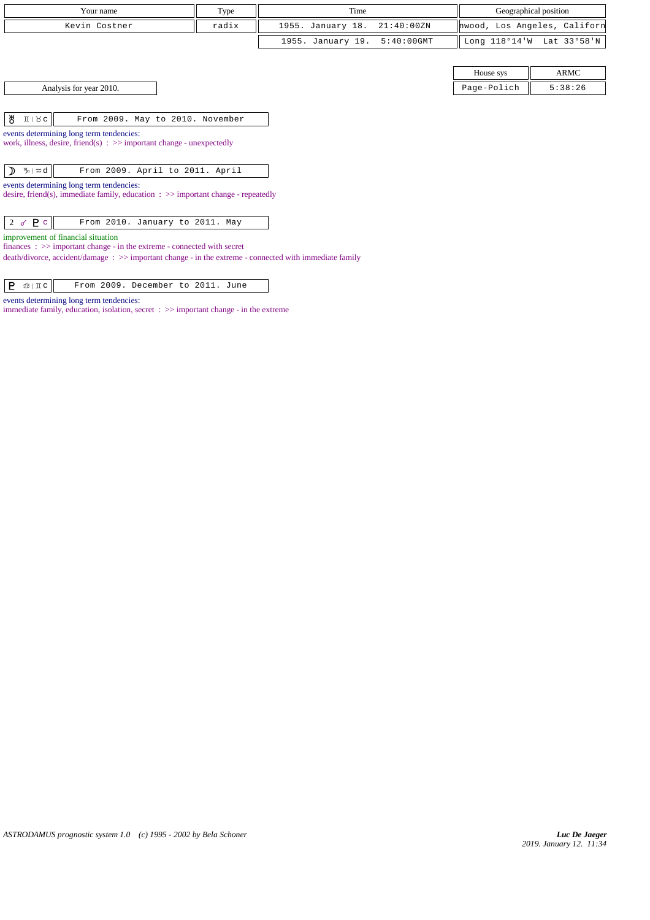| Your name | Type | Time | Geographical position |
| --- | --- | --- | --- |
| Kevin Costner | radix | 1955. January 18. 21:40:00ZN | nwood, Los Angeles, Californ |
| | | 1955. January 19. 5:40:00GMT | Long 118°14'W Lat 33°58'N |

| House sys | ARMC |
| --- | --- |
| Page-Polich | 5:38:26 |

Analysis for year 2010.

| ♅ ♊ \| ♉ c | From 2009. May to 2010. November |
| --- | --- |

events determining long term tendencies:
work, illness, desire, friend(s) : >> important change - unexpectedly

| ☽ ♑ \| ♒ d | From 2009. April to 2011. April |
| --- | --- |

events determining long term tendencies:
desire, friend(s), immediate family, education : >> important change - repeatedly

| 2 ☍ ♇ c | From 2010. January to 2011. May |
| --- | --- |

improvement of financial situation
finances : >> important change - in the extreme - connected with secret
death/divorce, accident/damage : >> important change - in the extreme - connected with immediate family

| ♇ ♋ \| ♊ c | From 2009. December to 2011. June |
| --- | --- |

events determining long term tendencies:
immediate family, education, isolation, secret : >> important change - in the extreme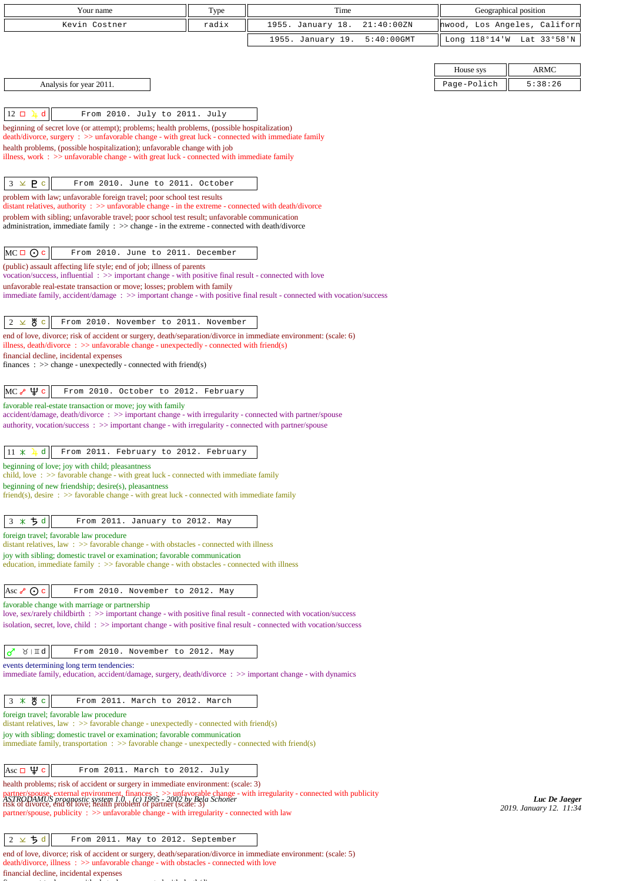| Your name | Type | Time | Geographical position |
|---|---|---|---|
| Kevin Costner | radix | 1955. January 18. 21:40:00ZN | nwood, Los Angeles, Californ |
| | | 1955. January 19. 5:40:00GMT | Long 118°14'W Lat 33°58'N |

| House sys | ARMC |
|---|---|
| Page-Polich | 5:38:26 |

Analysis for year 2011.

**12 □ ♃ d** — From 2010. July to 2011. July

beginning of secret love (or attempt); problems; health problems, (possible hospitalization)
death/divorce, surgery : >> unfavorable change - with great luck - connected with immediate family
health problems, (possible hospitalization); unfavorable change with job
illness, work : >> unfavorable change - with great luck - connected with immediate family

**3 ⊻ ♇ c** — From 2010. June to 2011. October

problem with law; unfavorable foreign travel; poor school test results
distant relatives, authority : >> unfavorable change - in the extreme - connected with death/divorce
problem with sibling; unfavorable travel; poor school test result; unfavorable communication
administration, immediate family : >> change - in the extreme - connected with death/divorce

**MC □ ☉ c** — From 2010. June to 2011. December

(public) assault affecting life style; end of job; illness of parents
vocation/success, influential : >> important change - with positive final result - connected with love
unfavorable real-estate transaction or move; losses; problem with family
immediate family, accident/damage : >> important change - with positive final result - connected with vocation/success

**2 ⊻ ♅ c** — From 2010. November to 2011. November

end of love, divorce; risk of accident or surgery, death/separation/divorce in immediate environment: (scale: 6)
illness, death/divorce : >> unfavorable change - unexpectedly - connected with friend(s)
financial decline, incidental expenses
finances : >> change - unexpectedly - connected with friend(s)

**MC ☍ ♆ c** — From 2010. October to 2012. February

favorable real-estate transaction or move; joy with family
accident/damage, death/divorce : >> important change - with irregularity - connected with partner/spouse
authority, vocation/success : >> important change - with irregularity - connected with partner/spouse

**11 ⚹ ♃ d** — From 2011. February to 2012. February

beginning of love; joy with child; pleasantness
child, love : >> favorable change - with great luck - connected with immediate family
beginning of new friendship; desire(s), pleasantness
friend(s), desire : >> favorable change - with great luck - connected with immediate family

**3 ⚹ ♄ d** — From 2011. January to 2012. May

foreign travel; favorable law procedure
distant relatives, law : >> favorable change - with obstacles - connected with illness
joy with sibling; domestic travel or examination; favorable communication
education, immediate family : >> favorable change - with obstacles - connected with illness

**Asc ☍ ☉ c** — From 2010. November to 2012. May

favorable change with marriage or partnership
love, sex/rarely childbirth : >> important change - with positive final result - connected with vocation/success
isolation, secret, love, child : >> important change - with positive final result - connected with vocation/success

**♂ ♉ | ♊ d** — From 2010. November to 2012. May

events determining long term tendencies:
immediate family, education, accident/damage, surgery, death/divorce : >> important change - with dynamics

**3 ⚹ ♅ c** — From 2011. March to 2012. March

foreign travel; favorable law procedure
distant relatives, law : >> favorable change - unexpectedly - connected with friend(s)
joy with sibling; domestic travel or examination; favorable communication
immediate family, transportation : >> favorable change - unexpectedly - connected with friend(s)

**Asc □ ♆ c** — From 2011. March to 2012. July

health problems; risk of accident or surgery in immediate environment: (scale: 3)
partner/spouse, external environment, finances : >> unfavorable change - with irregularity - connected with publicity
risk of divorce, end of love; health problem of partner (scale: 3)
partner/spouse, publicity : >> unfavorable change - with irregularity - connected with law

**2 ⊻ ♄ d** — From 2011. May to 2012. September

end of love, divorce; risk of accident or surgery, death/separation/divorce in immediate environment: (scale: 5)
death/divorce, illness : >> unfavorable change - with obstacles - connected with love
financial decline, incidental expenses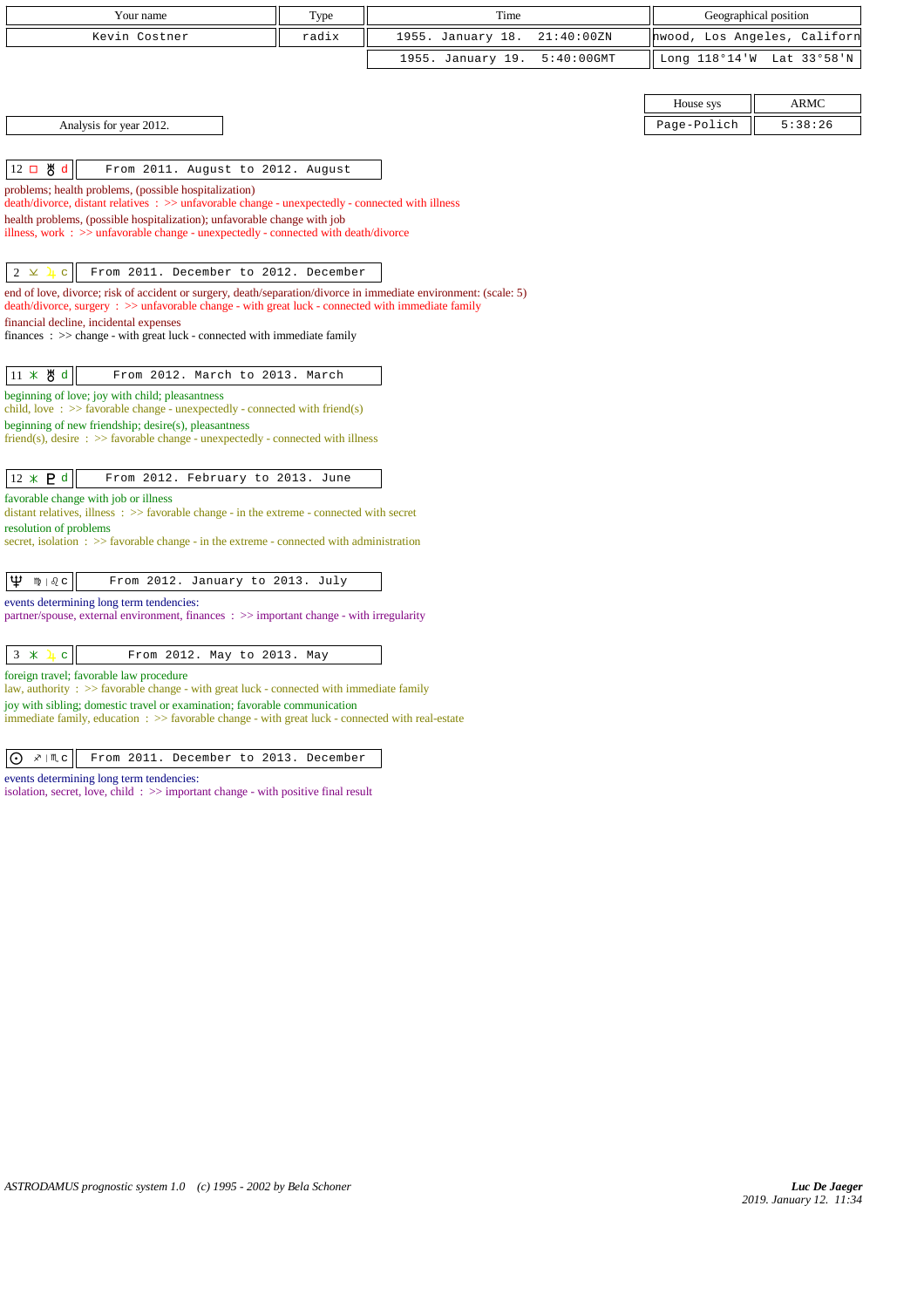| Your name | Type | Time | Geographical position |
|---|---|---|---|
| Kevin Costner | radix | 1955. January 18. 21:40:00ZN | nwood, Los Angeles, Californ |
| | | 1955. January 19. 5:40:00GMT | Long 118°14'W Lat 33°58'N |

| House sys | ARMC |
|---|---|
| Page-Polich | 5:38:26 |

Analysis for year 2012.

**12 □ ♅ d** — From 2011. August to 2012. August

problems; health problems, (possible hospitalization)
death/divorce, distant relatives : >> unfavorable change - unexpectedly - connected with illness
health problems, (possible hospitalization); unfavorable change with job
illness, work : >> unfavorable change - unexpectedly - connected with death/divorce

**2 ⊻ ♃ c** — From 2011. December to 2012. December

end of love, divorce; risk of accident or surgery, death/separation/divorce in immediate environment: (scale: 5)
death/divorce, surgery : >> unfavorable change - with great luck - connected with immediate family
financial decline, incidental expenses
finances : >> change - with great luck - connected with immediate family

**11 ⚹ ♅ d** — From 2012. March to 2013. March

beginning of love; joy with child; pleasantness
child, love : >> favorable change - unexpectedly - connected with friend(s)
beginning of new friendship; desire(s), pleasantness
friend(s), desire : >> favorable change - unexpectedly - connected with illness

**12 ⚹ ♇ d** — From 2012. February to 2013. June

favorable change with job or illness
distant relatives, illness : >> favorable change - in the extreme - connected with secret
resolution of problems
secret, isolation : >> favorable change - in the extreme - connected with administration

**♆ ♍ | ♌ c** — From 2012. January to 2013. July

events determining long term tendencies:
partner/spouse, external environment, finances : >> important change - with irregularity

**3 ⚹ ♃ c** — From 2012. May to 2013. May

foreign travel; favorable law procedure
law, authority : >> favorable change - with great luck - connected with immediate family
joy with sibling; domestic travel or examination; favorable communication
immediate family, education : >> favorable change - with great luck - connected with real-estate

**☉ ♐ | ♏ c** — From 2011. December to 2013. December

events determining long term tendencies:
isolation, secret, love, child : >> important change - with positive final result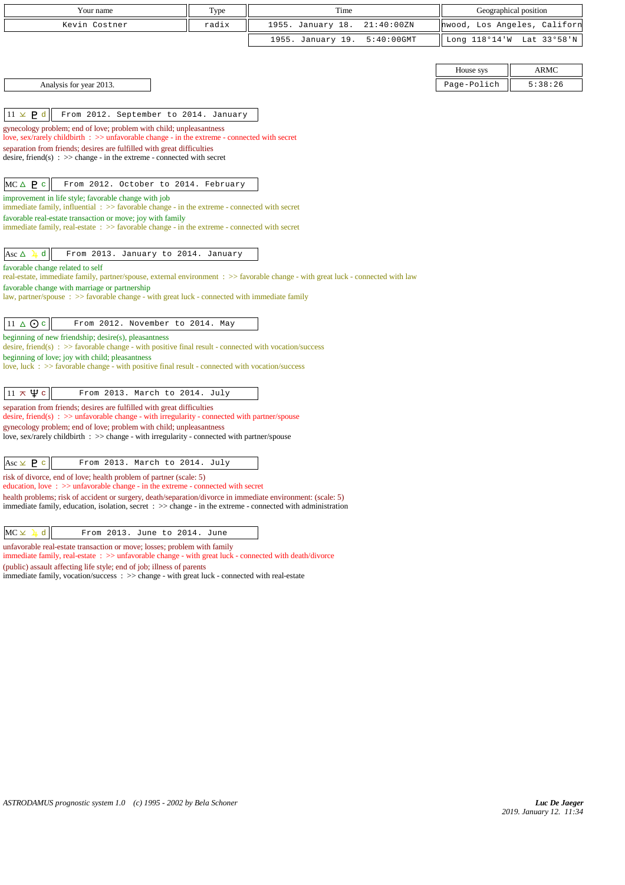| Your name | Type | Time | Geographical position |
|---|---|---|---|
| Kevin Costner | radix | 1955. January 18. 21:40:00ZN | nwood, Los Angeles, Californ |
| | | 1955. January 19. 5:40:00GMT | Long 118°14'W Lat 33°58'N |

| House sys | ARMC |
|---|---|
| Page-Polich | 5:38:26 |

Analysis for year 2013.

**11 ⚻ ♇ d** — From 2012. September to 2014. January

gynecology problem; end of love; problem with child; unpleasantness
love, sex/rarely childbirth : >> unfavorable change - in the extreme - connected with secret
separation from friends; desires are fulfilled with great difficulties
desire, friend(s) : >> change - in the extreme - connected with secret

**MC △ ♇ c** — From 2012. October to 2014. February

improvement in life style; favorable change with job
immediate family, influential : >> favorable change - in the extreme - connected with secret
favorable real-estate transaction or move; joy with family
immediate family, real-estate : >> favorable change - in the extreme - connected with secret

**Asc △ ♃ d** — From 2013. January to 2014. January

favorable change related to self
real-estate, immediate family, partner/spouse, external environment : >> favorable change - with great luck - connected with law
favorable change with marriage or partnership
law, partner/spouse : >> favorable change - with great luck - connected with immediate family

**11 △ ☉ c** — From 2012. November to 2014. May

beginning of new friendship; desire(s), pleasantness
desire, friend(s) : >> favorable change - with positive final result - connected with vocation/success
beginning of love; joy with child; pleasantness
love, luck : >> favorable change - with positive final result - connected with vocation/success

**11 ⚻ ♆ c** — From 2013. March to 2014. July

separation from friends; desires are fulfilled with great difficulties
desire, friend(s) : >> unfavorable change - with irregularity - connected with partner/spouse
gynecology problem; end of love; problem with child; unpleasantness
love, sex/rarely childbirth : >> change - with irregularity - connected with partner/spouse

**Asc ⚻ ♇ c** — From 2013. March to 2014. July

risk of divorce, end of love; health problem of partner (scale: 5)
education, love : >> unfavorable change - in the extreme - connected with secret
health problems; risk of accident or surgery, death/separation/divorce in immediate environment: (scale: 5)
immediate family, education, isolation, secret : >> change - in the extreme - connected with administration

**MC ⚻ ♃ d** — From 2013. June to 2014. June

unfavorable real-estate transaction or move; losses; problem with family
immediate family, real-estate : >> unfavorable change - with great luck - connected with death/divorce
(public) assault affecting life style; end of job; illness of parents
immediate family, vocation/success : >> change - with great luck - connected with real-estate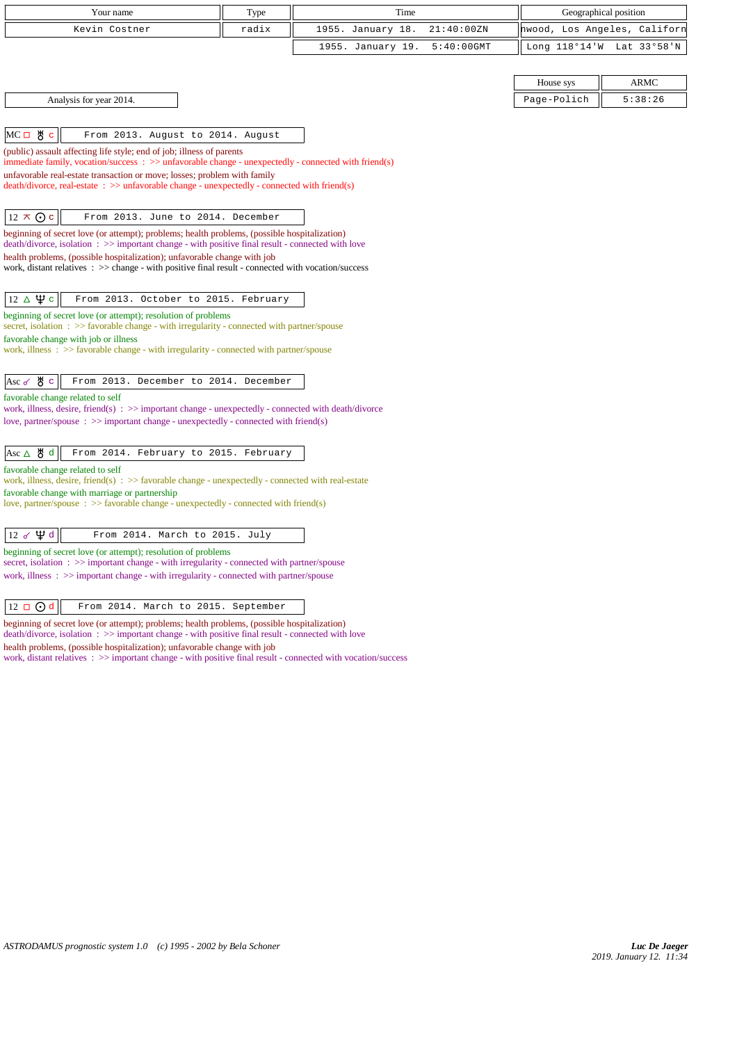| Your name | Type | Time | Geographical position |
|---|---|---|---|
| Kevin Costner | radix | 1955. January 18. 21:40:00ZN | nwood, Los Angeles, Californ |
| | | 1955. January 19. 5:40:00GMT | Long 118°14'W Lat 33°58'N |

| House sys | ARMC |
|---|---|
| Page-Polich | 5:38:26 |

Analysis for year 2014.

**MC □ ♅ c** — From 2013. August to 2014. August

(public) assault affecting life style; end of job; illness of parents
immediate family, vocation/success : >> unfavorable change - unexpectedly - connected with friend(s)
unfavorable real-estate transaction or move; losses; problem with family
death/divorce, real-estate : >> unfavorable change - unexpectedly - connected with friend(s)

**12 ⊼ ☉ c** — From 2013. June to 2014. December

beginning of secret love (or attempt); problems; health problems, (possible hospitalization)
death/divorce, isolation : >> important change - with positive final result - connected with love
health problems, (possible hospitalization); unfavorable change with job
work, distant relatives : >> change - with positive final result - connected with vocation/success

**12 △ ♆ c** — From 2013. October to 2015. February

beginning of secret love (or attempt); resolution of problems
secret, isolation : >> favorable change - with irregularity - connected with partner/spouse
favorable change with job or illness
work, illness : >> favorable change - with irregularity - connected with partner/spouse

**Asc ☍ ♅ c** — From 2013. December to 2014. December

favorable change related to self
work, illness, desire, friend(s) : >> important change - unexpectedly - connected with death/divorce
love, partner/spouse : >> important change - unexpectedly - connected with friend(s)

**Asc △ ♅ d** — From 2014. February to 2015. February

favorable change related to self
work, illness, desire, friend(s) : >> favorable change - unexpectedly - connected with real-estate
favorable change with marriage or partnership
love, partner/spouse : >> favorable change - unexpectedly - connected with friend(s)

**12 ☍ ♆ d** — From 2014. March to 2015. July

beginning of secret love (or attempt); resolution of problems
secret, isolation : >> important change - with irregularity - connected with partner/spouse
work, illness : >> important change - with irregularity - connected with partner/spouse

**12 □ ☉ d** — From 2014. March to 2015. September

beginning of secret love (or attempt); problems; health problems, (possible hospitalization)
death/divorce, isolation : >> important change - with positive final result - connected with love
health problems, (possible hospitalization); unfavorable change with job
work, distant relatives : >> important change - with positive final result - connected with vocation/success

*ASTRODAMUS prognostic system 1.0 (c) 1995 - 2002 by Bela Schoner*

***Luc De Jaeger***
*2019. January 12. 11:34*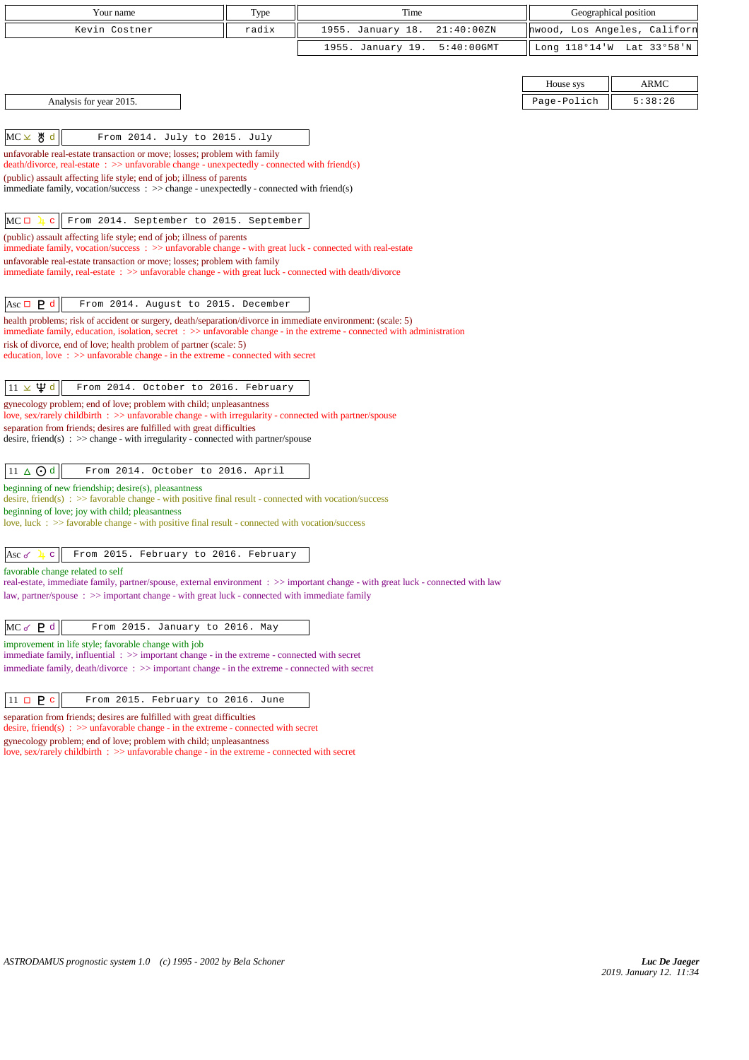| Your name | Type | Time | Geographical position |
|---|---|---|---|
| Kevin Costner | radix | 1955. January 18. 21:40:00ZN | nwood, Los Angeles, Californ |
| | | 1955. January 19. 5:40:00GMT | Long 118°14'W Lat 33°58'N |

| House sys | ARMC |
|---|---|
| Page-Polich | 5:38:26 |

Analysis for year 2015.

**MC ⚺ ♅ d** — From 2014. July to 2015. July

unfavorable real-estate transaction or move; losses; problem with family
death/divorce, real-estate : >> unfavorable change - unexpectedly - connected with friend(s)
(public) assault affecting life style; end of job; illness of parents
immediate family, vocation/success : >> change - unexpectedly - connected with friend(s)

**MC □ ♃ c** — From 2014. September to 2015. September

(public) assault affecting life style; end of job; illness of parents
immediate family, vocation/success : >> unfavorable change - with great luck - connected with real-estate
unfavorable real-estate transaction or move; losses; problem with family
immediate family, real-estate : >> unfavorable change - with great luck - connected with death/divorce

**Asc □ ♇ d** — From 2014. August to 2015. December

health problems; risk of accident or surgery, death/separation/divorce in immediate environment: (scale: 5)
immediate family, education, isolation, secret : >> unfavorable change - in the extreme - connected with administration
risk of divorce, end of love; health problem of partner (scale: 5)
education, love : >> unfavorable change - in the extreme - connected with secret

**11 ⚺ ♆ d** — From 2014. October to 2016. February

gynecology problem; end of love; problem with child; unpleasantness
love, sex/rarely childbirth : >> unfavorable change - with irregularity - connected with partner/spouse
separation from friends; desires are fulfilled with great difficulties
desire, friend(s) : >> change - with irregularity - connected with partner/spouse

**11 △ ☉ d** — From 2014. October to 2016. April

beginning of new friendship; desire(s), pleasantness
desire, friend(s) : >> favorable change - with positive final result - connected with vocation/success
beginning of love; joy with child; pleasantness
love, luck : >> favorable change - with positive final result - connected with vocation/success

**Asc ☌ ♃ c** — From 2015. February to 2016. February

favorable change related to self
real-estate, immediate family, partner/spouse, external environment : >> important change - with great luck - connected with law
law, partner/spouse : >> important change - with great luck - connected with immediate family

**MC ☌ ♇ d** — From 2015. January to 2016. May

improvement in life style; favorable change with job
immediate family, influential : >> important change - in the extreme - connected with secret
immediate family, death/divorce : >> important change - in the extreme - connected with secret

**11 □ ♇ c** — From 2015. February to 2016. June

separation from friends; desires are fulfilled with great difficulties
desire, friend(s) : >> unfavorable change - in the extreme - connected with secret
gynecology problem; end of love; problem with child; unpleasantness
love, sex/rarely childbirth : >> unfavorable change - in the extreme - connected with secret

*ASTRODAMUS prognostic system 1.0 (c) 1995 - 2002 by Bela Schoner*

***Luc De Jaeger***
*2019. January 12. 11:34*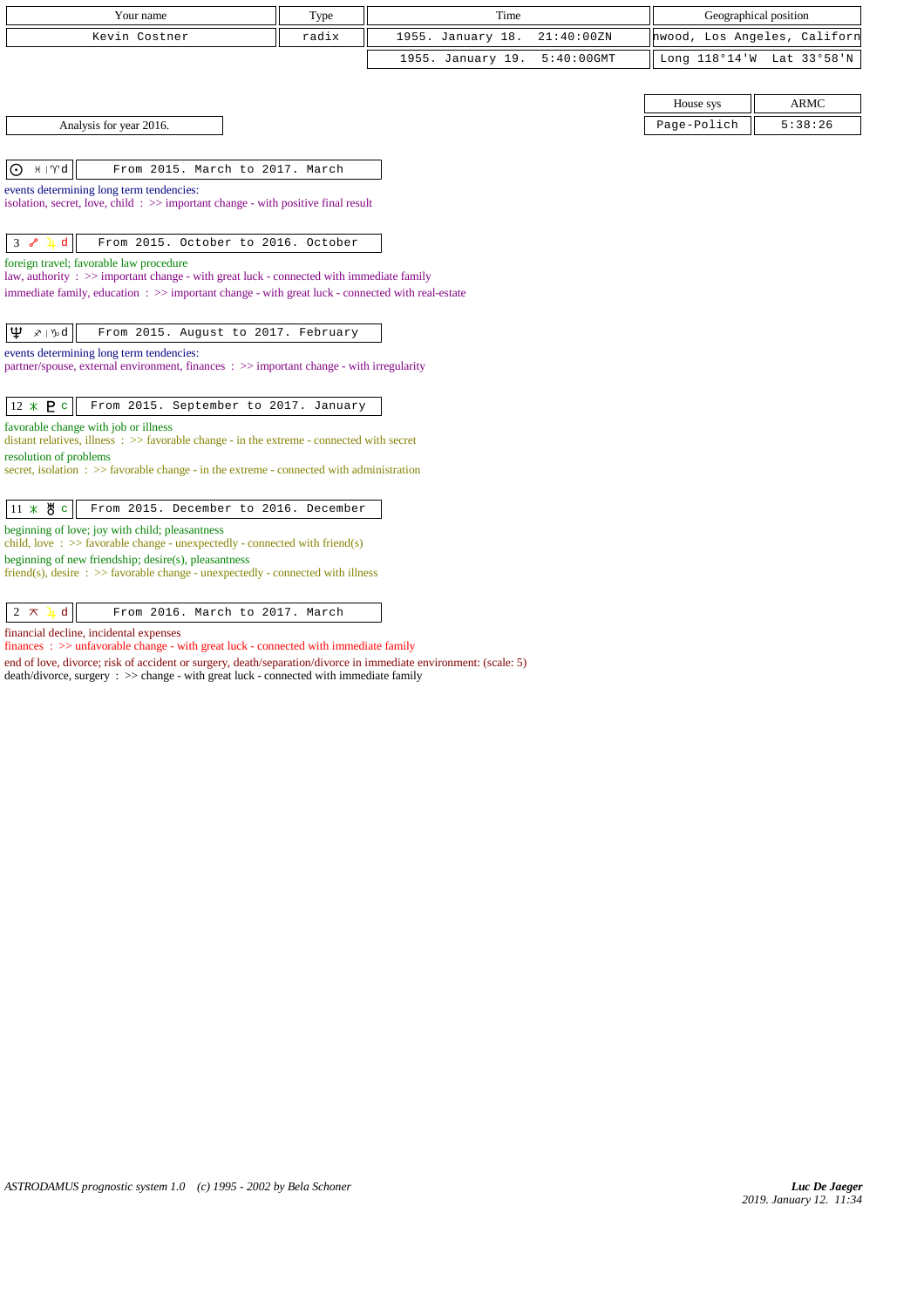| Your name | Type | Time | Geographical position |
|---|---|---|---|
| Kevin Costner | radix | 1955. January 18. 21:40:00ZN | nwood, Los Angeles, Californ |
| | | 1955. January 19. 5:40:00GMT | Long 118°14'W Lat 33°58'N |

| House sys | ARMC |
|---|---|
| Page-Polich | 5:38:26 |

Analysis for year 2016.

**☉ ♓ | ♈ d** — From 2015. March to 2017. March

events determining long term tendencies:
isolation, secret, love, child : >> important change - with positive final result

**3 ☍ ♃ d** — From 2015. October to 2016. October

foreign travel; favorable law procedure
law, authority : >> important change - with great luck - connected with immediate family
immediate family, education : >> important change - with great luck - connected with real-estate

**♆ ♐ | ♑ d** — From 2015. August to 2017. February

events determining long term tendencies:
partner/spouse, external environment, finances : >> important change - with irregularity

**12 ⚹ ♇ c** — From 2015. September to 2017. January

favorable change with job or illness
distant relatives, illness : >> favorable change - in the extreme - connected with secret
resolution of problems
secret, isolation : >> favorable change - in the extreme - connected with administration

**11 ⚹ ♅ c** — From 2015. December to 2016. December

beginning of love; joy with child; pleasantness
child, love : >> favorable change - unexpectedly - connected with friend(s)
beginning of new friendship; desire(s), pleasantness
friend(s), desire : >> favorable change - unexpectedly - connected with illness

**2 ⚻ ♃ d** — From 2016. March to 2017. March

financial decline, incidental expenses
finances : >> unfavorable change - with great luck - connected with immediate family
end of love, divorce; risk of accident or surgery, death/separation/divorce in immediate environment: (scale: 5)
death/divorce, surgery : >> change - with great luck - connected with immediate family

*ASTRODAMUS prognostic system 1.0 (c) 1995 - 2002 by Bela Schoner*

*Luc De Jaeger*
*2019. January 12. 11:34*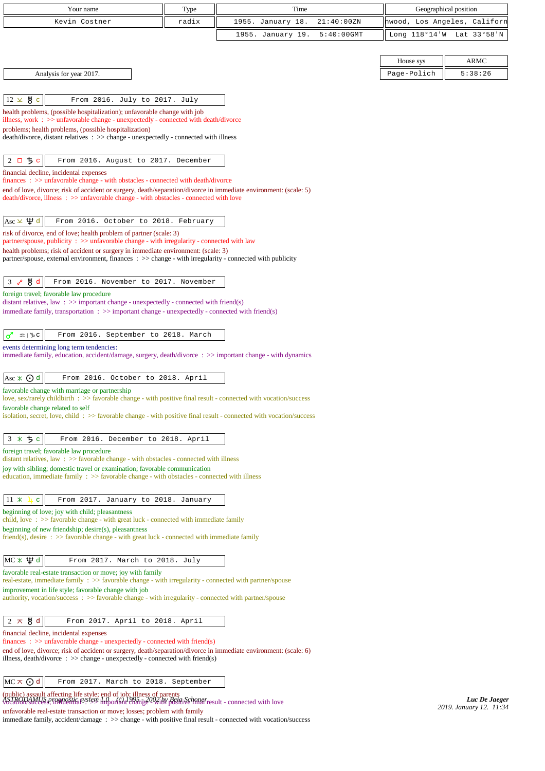| Your name | Type | Time | Geographical position |
|---|---|---|---|
| Kevin Costner | radix | 1955. January 18. 21:40:00ZN | nwood, Los Angeles, Californ |
| | | 1955. January 19. 5:40:00GMT | Long 118°14'W Lat 33°58'N |

| House sys | ARMC |
|---|---|
| Page-Polich | 5:38:26 |

Analysis for year 2017.

**12 ⚺ ♅ c** — From 2016. July to 2017. July

health problems, (possible hospitalization); unfavorable change with job
illness, work : >> unfavorable change - unexpectedly - connected with death/divorce
problems; health problems, (possible hospitalization)
death/divorce, distant relatives : >> change - unexpectedly - connected with illness

**2 □ ♄ c** — From 2016. August to 2017. December

financial decline, incidental expenses
finances : >> unfavorable change - with obstacles - connected with death/divorce
end of love, divorce; risk of accident or surgery, death/separation/divorce in immediate environment: (scale: 5)
death/divorce, illness : >> unfavorable change - with obstacles - connected with love

**Asc ⚺ ♆ d** — From 2016. October to 2018. February

risk of divorce, end of love; health problem of partner (scale: 3)
partner/spouse, publicity : >> unfavorable change - with irregularity - connected with law
health problems; risk of accident or surgery in immediate environment: (scale: 3)
partner/spouse, external environment, finances : >> change - with irregularity - connected with publicity

**3 ☍ ♅ d** — From 2016. November to 2017. November

foreign travel; favorable law procedure
distant relatives, law : >> important change - unexpectedly - connected with friend(s)
immediate family, transportation : >> important change - unexpectedly - connected with friend(s)

**♂ ♒ | ♑ c** — From 2016. September to 2018. March

events determining long term tendencies:
immediate family, education, accident/damage, surgery, death/divorce : >> important change - with dynamics

**Asc ⚹ ☉ d** — From 2016. October to 2018. April

favorable change with marriage or partnership
love, sex/rarely childbirth : >> favorable change - with positive final result - connected with vocation/success
favorable change related to self
isolation, secret, love, child : >> favorable change - with positive final result - connected with vocation/success

**3 ⚹ ♄ c** — From 2016. December to 2018. April

foreign travel; favorable law procedure
distant relatives, law : >> favorable change - with obstacles - connected with illness
joy with sibling; domestic travel or examination; favorable communication
education, immediate family : >> favorable change - with obstacles - connected with illness

**11 ⚹ ♃ c** — From 2017. January to 2018. January

beginning of love; joy with child; pleasantness
child, love : >> favorable change - with great luck - connected with immediate family
beginning of new friendship; desire(s), pleasantness
friend(s), desire : >> favorable change - with great luck - connected with immediate family

**MC ⚹ ♆ d** — From 2017. March to 2018. July

favorable real-estate transaction or move; joy with family
real-estate, immediate family : >> favorable change - with irregularity - connected with partner/spouse
improvement in life style; favorable change with job
authority, vocation/success : >> favorable change - with irregularity - connected with partner/spouse

**2 ⚻ ♅ d** — From 2017. April to 2018. April

financial decline, incidental expenses
finances : >> unfavorable change - unexpectedly - connected with friend(s)
end of love, divorce; risk of accident or surgery, death/separation/divorce in immediate environment: (scale: 6)
illness, death/divorce : >> change - unexpectedly - connected with friend(s)

**MC ⚻ ☉ d** — From 2017. March to 2018. September

(public) assault affecting life style; end of job; illness of parents
vocation/success, influential : >> important change - with positive final result - connected with love
unfavorable real-estate transaction or move; losses; problem with family
immediate family, accident/damage : >> change - with positive final result - connected with vocation/success

ASTRODAMUS prognostic system 1.0 (c) 1995 - 2002 by Bela Schoner

*Luc De Jaeger*
*2019. January 12. 11:34*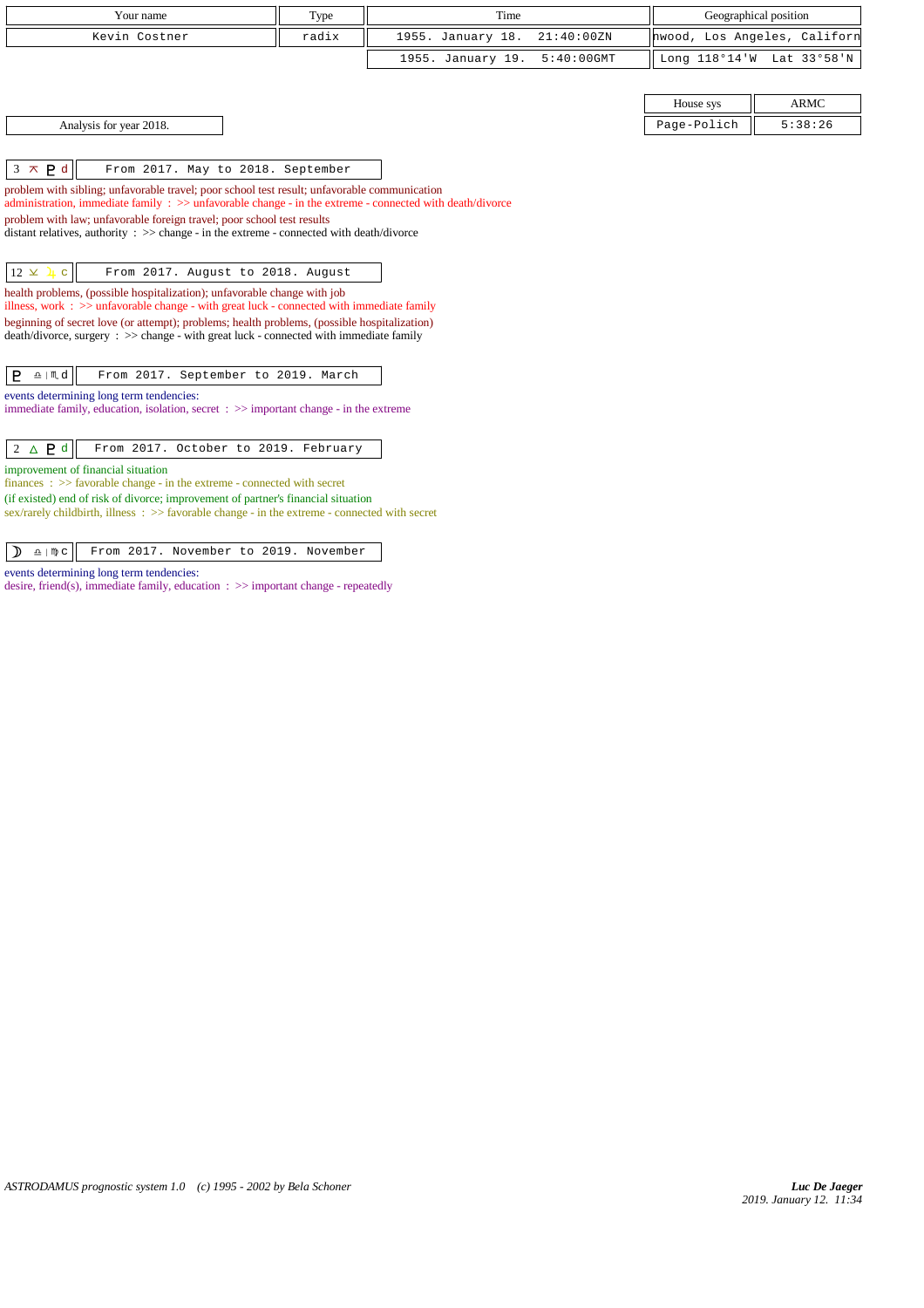| Your name | Type | Time | Geographical position |
|---|---|---|---|
| Kevin Costner | radix | 1955. January 18. 21:40:00ZN | nwood, Los Angeles, Californ |
| | | 1955. January 19. 5:40:00GMT | Long 118°14'W Lat 33°58'N |

| House sys | ARMC |
|---|---|
| Page-Polich | 5:38:26 |

Analysis for year 2018.

**3 ⚻ ♇ d** — From 2017. May to 2018. September

problem with sibling; unfavorable travel; poor school test result; unfavorable communication
administration, immediate family : >> unfavorable change - in the extreme - connected with death/divorce
problem with law; unfavorable foreign travel; poor school test results
distant relatives, authority : >> change - in the extreme - connected with death/divorce

**12 ⚺ ♃ c** — From 2017. August to 2018. August

health problems, (possible hospitalization); unfavorable change with job
illness, work : >> unfavorable change - with great luck - connected with immediate family
beginning of secret love (or attempt); problems; health problems, (possible hospitalization)
death/divorce, surgery : >> change - with great luck - connected with immediate family

**♇ ♎ | ♏ d** — From 2017. September to 2019. March

events determining long term tendencies:
immediate family, education, isolation, secret : >> important change - in the extreme

**2 △ ♇ d** — From 2017. October to 2019. February

improvement of financial situation
finances : >> favorable change - in the extreme - connected with secret
(if existed) end of risk of divorce; improvement of partner's financial situation
sex/rarely childbirth, illness : >> favorable change - in the extreme - connected with secret

**☽ ♎ | ♍ c** — From 2017. November to 2019. November

events determining long term tendencies:
desire, friend(s), immediate family, education : >> important change - repeatedly

ASTRODAMUS prognostic system 1.0 (c) 1995 - 2002 by Bela Schoner

Luc De Jaeger
2019. January 12. 11:34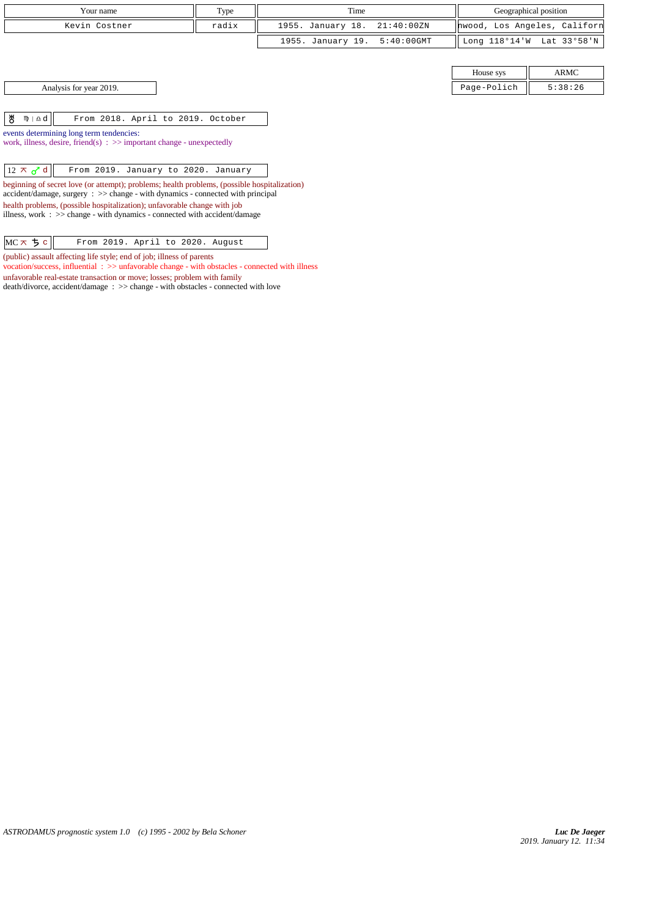| Your name | Type | Time | Geographical position |
|---|---|---|---|
| Kevin Costner | radix | 1955. January 18. 21:40:00ZN | nwood, Los Angeles, Californ |
| | | 1955. January 19. 5:40:00GMT | Long 118°14'W Lat 33°58'N |

| House sys | ARMC |
|---|---|
| Page-Polich | 5:38:26 |

Analysis for year 2019.

| ♅ ♍ \| ♎ d | From 2018. April to 2019. October |
|---|---|

events determining long term tendencies:
work, illness, desire, friend(s) : >> important change - unexpectedly

| 12 ⚻ ♂ d | From 2019. January to 2020. January |
|---|---|

beginning of secret love (or attempt); problems; health problems, (possible hospitalization)
accident/damage, surgery : >> change - with dynamics - connected with principal
health problems, (possible hospitalization); unfavorable change with job
illness, work : >> change - with dynamics - connected with accident/damage

| MC ⚻ ♄ c | From 2019. April to 2020. August |
|---|---|

(public) assault affecting life style; end of job; illness of parents
vocation/success, influential : >> unfavorable change - with obstacles - connected with illness
unfavorable real-estate transaction or move; losses; problem with family
death/divorce, accident/damage : >> change - with obstacles - connected with love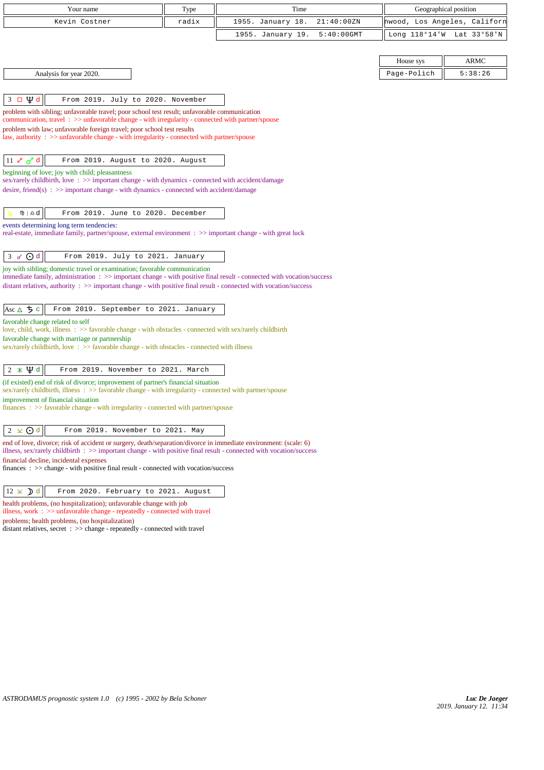| Your name | Type | Time | Geographical position |
|---|---|---|---|
| Kevin Costner | radix | 1955. January 18. 21:40:00ZN | nwood, Los Angeles, Californ |
| | | 1955. January 19. 5:40:00GMT | Long 118°14'W Lat 33°58'N |

| House sys | ARMC |
|---|---|
| Page-Polich | 5:38:26 |

Analysis for year 2020.

**3 □ ♆ d** — From 2019. July to 2020. November

problem with sibling; unfavorable travel; poor school test result; unfavorable communication
communication, travel : >> unfavorable change - with irregularity - connected with partner/spouse
problem with law; unfavorable foreign travel; poor school test results
law, authority : >> unfavorable change - with irregularity - connected with partner/spouse

**11 ☍ ♂ d** — From 2019. August to 2020. August

beginning of love; joy with child; pleasantness
sex/rarely childbirth, love : >> important change - with dynamics - connected with accident/damage
desire, friend(s) : >> important change - with dynamics - connected with accident/damage

**♃ ♍ | ♎ d** — From 2019. June to 2020. December

events determining long term tendencies:
real-estate, immediate family, partner/spouse, external environment : >> important change - with great luck

**3 ☌ ☉ d** — From 2019. July to 2021. January

joy with sibling; domestic travel or examination; favorable communication
immediate family, administration : >> important change - with positive final result - connected with vocation/success
distant relatives, authority : >> important change - with positive final result - connected with vocation/success

**Asc △ ♄ c** — From 2019. September to 2021. January

favorable change related to self
love, child, work, illness : >> favorable change - with obstacles - connected with sex/rarely childbirth
favorable change with marriage or partnership
sex/rarely childbirth, love : >> favorable change - with obstacles - connected with illness

**2 ✶ ♆ d** — From 2019. November to 2021. March

(if existed) end of risk of divorce; improvement of partner's financial situation
sex/rarely childbirth, illness : >> favorable change - with irregularity - connected with partner/spouse
improvement of financial situation
finances : >> favorable change - with irregularity - connected with partner/spouse

**2 ⊻ ☉ d** — From 2019. November to 2021. May

end of love, divorce; risk of accident or surgery, death/separation/divorce in immediate environment: (scale: 6)
illness, sex/rarely childbirth : >> important change - with positive final result - connected with vocation/success
financial decline, incidental expenses
finances : >> change - with positive final result - connected with vocation/success

**12 ⊻ ☽ d** — From 2020. February to 2021. August

health problems, (no hospitalization); unfavorable change with job
illness, work : >> unfavorable change - repeatedly - connected with travel
problems; health problems, (no hospitalization)
distant relatives, secret : >> change - repeatedly - connected with travel

*ASTRODAMUS prognostic system 1.0 (c) 1995 - 2002 by Bela Schoner*

*Luc De Jaeger*
*2019. January 12. 11:34*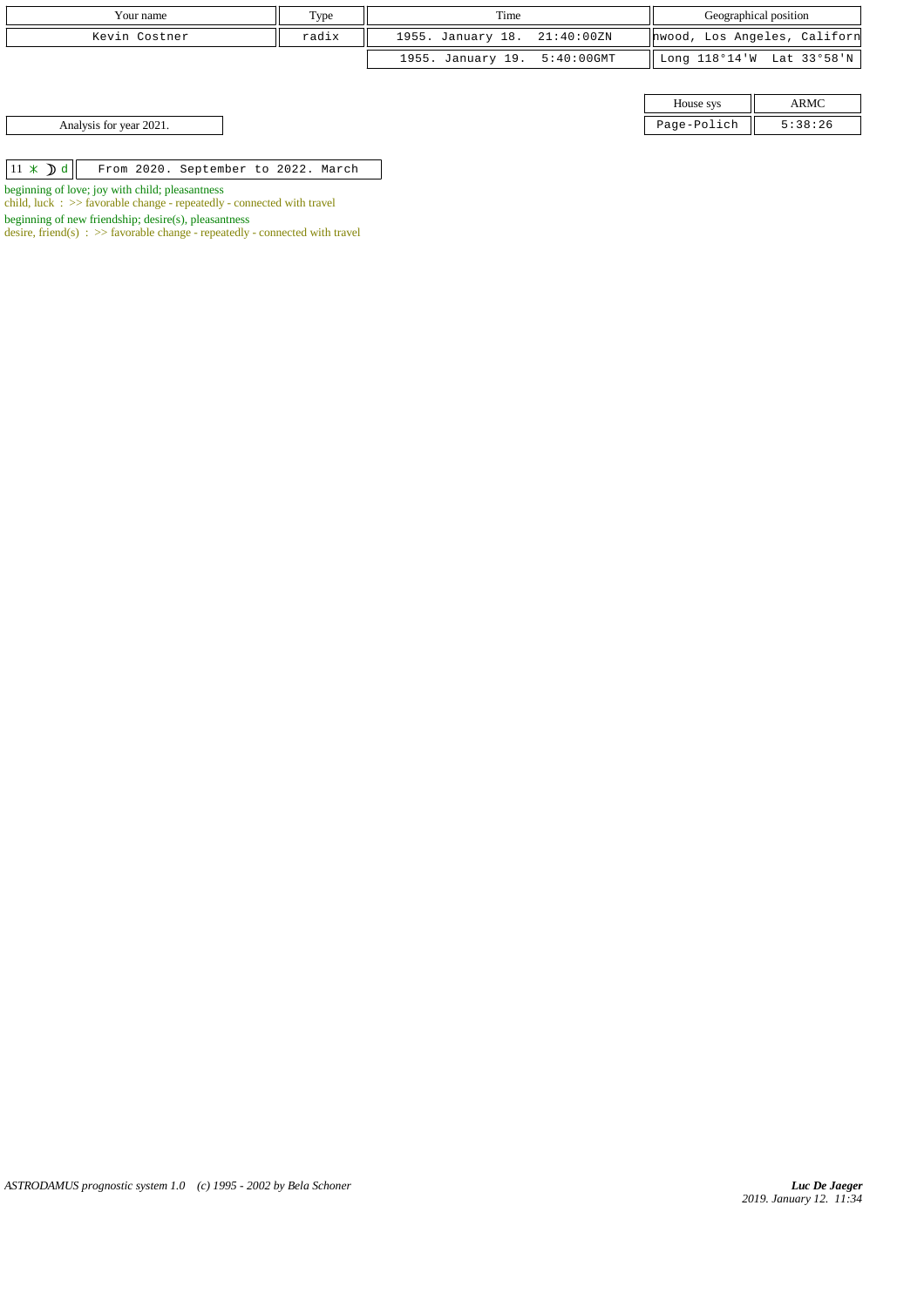| Your name | Type | Time | Geographical position | |
|---|---|---|---|---|
| Kevin Costner | radix | 1955. January 18. 21:40:00ZN | nwood, Los Angeles, Californ | |
| | | 1955. January 19. 5:40:00GMT | Long 118°14'W | Lat 33°58'N |

| House sys | ARMC |
|---|---|
| Page-Polich | 5:38:26 |

Analysis for year 2021.

| 11 ⚹ ☽ d | From 2020. September to 2022. March |
|---|---|

beginning of love; joy with child; pleasantness
child, luck : >> favorable change - repeatedly - connected with travel

beginning of new friendship; desire(s), pleasantness
desire, friend(s) : >> favorable change - repeatedly - connected with travel

*ASTRODAMUS prognostic system 1.0 (c) 1995 - 2002 by Bela Schoner*

***Luc De Jaeger***
*2019. January 12. 11:34*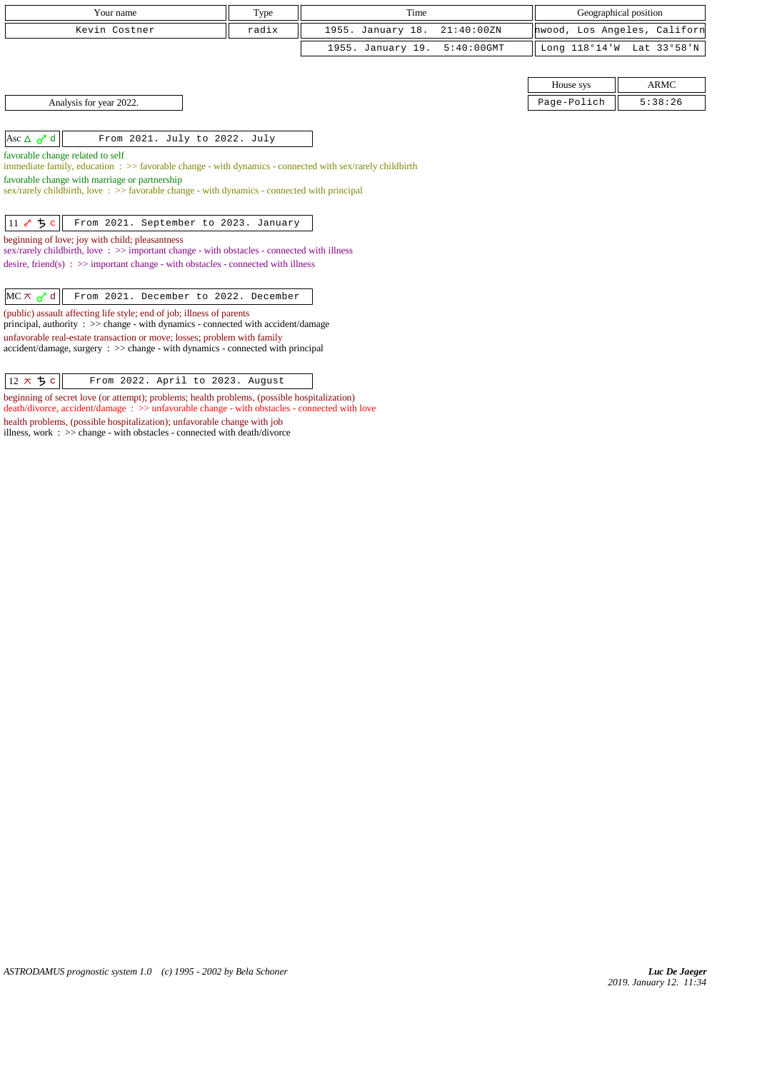| Your name | Type | Time | Geographical position |
|---|---|---|---|
| Kevin Costner | radix | 1955. January 18. 21:40:00ZN | nwood, Los Angeles, Californ |
| | | 1955. January 19. 5:40:00GMT | Long 118°14'W Lat 33°58'N |

| House sys | ARMC |
|---|---|
| Page-Polich | 5:38:26 |

Analysis for year 2022.

| Asc △ ♂ d | From 2021. July to 2022. July |
|---|---|

favorable change related to self
immediate family, education : >> favorable change - with dynamics - connected with sex/rarely childbirth
favorable change with marriage or partnership
sex/rarely childbirth, love : >> favorable change - with dynamics - connected with principal

| 11 ☍ ♄ c | From 2021. September to 2023. January |
|---|---|

beginning of love; joy with child; pleasantness
sex/rarely childbirth, love : >> important change - with obstacles - connected with illness
desire, friend(s) : >> important change - with obstacles - connected with illness

| MC ⚻ ♂ d | From 2021. December to 2022. December |
|---|---|

(public) assault affecting life style; end of job; illness of parents
principal, authority : >> change - with dynamics - connected with accident/damage
unfavorable real-estate transaction or move; losses; problem with family
accident/damage, surgery : >> change - with dynamics - connected with principal

| 12 ⚻ ♄ c | From 2022. April to 2023. August |
|---|---|

beginning of secret love (or attempt); problems; health problems, (possible hospitalization)
death/divorce, accident/damage : >> unfavorable change - with obstacles - connected with love
health problems, (possible hospitalization); unfavorable change with job
illness, work : >> change - with obstacles - connected with death/divorce

*ASTRODAMUS prognostic system 1.0 (c) 1995 - 2002 by Bela Schoner*

***Luc De Jaeger***
*2019. January 12. 11:34*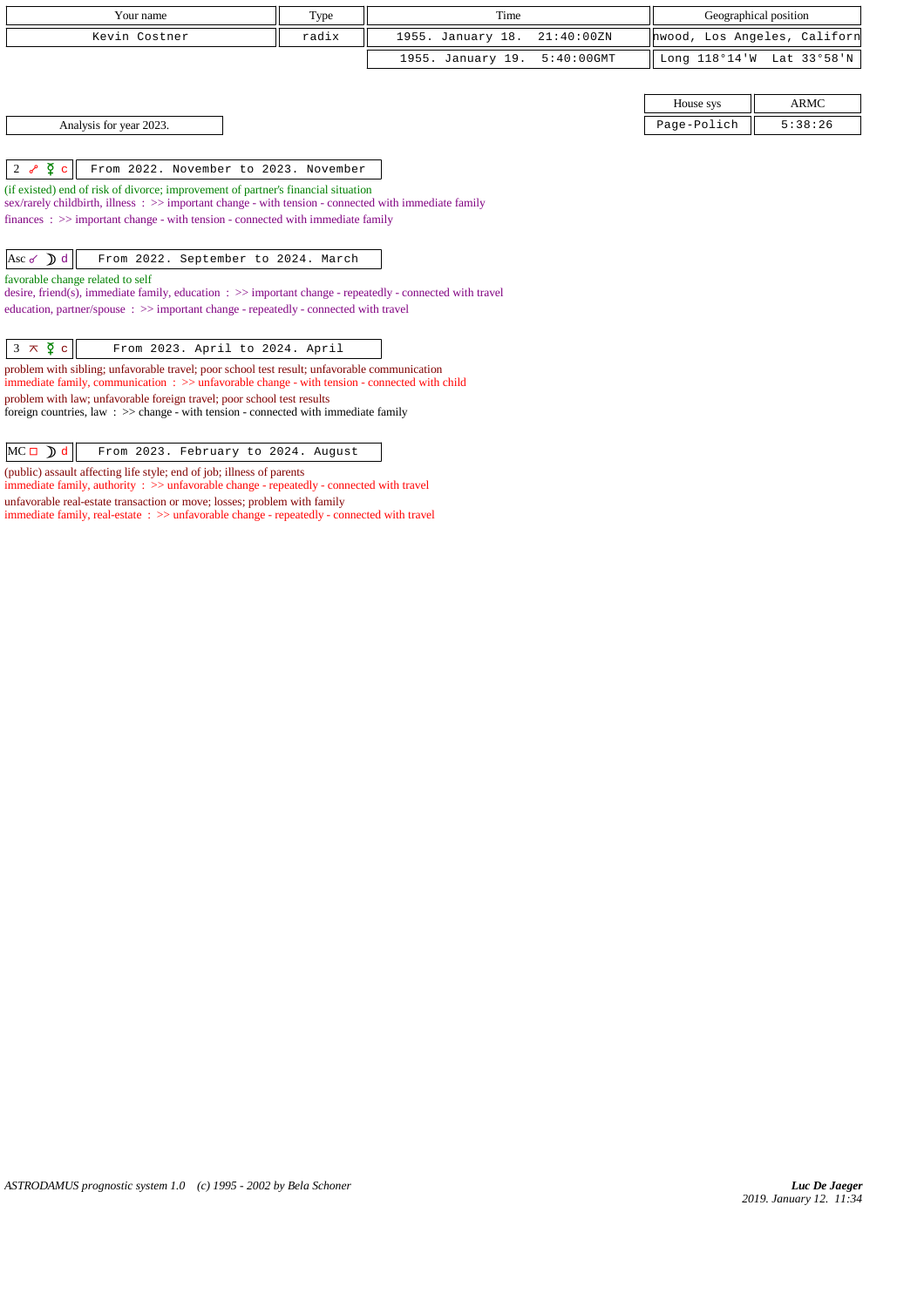| Your name | Type | Time | Geographical position |
|---|---|---|---|
| Kevin Costner | radix | 1955. January 18. 21:40:00ZN | nwood, Los Angeles, Californ |
| | | 1955. January 19. 5:40:00GMT | Long 118°14'W Lat 33°58'N |

| House sys | ARMC |
|---|---|
| Page-Polich | 5:38:26 |

Analysis for year 2023.

**2 ☍ ☿ c** — From 2022. November to 2023. November

(if existed) end of risk of divorce; improvement of partner's financial situation
sex/rarely childbirth, illness : >> important change - with tension - connected with immediate family
finances : >> important change - with tension - connected with immediate family

**Asc ☌ ☽ d** — From 2022. September to 2024. March

favorable change related to self
desire, friend(s), immediate family, education : >> important change - repeatedly - connected with travel
education, partner/spouse : >> important change - repeatedly - connected with travel

**3 ⚻ ☿ c** — From 2023. April to 2024. April

problem with sibling; unfavorable travel; poor school test result; unfavorable communication
immediate family, communication : >> unfavorable change - with tension - connected with child
problem with law; unfavorable foreign travel; poor school test results
foreign countries, law : >> change - with tension - connected with immediate family

**MC □ ☽ d** — From 2023. February to 2024. August

(public) assault affecting life style; end of job; illness of parents
immediate family, authority : >> unfavorable change - repeatedly - connected with travel
unfavorable real-estate transaction or move; losses; problem with family
immediate family, real-estate : >> unfavorable change - repeatedly - connected with travel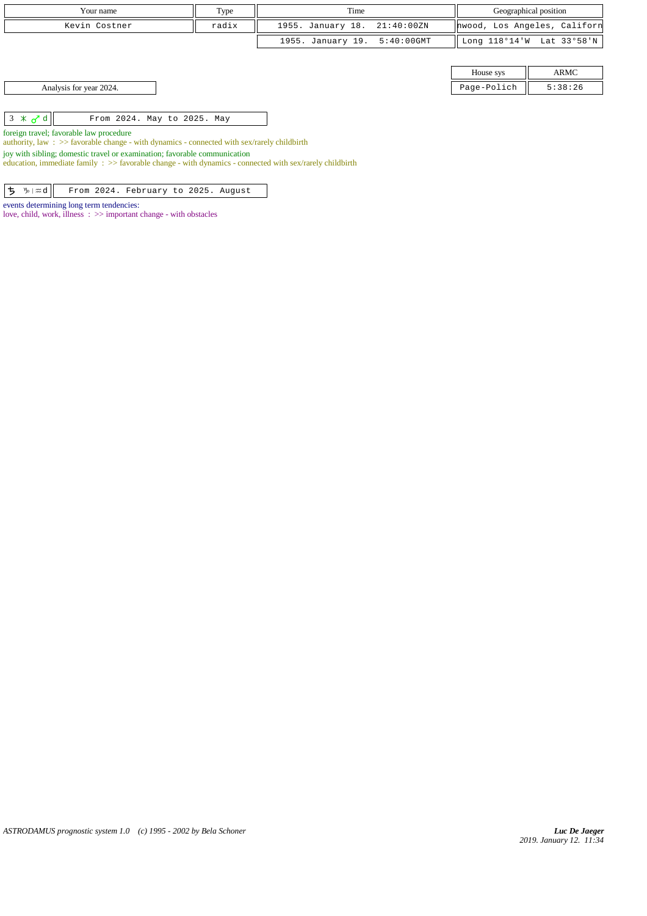| Your name | Type | Time | Geographical position |
|---|---|---|---|
| Kevin Costner | radix | 1955. January 18. 21:40:00ZN | nwood, Los Angeles, Californ |
| | | 1955. January 19. 5:40:00GMT | Long 118°14'W Lat 33°58'N |

| House sys | ARMC |
|---|---|
| Page-Polich | 5:38:26 |

Analysis for year 2024.

| 3 ⚹ ♂ d | From 2024. May to 2025. May |
|---|---|

foreign travel; favorable law procedure
authority, law : >> favorable change - with dynamics - connected with sex/rarely childbirth

joy with sibling; domestic travel or examination; favorable communication
education, immediate family : >> favorable change - with dynamics - connected with sex/rarely childbirth

| ♄ ♑ \| ♒ d | From 2024. February to 2025. August |
|---|---|

events determining long term tendencies:
love, child, work, illness : >> important change - with obstacles

*ASTRODAMUS prognostic system 1.0 (c) 1995 - 2002 by Bela Schoner*

***Luc De Jaeger***
*2019. January 12. 11:34*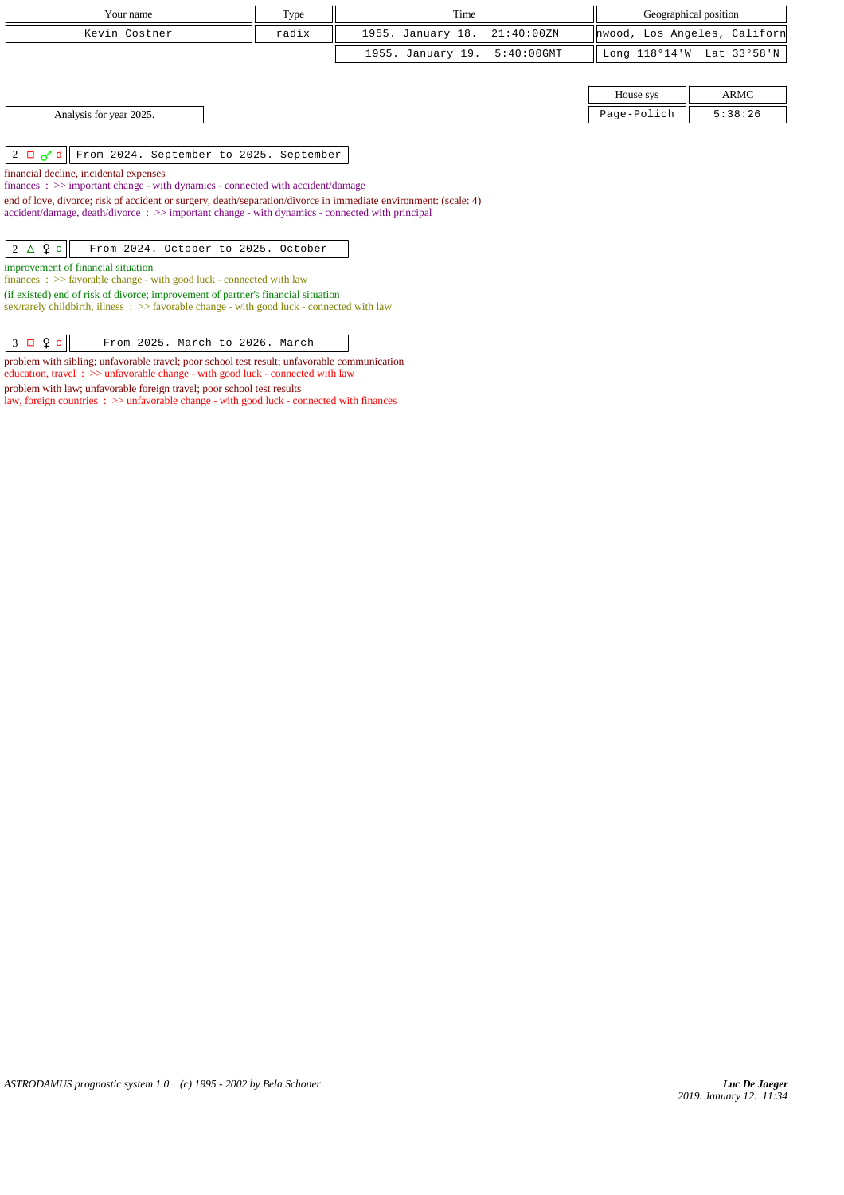| Your name | Type | Time | Geographical position |
|---|---|---|---|
| Kevin Costner | radix | 1955. January 18. 21:40:00ZN | nwood, Los Angeles, Californ |
| | | 1955. January 19. 5:40:00GMT | Long 118°14'W Lat 33°58'N |

| House sys | ARMC |
|---|---|
| Page-Polich | 5:38:26 |

Analysis for year 2025.

| 2 □ ♂ d | From 2024. September to 2025. September |
|---|---|

financial decline, incidental expenses
finances : >> important change - with dynamics - connected with accident/damage

end of love, divorce; risk of accident or surgery, death/separation/divorce in immediate environment: (scale: 4)
accident/damage, death/divorce : >> important change - with dynamics - connected with principal

| 2 △ ♀ c | From 2024. October to 2025. October |
|---|---|

improvement of financial situation
finances : >> favorable change - with good luck - connected with law

(if existed) end of risk of divorce; improvement of partner's financial situation
sex/rarely childbirth, illness : >> favorable change - with good luck - connected with law

| 3 □ ♀ c | From 2025. March to 2026. March |
|---|---|

problem with sibling; unfavorable travel; poor school test result; unfavorable communication
education, travel : >> unfavorable change - with good luck - connected with law

problem with law; unfavorable foreign travel; poor school test results
law, foreign countries : >> unfavorable change - with good luck - connected with finances

*ASTRODAMUS prognostic system 1.0 (c) 1995 - 2002 by Bela Schoner*

***Luc De Jaeger***
*2019. January 12. 11:34*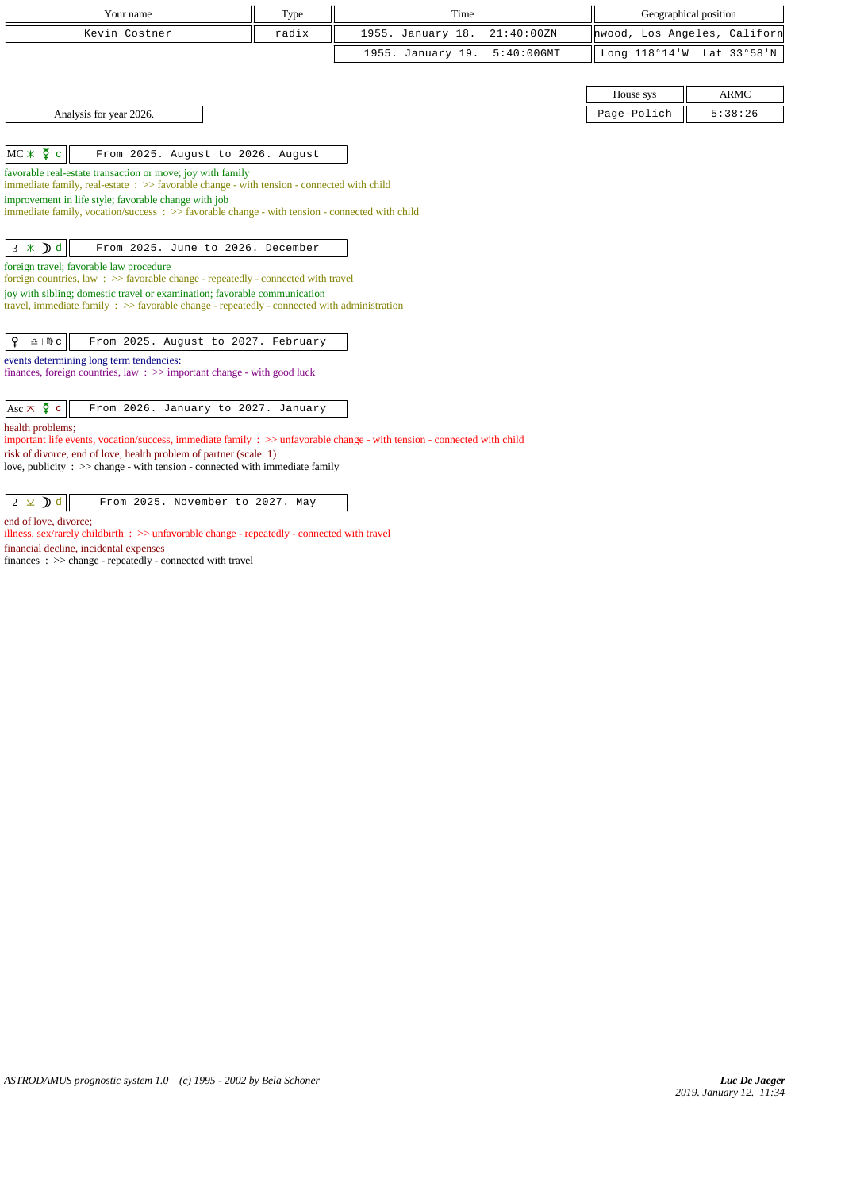| Your name | Type | Time | Geographical position |
|---|---|---|---|
| Kevin Costner | radix | 1955. January 18. 21:40:00ZN | nwood, Los Angeles, Californ |
| | | 1955. January 19. 5:40:00GMT | Long 118°14'W Lat 33°58'N |

| House sys | ARMC |
|---|---|
| Page-Polich | 5:38:26 |

Analysis for year 2026.

| MC ⚹ ☿ c | From 2025. August to 2026. August |
|---|---|

favorable real-estate transaction or move; joy with family
immediate family, real-estate : >> favorable change - with tension - connected with child
improvement in life style; favorable change with job
immediate family, vocation/success : >> favorable change - with tension - connected with child

| 3 ⚹ ☽ d | From 2025. June to 2026. December |
|---|---|

foreign travel; favorable law procedure
foreign countries, law : >> favorable change - repeatedly - connected with travel
joy with sibling; domestic travel or examination; favorable communication
travel, immediate family : >> favorable change - repeatedly - connected with administration

| ♀ ♎ \| ♍ c | From 2025. August to 2027. February |
|---|---|

events determining long term tendencies:
finances, foreign countries, law : >> important change - with good luck

| Asc ⚻ ☿ c | From 2026. January to 2027. January |
|---|---|

health problems;
important life events, vocation/success, immediate family : >> unfavorable change - with tension - connected with child
risk of divorce, end of love; health problem of partner (scale: 1)
love, publicity : >> change - with tension - connected with immediate family

| 2 ⚺ ☽ d | From 2025. November to 2027. May |
|---|---|

end of love, divorce;
illness, sex/rarely childbirth : >> unfavorable change - repeatedly - connected with travel
financial decline, incidental expenses
finances : >> change - repeatedly - connected with travel

ASTRODAMUS prognostic system 1.0 (c) 1995 - 2002 by Bela Schoner

Luc De Jaeger
2019. January 12. 11:34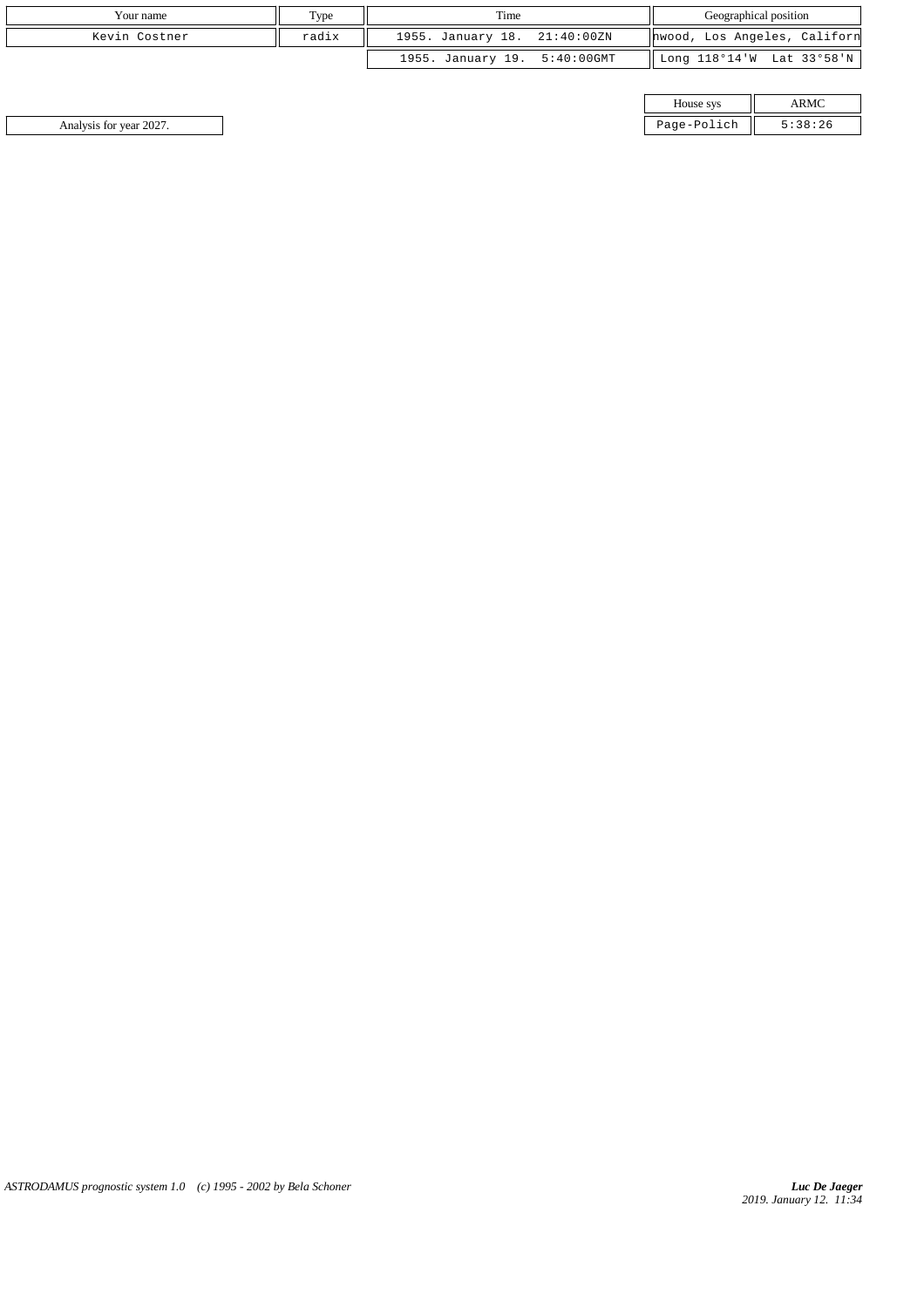| Your name | Type | Time | Geographical position |
|---|---|---|---|
| Kevin Costner | radix | 1955. January 18. 21:40:00ZN | nwood, Los Angeles, Californ |
| | | 1955. January 19. 5:40:00GMT | Long 118°14'W Lat 33°58'N |

| House sys | ARMC |
|---|---|
| Page-Polich | 5:38:26 |

Analysis for year 2027.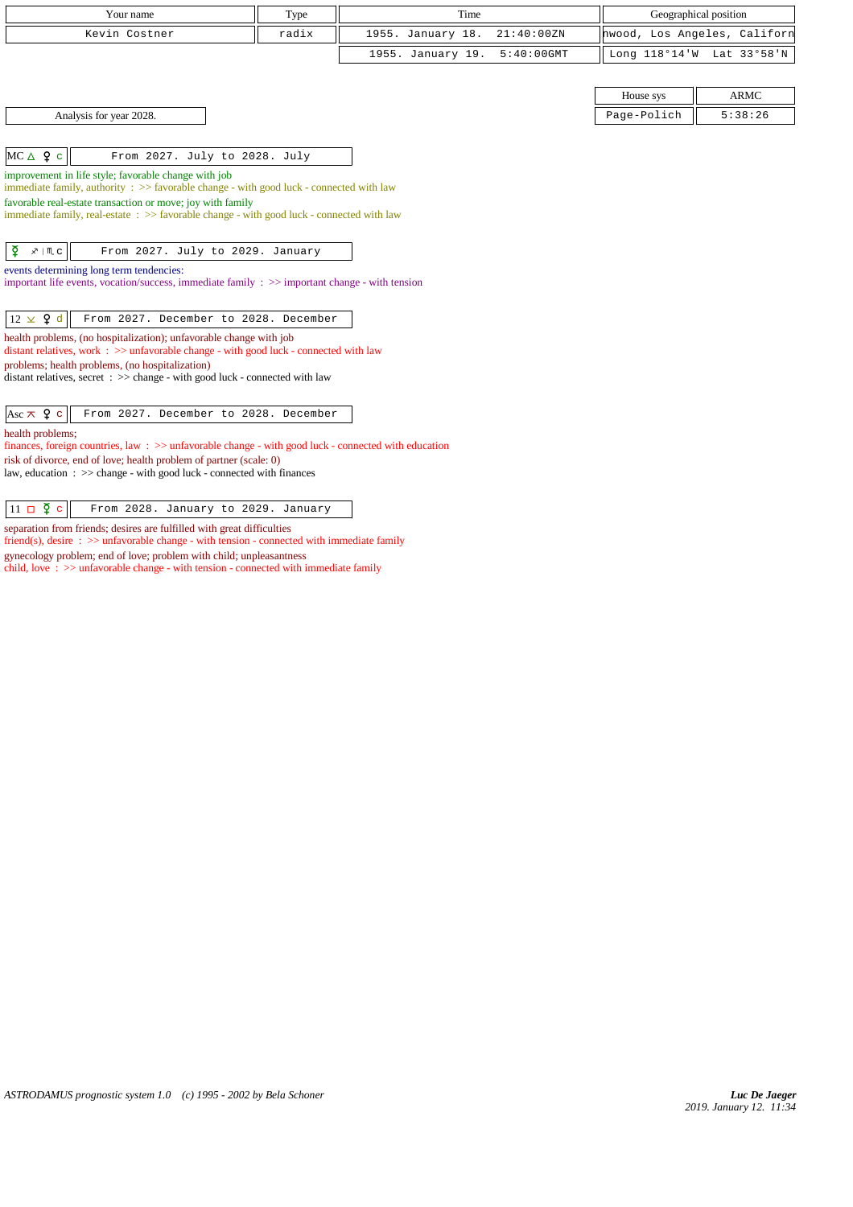| Your name | Type | Time | Geographical position |
|---|---|---|---|
| Kevin Costner | radix | 1955. January 18. 21:40:00ZN | nwood, Los Angeles, Californ |
| | | 1955. January 19. 5:40:00GMT | Long 118°14'W Lat 33°58'N |

| House sys | ARMC |
|---|---|
| Page-Polich | 5:38:26 |

Analysis for year 2028.

**MC △ ♀ c** — From 2027. July to 2028. July

improvement in life style; favorable change with job
immediate family, authority : >> favorable change - with good luck - connected with law
favorable real-estate transaction or move; joy with family
immediate family, real-estate : >> favorable change - with good luck - connected with law

**☿ ♐ | ♏ c** — From 2027. July to 2029. January

events determining long term tendencies:
important life events, vocation/success, immediate family : >> important change - with tension

**12 ⚺ ♀ d** — From 2027. December to 2028. December

health problems, (no hospitalization); unfavorable change with job
distant relatives, work : >> unfavorable change - with good luck - connected with law
problems; health problems, (no hospitalization)
distant relatives, secret : >> change - with good luck - connected with law

**Asc ⚻ ♀ c** — From 2027. December to 2028. December

health problems;
finances, foreign countries, law : >> unfavorable change - with good luck - connected with education
risk of divorce, end of love; health problem of partner (scale: 0)
law, education : >> change - with good luck - connected with finances

**11 □ ☿ c** — From 2028. January to 2029. January

separation from friends; desires are fulfilled with great difficulties
friend(s), desire : >> unfavorable change - with tension - connected with immediate family
gynecology problem; end of love; problem with child; unpleasantness
child, love : >> unfavorable change - with tension - connected with immediate family

*ASTRODAMUS prognostic system 1.0 (c) 1995 - 2002 by Bela Schoner*

*Luc De Jaeger*
*2019. January 12. 11:34*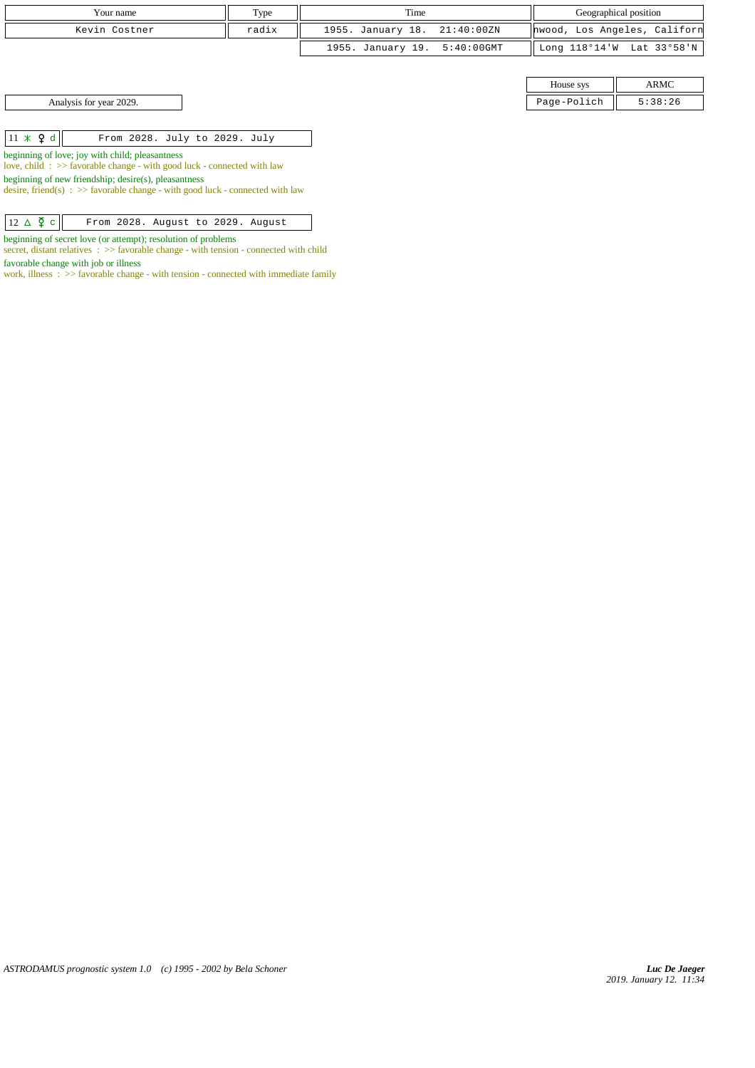| Your name | Type | Time | Geographical position |
|---|---|---|---|
| Kevin Costner | radix | 1955. January 18. 21:40:00ZN | nwood, Los Angeles, Californ |
| | | 1955. January 19. 5:40:00GMT | Long 118°14'W Lat 33°58'N |

| House sys | ARMC |
|---|---|
| Page-Polich | 5:38:26 |

Analysis for year 2029.

| 11 ⚹ ♀ d | From 2028. July to 2029. July |
|---|---|

beginning of love; joy with child; pleasantness
love, child : >> favorable change - with good luck - connected with law
beginning of new friendship; desire(s), pleasantness
desire, friend(s) : >> favorable change - with good luck - connected with law

| 12 △ ☿ c | From 2028. August to 2029. August |
|---|---|

beginning of secret love (or attempt); resolution of problems
secret, distant relatives : >> favorable change - with tension - connected with child
favorable change with job or illness
work, illness : >> favorable change - with tension - connected with immediate family

*ASTRODAMUS prognostic system 1.0 (c) 1995 - 2002 by Bela Schoner*

***Luc De Jaeger***
*2019. January 12. 11:34*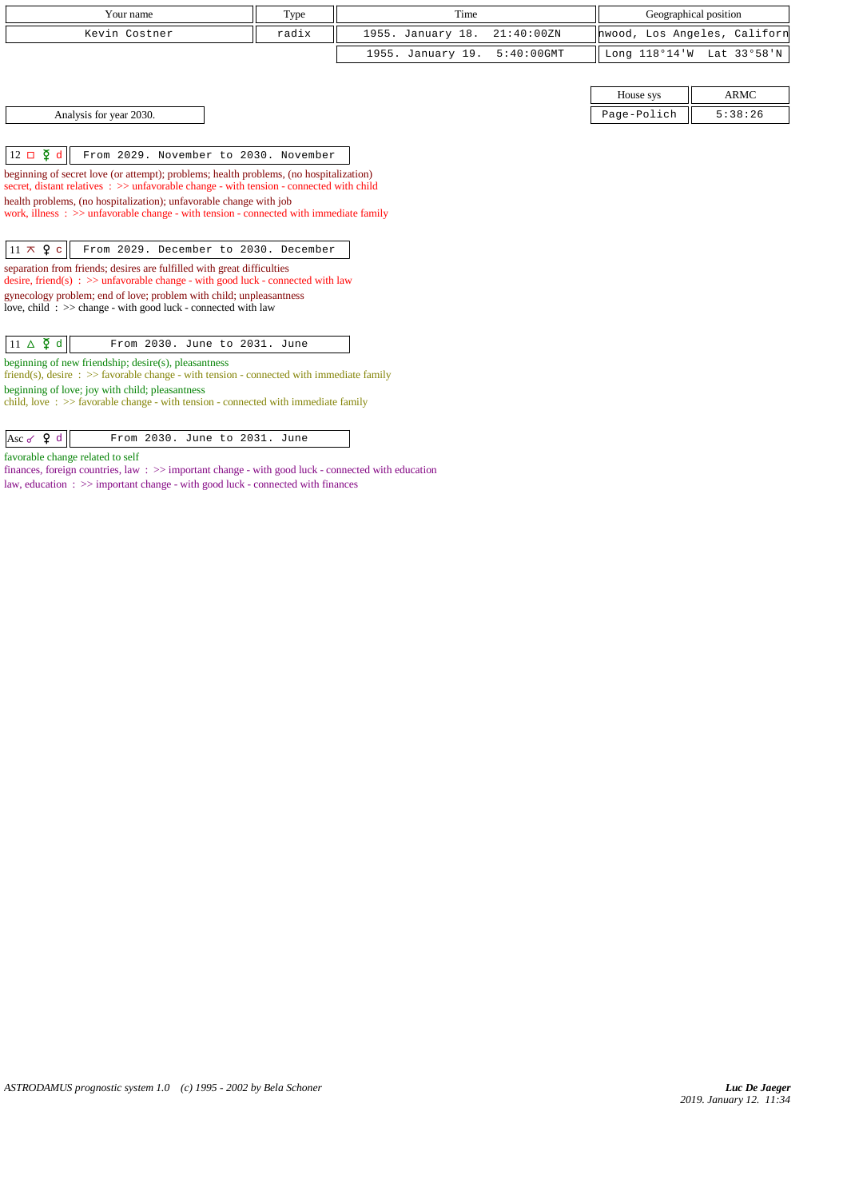| Your name | Type | Time | Geographical position |
| --- | --- | --- | --- |
| Kevin Costner | radix | 1955. January 18. 21:40:00ZN | nwood, Los Angeles, Californ |
| | | 1955. January 19. 5:40:00GMT | Long 118°14'W Lat 33°58'N |

| House sys | ARMC |
| --- | --- |
| Page-Polich | 5:38:26 |

Analysis for year 2030.

| 12 □ ☿ d | From 2029. November to 2030. November |
| --- | --- |

beginning of secret love (or attempt); problems; health problems, (no hospitalization)
secret, distant relatives : >> unfavorable change - with tension - connected with child
health problems, (no hospitalization); unfavorable change with job
work, illness : >> unfavorable change - with tension - connected with immediate family

| 11 ⊼ ♀ c | From 2029. December to 2030. December |
| --- | --- |

separation from friends; desires are fulfilled with great difficulties
desire, friend(s) : >> unfavorable change - with good luck - connected with law
gynecology problem; end of love; problem with child; unpleasantness
love, child : >> change - with good luck - connected with law

| 11 △ ☿ d | From 2030. June to 2031. June |
| --- | --- |

beginning of new friendship; desire(s), pleasantness
friend(s), desire : >> favorable change - with tension - connected with immediate family
beginning of love; joy with child; pleasantness
child, love : >> favorable change - with tension - connected with immediate family

| Asc ☍ ♀ d | From 2030. June to 2031. June |
| --- | --- |

favorable change related to self
finances, foreign countries, law : >> important change - with good luck - connected with education
law, education : >> important change - with good luck - connected with finances

ASTRODAMUS prognostic system 1.0 (c) 1995 - 2002 by Bela Schoner

*Luc De Jaeger*
*2019. January 12. 11:34*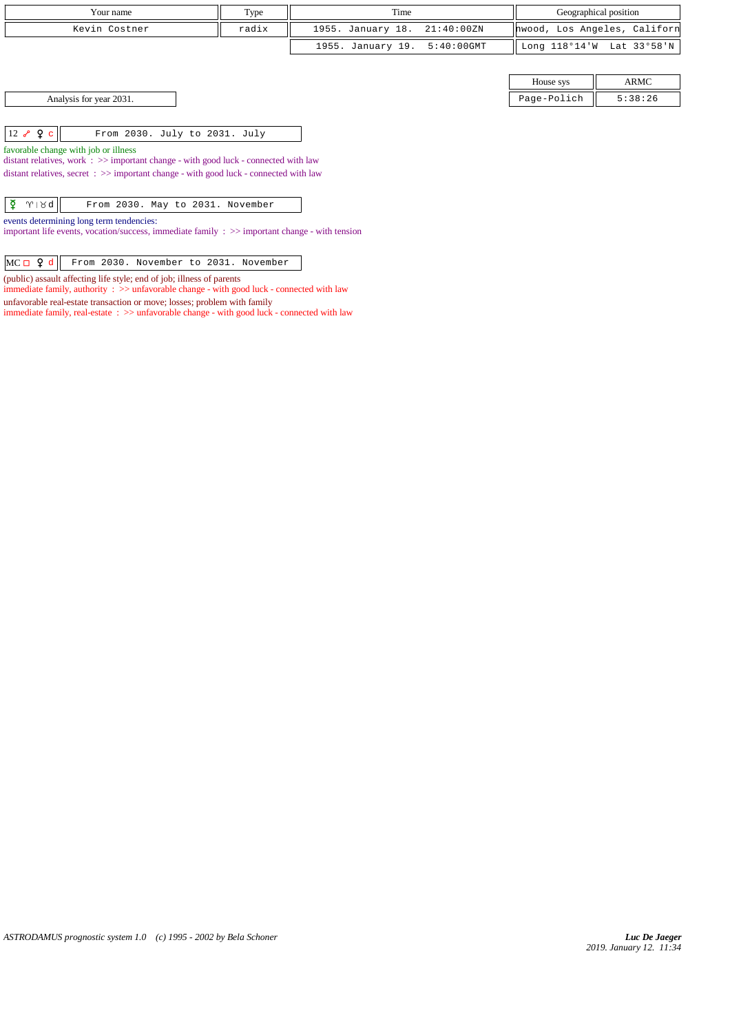| Your name | Type | Time | Geographical position |
|---|---|---|---|
| Kevin Costner | radix | 1955. January 18. 21:40:00ZN | nwood, Los Angeles, Californ |
| | | 1955. January 19. 5:40:00GMT | Long 118°14'W Lat 33°58'N |

| House sys | ARMC |
|---|---|
| Page-Polich | 5:38:26 |

Analysis for year 2031.

| 12 ☍ ♀ c | From 2030. July to 2031. July |
|---|---|

favorable change with job or illness
distant relatives, work : >> important change - with good luck - connected with law
distant relatives, secret : >> important change - with good luck - connected with law

| ☿ ♈ \| ♉ d | From 2030. May to 2031. November |
|---|---|

events determining long term tendencies:
important life events, vocation/success, immediate family : >> important change - with tension

| MC □ ♀ d | From 2030. November to 2031. November |
|---|---|

(public) assault affecting life style; end of job; illness of parents
immediate family, authority : >> unfavorable change - with good luck - connected with law
unfavorable real-estate transaction or move; losses; problem with family
immediate family, real-estate : >> unfavorable change - with good luck - connected with law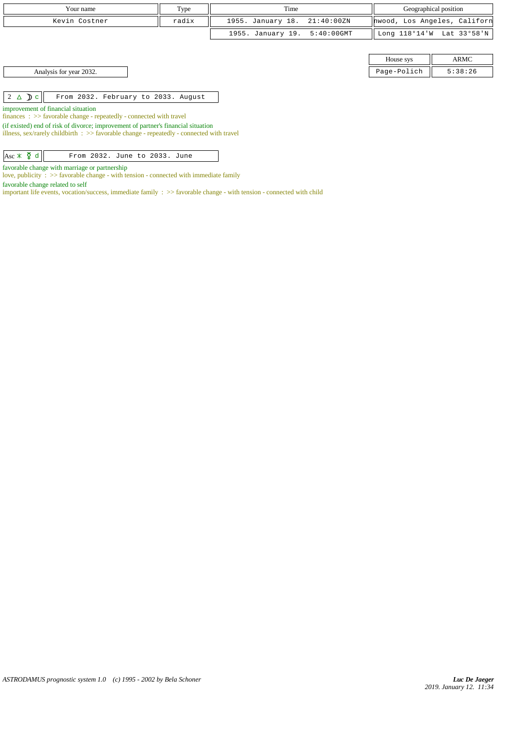| Your name | Type | Time | Geographical position |
|---|---|---|---|
| Kevin Costner | radix | 1955. January 18. 21:40:00ZN | nwood, Los Angeles, Californ |
| | | 1955. January 19. 5:40:00GMT | Long 118°14'W Lat 33°58'N |

| House sys | ARMC |
|---|---|
| Page-Polich | 5:38:26 |

Analysis for year 2032.

| 2 △ ☽ c | From 2032. February to 2033. August |
|---|---|

improvement of financial situation
finances : >> favorable change - repeatedly - connected with travel
(if existed) end of risk of divorce; improvement of partner's financial situation
illness, sex/rarely childbirth : >> favorable change - repeatedly - connected with travel

| Asc ⚹ ☿ d | From 2032. June to 2033. June |
|---|---|

favorable change with marriage or partnership
love, publicity : >> favorable change - with tension - connected with immediate family
favorable change related to self
important life events, vocation/success, immediate family : >> favorable change - with tension - connected with child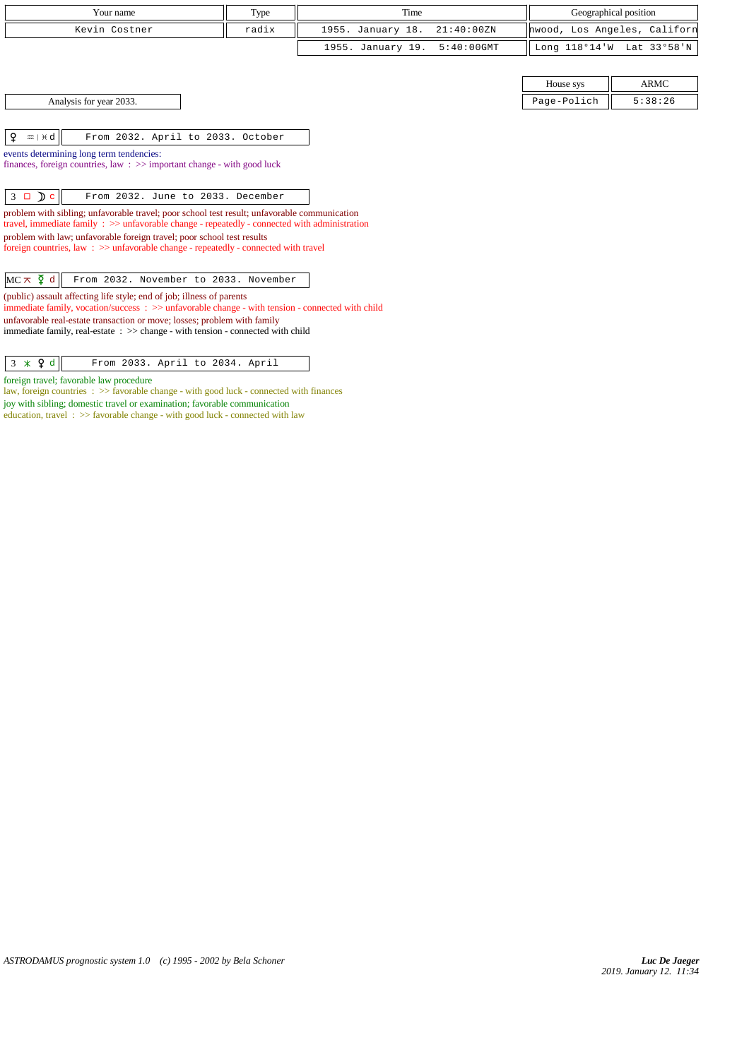| Your name | Type | Time | Geographical position |
|---|---|---|---|
| Kevin Costner | radix | 1955. January 18. 21:40:00ZN | nwood, Los Angeles, Californ |
| | | 1955. January 19. 5:40:00GMT | Long 118°14'W Lat 33°58'N |

| House sys | ARMC |
|---|---|
| Page-Polich | 5:38:26 |

Analysis for year 2033.

| ♀ ♒ \| ♓ d | From 2032. April to 2033. October |
|---|---|

events determining long term tendencies:
finances, foreign countries, law : >> important change - with good luck

| 3 □ ☽ c | From 2032. June to 2033. December |
|---|---|

problem with sibling; unfavorable travel; poor school test result; unfavorable communication
travel, immediate family : >> unfavorable change - repeatedly - connected with administration
problem with law; unfavorable foreign travel; poor school test results
foreign countries, law : >> unfavorable change - repeatedly - connected with travel

| MC ⊼ ☿ d | From 2032. November to 2033. November |
|---|---|

(public) assault affecting life style; end of job; illness of parents
immediate family, vocation/success : >> unfavorable change - with tension - connected with child
unfavorable real-estate transaction or move; losses; problem with family
immediate family, real-estate : >> change - with tension - connected with child

| 3 ⚹ ♀ d | From 2033. April to 2034. April |
|---|---|

foreign travel; favorable law procedure
law, foreign countries : >> favorable change - with good luck - connected with finances
joy with sibling; domestic travel or examination; favorable communication
education, travel : >> favorable change - with good luck - connected with law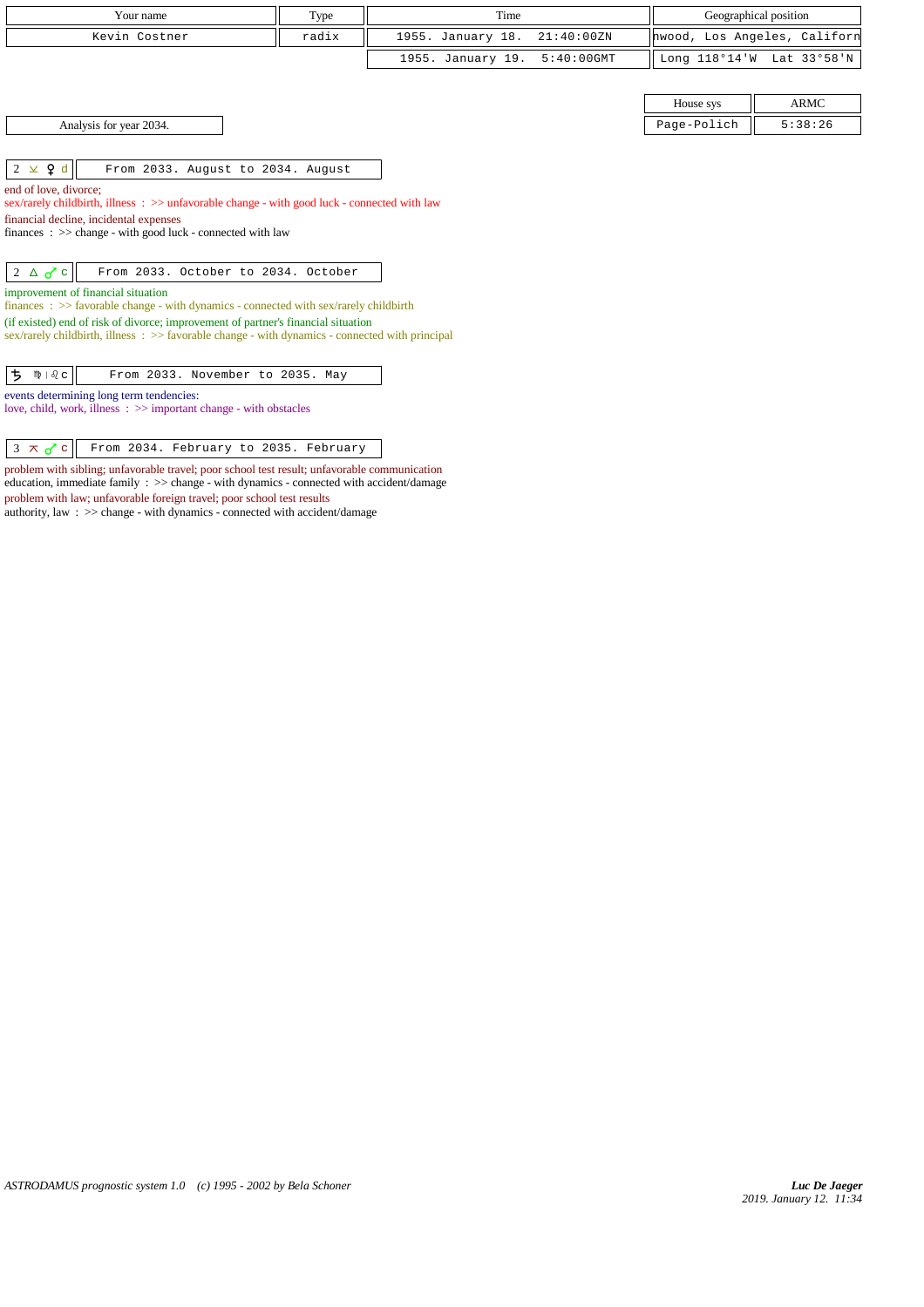| Your name | Type | Time | Geographical position |
|---|---|---|---|
| Kevin Costner | radix | 1955. January 18. 21:40:00ZN | nwood, Los Angeles, Californ |
| | | 1955. January 19. 5:40:00GMT | Long 118°14'W Lat 33°58'N |

| House sys | ARMC |
|---|---|
| Page-Polich | 5:38:26 |

Analysis for year 2034.

| 2 ⚻ ♀ d | From 2033. August to 2034. August |
|---|---|

end of love, divorce;
sex/rarely childbirth, illness : >> unfavorable change - with good luck - connected with law
financial decline, incidental expenses
finances : >> change - with good luck - connected with law

| 2 △ ♂ c | From 2033. October to 2034. October |
|---|---|

improvement of financial situation
finances : >> favorable change - with dynamics - connected with sex/rarely childbirth
(if existed) end of risk of divorce; improvement of partner's financial situation
sex/rarely childbirth, illness : >> favorable change - with dynamics - connected with principal

| ♄ ♍ \| ♌ c | From 2033. November to 2035. May |
|---|---|

events determining long term tendencies:
love, child, work, illness : >> important change - with obstacles

| 3 ⚻ ♂ c | From 2034. February to 2035. February |
|---|---|

problem with sibling; unfavorable travel; poor school test result; unfavorable communication
education, immediate family : >> change - with dynamics - connected with accident/damage
problem with law; unfavorable foreign travel; poor school test results
authority, law : >> change - with dynamics - connected with accident/damage

ASTRODAMUS prognostic system 1.0 (c) 1995 - 2002 by Bela Schoner

Luc De Jaeger
2019. January 12. 11:34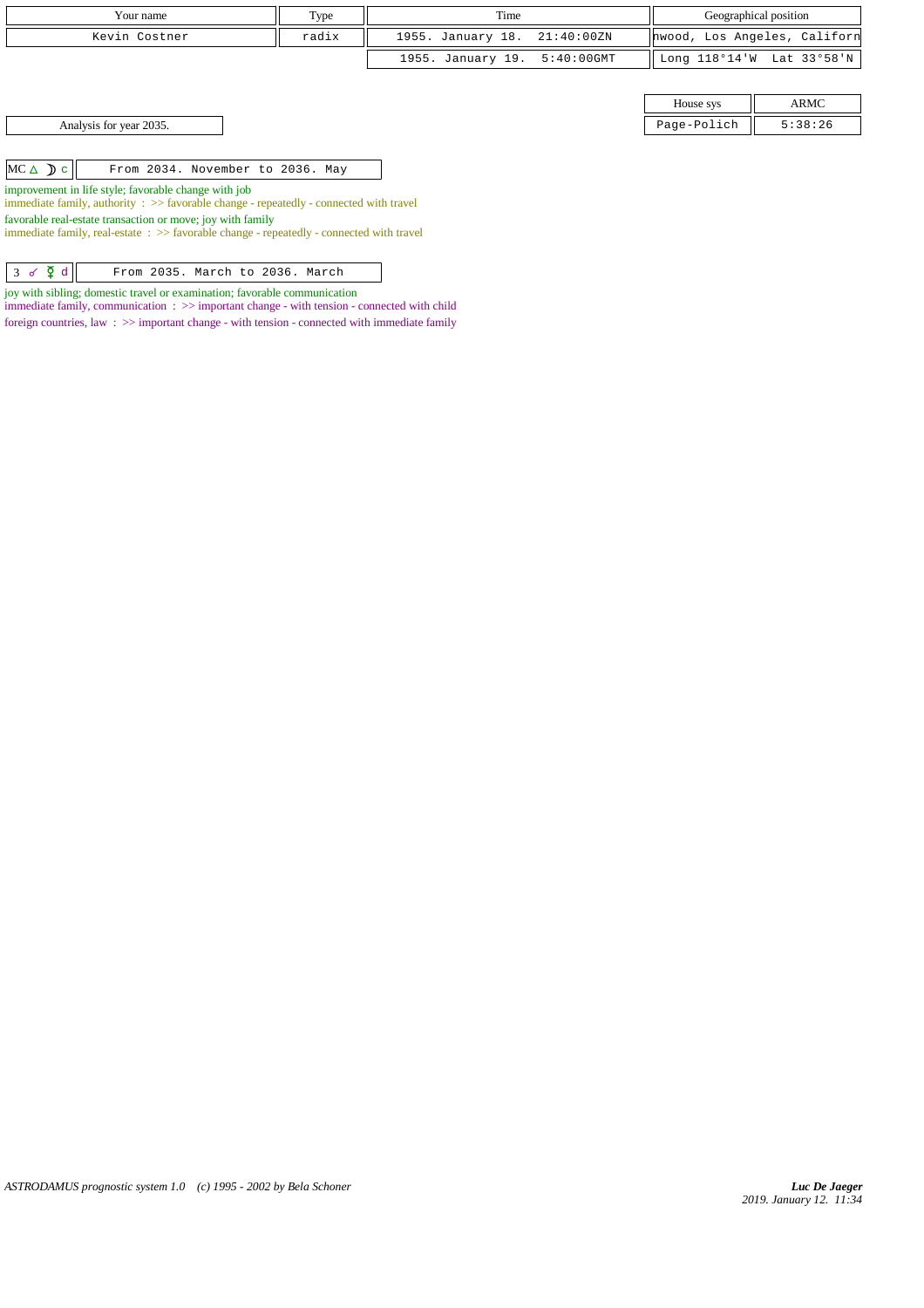| Your name | Type | Time | Geographical position |
|---|---|---|---|
| Kevin Costner | radix | 1955. January 18. 21:40:00ZN | nwood, Los Angeles, Californ |
| | | 1955. January 19. 5:40:00GMT | Long 118°14'W Lat 33°58'N |

| House sys | ARMC |
|---|---|
| Page-Polich | 5:38:26 |

Analysis for year 2035.

| MC △ ☽ c | From 2034. November to 2036. May |
|---|---|

improvement in life style; favorable change with job
immediate family, authority : >> favorable change - repeatedly - connected with travel
favorable real-estate transaction or move; joy with family
immediate family, real-estate : >> favorable change - repeatedly - connected with travel

| 3 ☍ ☿ d | From 2035. March to 2036. March |
|---|---|

joy with sibling; domestic travel or examination; favorable communication
immediate family, communication : >> important change - with tension - connected with child
foreign countries, law : >> important change - with tension - connected with immediate family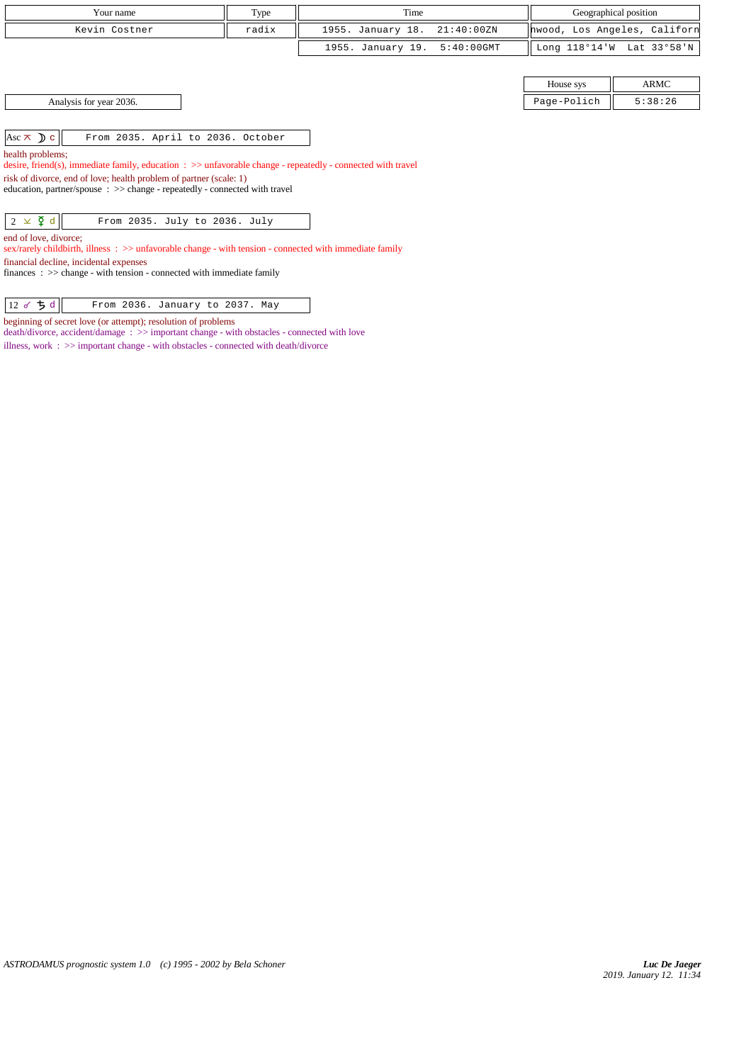| Your name | Type | Time | Geographical position |
|---|---|---|---|
| Kevin Costner | radix | 1955. January 18. 21:40:00ZN | nwood, Los Angeles, Californ |
| | | 1955. January 19. 5:40:00GMT | Long 118°14'W Lat 33°58'N |

| House sys | ARMC |
|---|---|
| Page-Polich | 5:38:26 |

Analysis for year 2036.

**Asc ⚻ ☽ c** — From 2035. April to 2036. October

health problems;
desire, friend(s), immediate family, education : >> unfavorable change - repeatedly - connected with travel
risk of divorce, end of love; health problem of partner (scale: 1)
education, partner/spouse : >> change - repeatedly - connected with travel

**2 ⚺ ☿ d** — From 2035. July to 2036. July

end of love, divorce;
sex/rarely childbirth, illness : >> unfavorable change - with tension - connected with immediate family
financial decline, incidental expenses
finances : >> change - with tension - connected with immediate family

**12 ☍ ♄ d** — From 2036. January to 2037. May

beginning of secret love (or attempt); resolution of problems
death/divorce, accident/damage : >> important change - with obstacles - connected with love
illness, work : >> important change - with obstacles - connected with death/divorce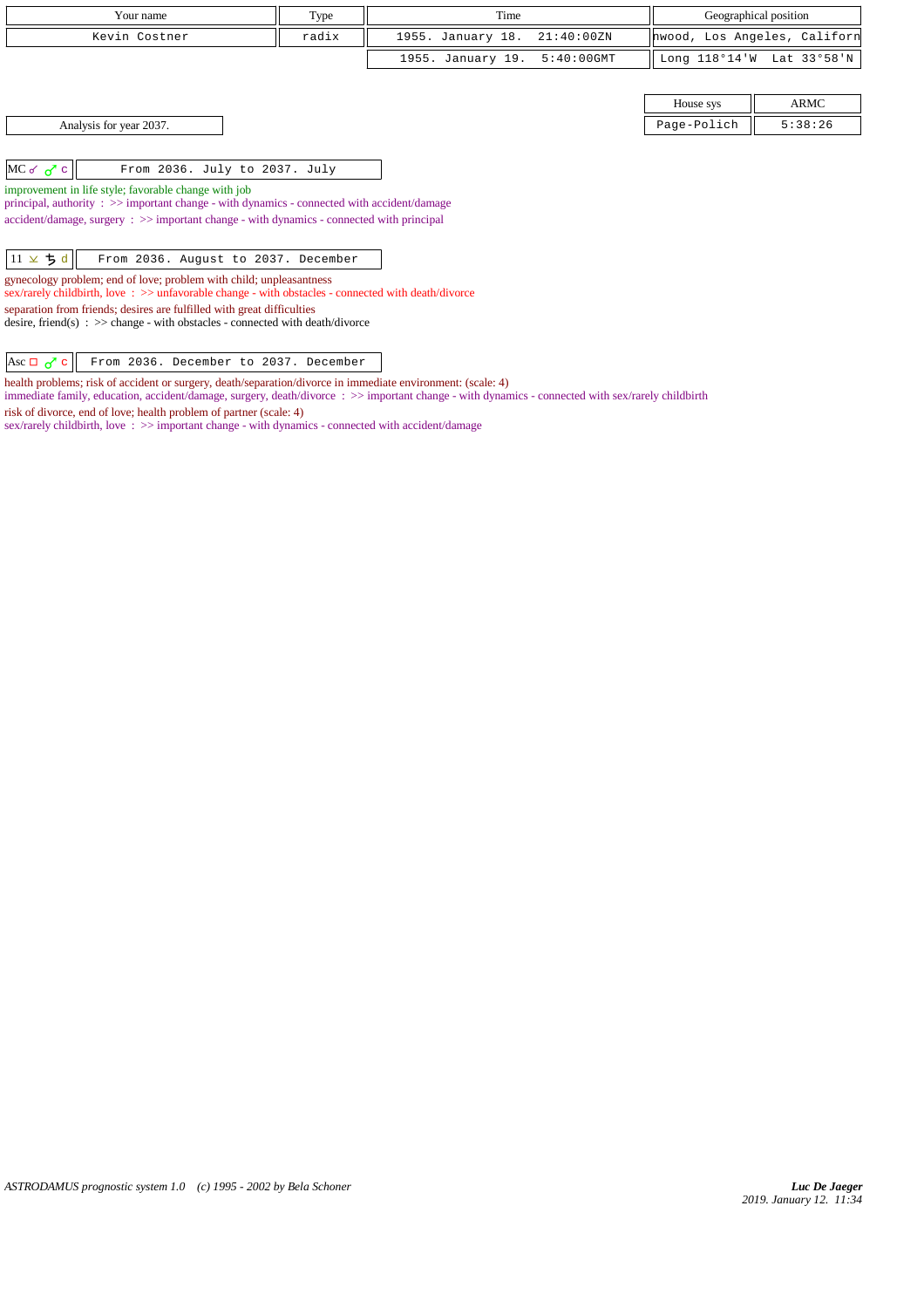| Your name | Type | Time | Geographical position |
|---|---|---|---|
| Kevin Costner | radix | 1955. January 18. 21:40:00ZN | nwood, Los Angeles, Californ |
| | | 1955. January 19. 5:40:00GMT | Long 118°14'W Lat 33°58'N |

| House sys | ARMC |
|---|---|
| Page-Polich | 5:38:26 |

Analysis for year 2037.

**MC ☌ ♂ c** — From 2036. July to 2037. July

improvement in life style; favorable change with job

principal, authority : >> important change - with dynamics - connected with accident/damage

accident/damage, surgery : >> important change - with dynamics - connected with principal

**11 ⊻ ♄ d** — From 2036. August to 2037. December

gynecology problem; end of love; problem with child; unpleasantness

sex/rarely childbirth, love : >> unfavorable change - with obstacles - connected with death/divorce

separation from friends; desires are fulfilled with great difficulties

desire, friend(s) : >> change - with obstacles - connected with death/divorce

**Asc □ ♂ c** — From 2036. December to 2037. December

health problems; risk of accident or surgery, death/separation/divorce in immediate environment: (scale: 4)

immediate family, education, accident/damage, surgery, death/divorce : >> important change - with dynamics - connected with sex/rarely childbirth

risk of divorce, end of love; health problem of partner (scale: 4)

sex/rarely childbirth, love : >> important change - with dynamics - connected with accident/damage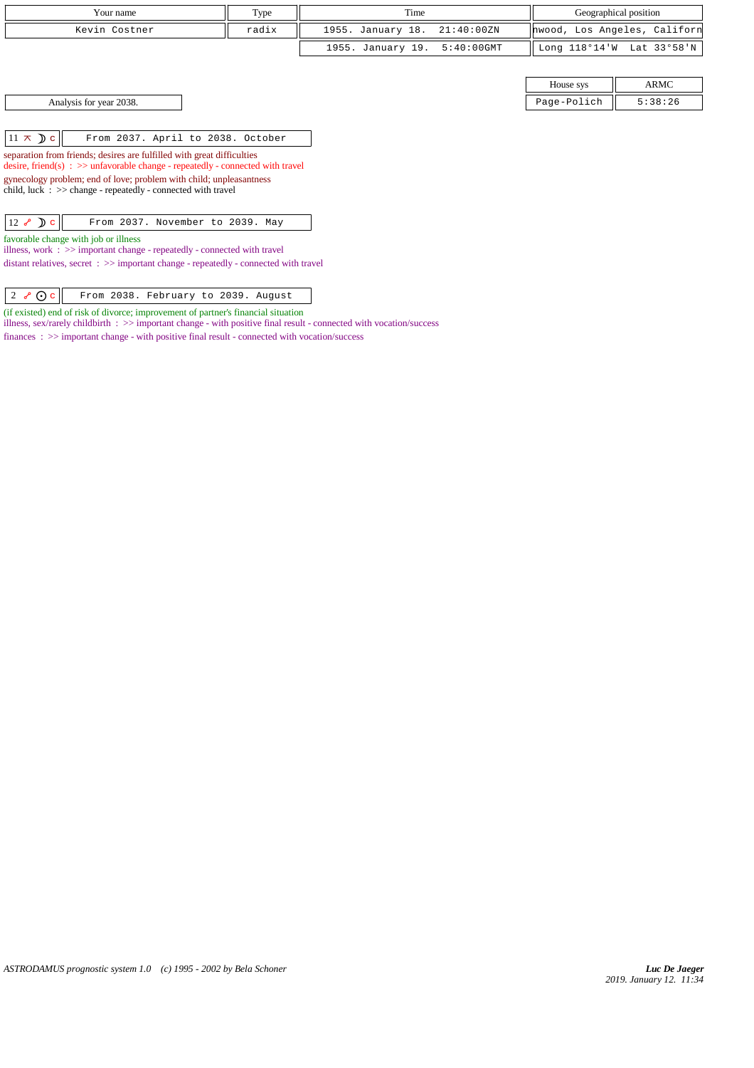| Your name | Type | Time | Geographical position |
|---|---|---|---|
| Kevin Costner | radix | 1955. January 18. 21:40:00ZN | nwood, Los Angeles, Californ |
| | | 1955. January 19. 5:40:00GMT | Long 118°14'W Lat 33°58'N |

| House sys | ARMC |
|---|---|
| Page-Polich | 5:38:26 |

Analysis for year 2038.

| 11 ⊼ ☽ c | From 2037. April to 2038. October |
|---|---|

separation from friends; desires are fulfilled with great difficulties
desire, friend(s) : >> unfavorable change - repeatedly - connected with travel
gynecology problem; end of love; problem with child; unpleasantness
child, luck : >> change - repeatedly - connected with travel

| 12 ☍ ☽ c | From 2037. November to 2039. May |
|---|---|

favorable change with job or illness
illness, work : >> important change - repeatedly - connected with travel
distant relatives, secret : >> important change - repeatedly - connected with travel

| 2 ☍ ☉ c | From 2038. February to 2039. August |
|---|---|

(if existed) end of risk of divorce; improvement of partner's financial situation
illness, sex/rarely childbirth : >> important change - with positive final result - connected with vocation/success
finances : >> important change - with positive final result - connected with vocation/success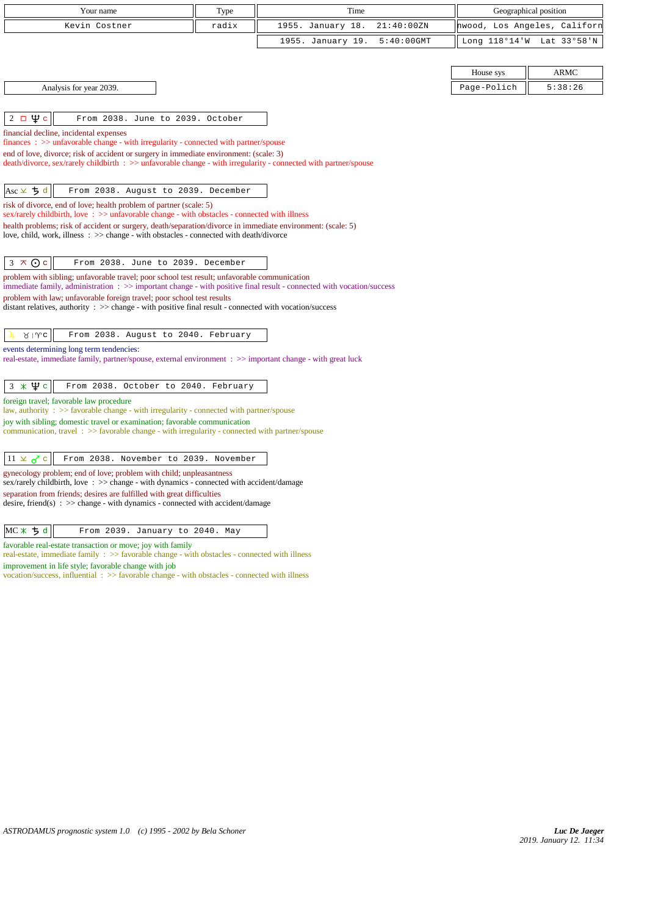| Your name | Type | Time | Geographical position |
| --- | --- | --- | --- |
| Kevin Costner | radix | 1955. January 18. 21:40:00ZN | nwood, Los Angeles, Californ |
| | | 1955. January 19. 5:40:00GMT | Long 118°14'W Lat 33°58'N |

| House sys | ARMC |
| --- | --- |
| Page-Polich | 5:38:26 |

Analysis for year 2039.

**2 □ ♆ c** — From 2038. June to 2039. October

financial decline, incidental expenses
finances : >> unfavorable change - with irregularity - connected with partner/spouse
end of love, divorce; risk of accident or surgery in immediate environment: (scale: 3)
death/divorce, sex/rarely childbirth : >> unfavorable change - with irregularity - connected with partner/spouse

**Asc ⚻ ♄ d** — From 2038. August to 2039. December

risk of divorce, end of love; health problem of partner (scale: 5)
sex/rarely childbirth, love : >> unfavorable change - with obstacles - connected with illness
health problems; risk of accident or surgery, death/separation/divorce in immediate environment: (scale: 5)
love, child, work, illness : >> change - with obstacles - connected with death/divorce

**3 ⚻ ☉ c** — From 2038. June to 2039. December

problem with sibling; unfavorable travel; poor school test result; unfavorable communication
immediate family, administration : >> important change - with positive final result - connected with vocation/success
problem with law; unfavorable foreign travel; poor school test results
distant relatives, authority : >> change - with positive final result - connected with vocation/success

**♃ ♉ | ♈ c** — From 2038. August to 2040. February

events determining long term tendencies:
real-estate, immediate family, partner/spouse, external environment : >> important change - with great luck

**3 ⚹ ♆ c** — From 2038. October to 2040. February

foreign travel; favorable law procedure
law, authority : >> favorable change - with irregularity - connected with partner/spouse
joy with sibling; domestic travel or examination; favorable communication
communication, travel : >> favorable change - with irregularity - connected with partner/spouse

**11 ⚻ ♂ c** — From 2038. November to 2039. November

gynecology problem; end of love; problem with child; unpleasantness
sex/rarely childbirth, love : >> change - with dynamics - connected with accident/damage
separation from friends; desires are fulfilled with great difficulties
desire, friend(s) : >> change - with dynamics - connected with accident/damage

**MC ⚹ ♄ d** — From 2039. January to 2040. May

favorable real-estate transaction or move; joy with family
real-estate, immediate family : >> favorable change - with obstacles - connected with illness
improvement in life style; favorable change with job
vocation/success, influential : >> favorable change - with obstacles - connected with illness

*ASTRODAMUS prognostic system 1.0 (c) 1995 - 2002 by Bela Schoner*

*Luc De Jaeger*
*2019. January 12. 11:34*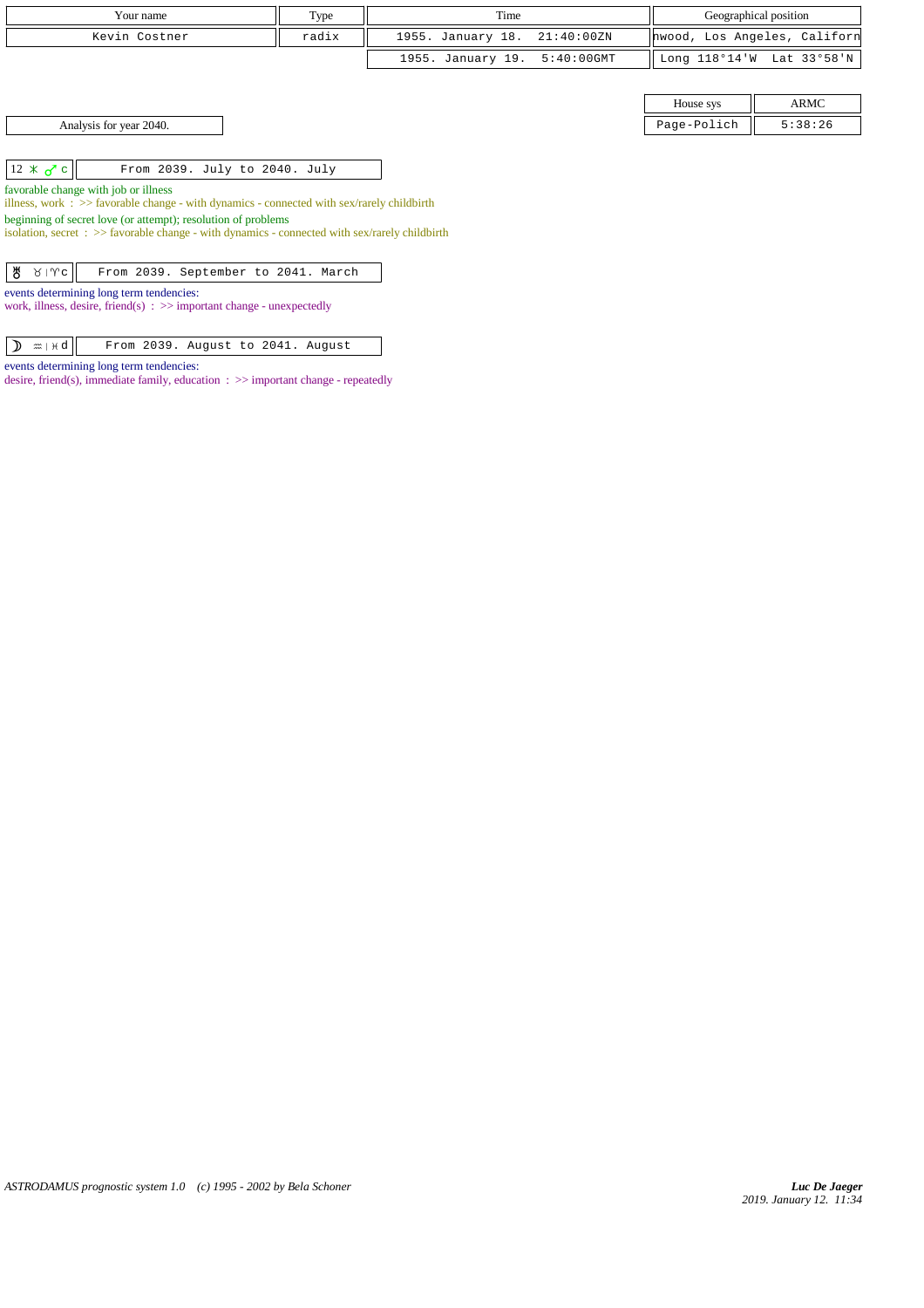| Your name | Type | Time | Geographical position |
|---|---|---|---|
| Kevin Costner | radix | 1955. January 18. 21:40:00ZN | nwood, Los Angeles, Californ |
| | | 1955. January 19. 5:40:00GMT | Long 118°14'W Lat 33°58'N |

| House sys | ARMC |
|---|---|
| Page-Polich | 5:38:26 |

Analysis for year 2040.

| 12 ⚹ ♂ c | From 2039. July to 2040. July |
|---|---|

favorable change with job or illness
illness, work : >> favorable change - with dynamics - connected with sex/rarely childbirth

beginning of secret love (or attempt); resolution of problems
isolation, secret : >> favorable change - with dynamics - connected with sex/rarely childbirth

| ♅ ♉ \| ♈ c | From 2039. September to 2041. March |
|---|---|

events determining long term tendencies:
work, illness, desire, friend(s) : >> important change - unexpectedly

| ☽ ♒ \| ♓ d | From 2039. August to 2041. August |
|---|---|

events determining long term tendencies:
desire, friend(s), immediate family, education : >> important change - repeatedly

*ASTRODAMUS prognostic system 1.0 (c) 1995 - 2002 by Bela Schoner*

*Luc De Jaeger*
*2019. January 12. 11:34*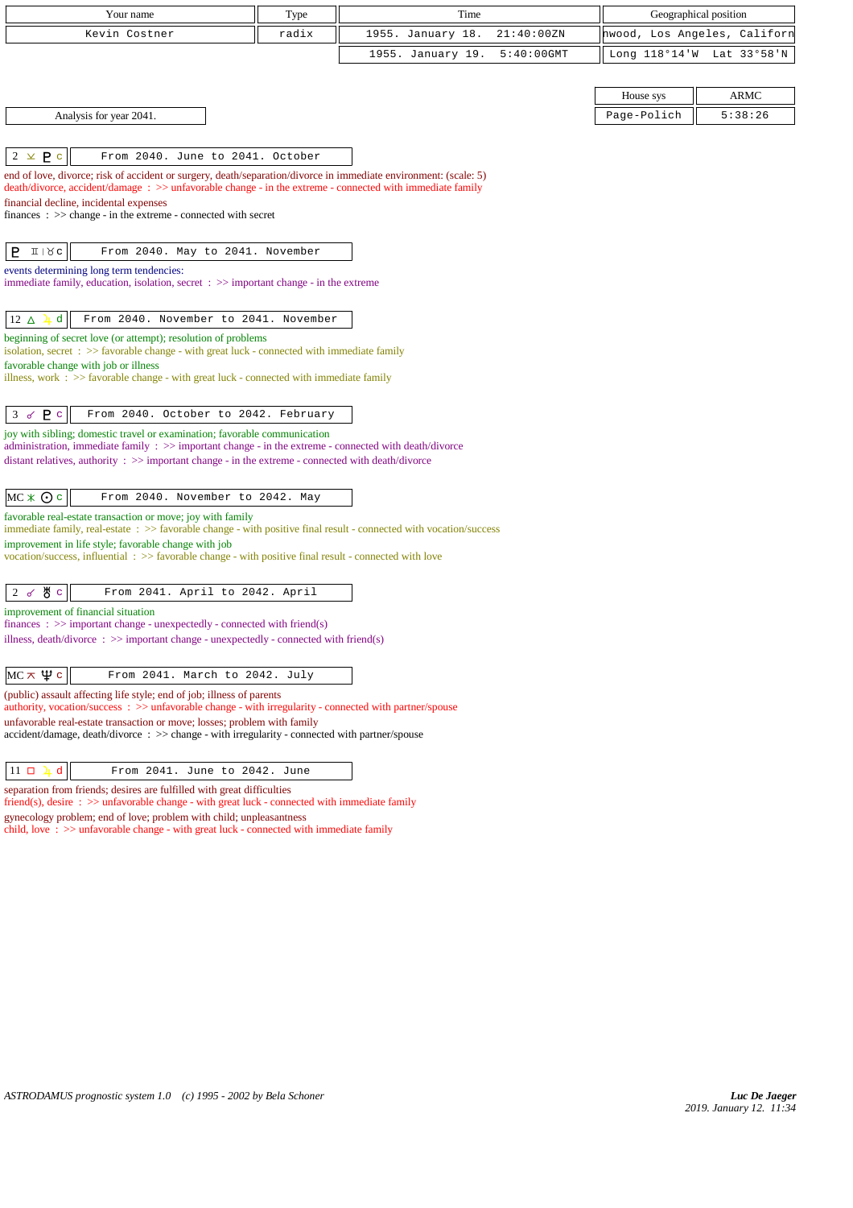| Your name | Type | Time | Geographical position |
| --- | --- | --- | --- |
| Kevin Costner | radix | 1955. January 18. 21:40:00ZN | nwood, Los Angeles, Californ |
| | | 1955. January 19. 5:40:00GMT | Long 118°14'W Lat 33°58'N |

| House sys | ARMC |
| --- | --- |
| Page-Polich | 5:38:26 |

Analysis for year 2041.

**2 ⚺ ♇ c** — From 2040. June to 2041. October

end of love, divorce; risk of accident or surgery, death/separation/divorce in immediate environment: (scale: 5)
death/divorce, accident/damage : >> unfavorable change - in the extreme - connected with immediate family
financial decline, incidental expenses
finances : >> change - in the extreme - connected with secret

**♇ ♊ | ♉ c** — From 2040. May to 2041. November

events determining long term tendencies:
immediate family, education, isolation, secret : >> important change - in the extreme

**12 △ ♃ d** — From 2040. November to 2041. November

beginning of secret love (or attempt); resolution of problems
isolation, secret : >> favorable change - with great luck - connected with immediate family
favorable change with job or illness
illness, work : >> favorable change - with great luck - connected with immediate family

**3 ☍ ♇ c** — From 2040. October to 2042. February

joy with sibling; domestic travel or examination; favorable communication
administration, immediate family : >> important change - in the extreme - connected with death/divorce
distant relatives, authority : >> important change - in the extreme - connected with death/divorce

**MC ⚹ ☉ c** — From 2040. November to 2042. May

favorable real-estate transaction or move; joy with family
immediate family, real-estate : >> favorable change - with positive final result - connected with vocation/success
improvement in life style; favorable change with job
vocation/success, influential : >> favorable change - with positive final result - connected with love

**2 ☍ ♅ c** — From 2041. April to 2042. April

improvement of financial situation
finances : >> important change - unexpectedly - connected with friend(s)
illness, death/divorce : >> important change - unexpectedly - connected with friend(s)

**MC ⚻ ♆ c** — From 2041. March to 2042. July

(public) assault affecting life style; end of job; illness of parents
authority, vocation/success : >> unfavorable change - with irregularity - connected with partner/spouse
unfavorable real-estate transaction or move; losses; problem with family
accident/damage, death/divorce : >> change - with irregularity - connected with partner/spouse

**11 □ ♃ d** — From 2041. June to 2042. June

separation from friends; desires are fulfilled with great difficulties
friend(s), desire : >> unfavorable change - with great luck - connected with immediate family
gynecology problem; end of love; problem with child; unpleasantness
child, love : >> unfavorable change - with great luck - connected with immediate family

*ASTRODAMUS prognostic system 1.0 (c) 1995 - 2002 by Bela Schoner*

***Luc De Jaeger***
*2019. January 12. 11:34*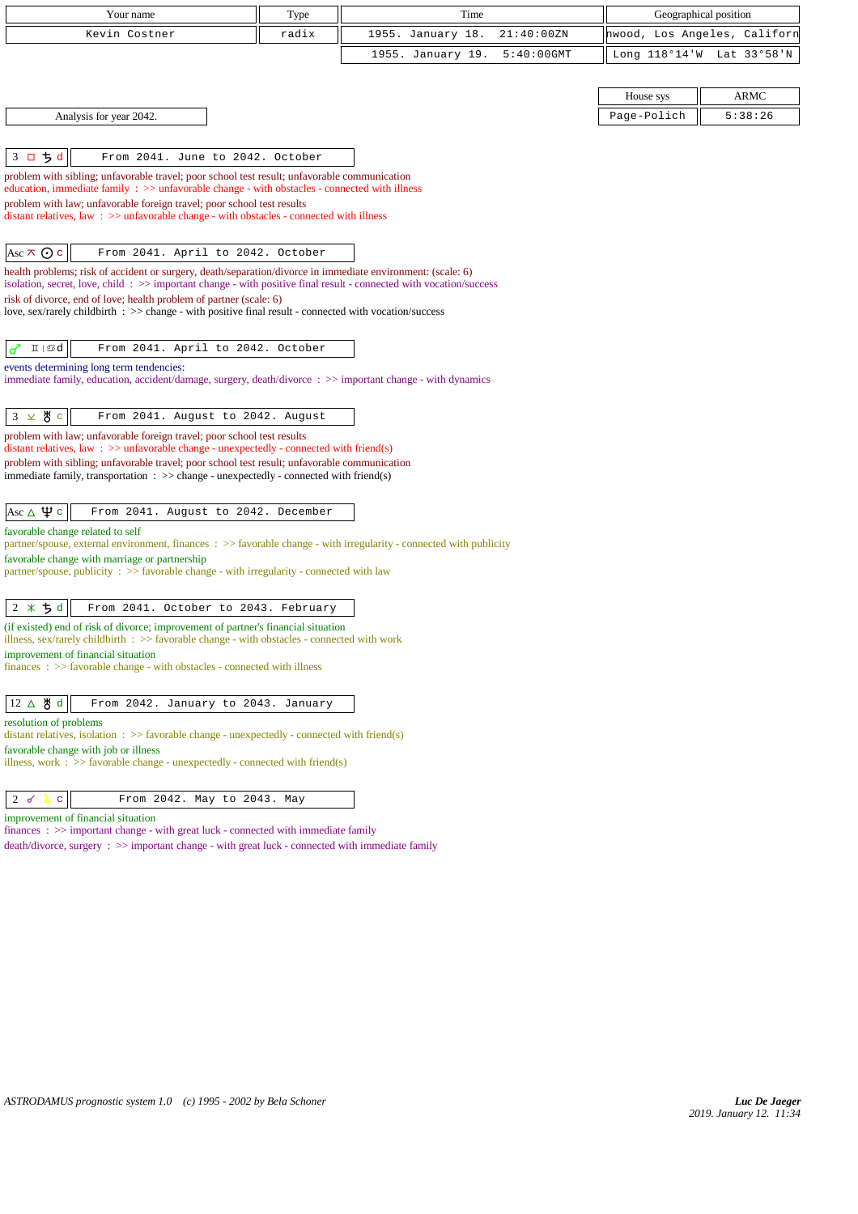| Your name | Type | Time | Geographical position |
|---|---|---|---|
| Kevin Costner | radix | 1955. January 18. 21:40:00ZN | nwood, Los Angeles, Californ |
| | | 1955. January 19. 5:40:00GMT | Long 118°14'W Lat 33°58'N |

| House sys | ARMC |
|---|---|
| Page-Polich | 5:38:26 |

Analysis for year 2042.

| 3 □ ♄ d | From 2041. June to 2042. October |
|---|---|

problem with sibling; unfavorable travel; poor school test result; unfavorable communication
education, immediate family : >> unfavorable change - with obstacles - connected with illness
problem with law; unfavorable foreign travel; poor school test results
distant relatives, law : >> unfavorable change - with obstacles - connected with illness

| Asc ⚻ ☉ c | From 2041. April to 2042. October |
|---|---|

health problems; risk of accident or surgery, death/separation/divorce in immediate environment: (scale: 6)
isolation, secret, love, child : >> important change - with positive final result - connected with vocation/success
risk of divorce, end of love; health problem of partner (scale: 6)
love, sex/rarely childbirth : >> change - with positive final result - connected with vocation/success

| ♂ ♊ \| ♋ d | From 2041. April to 2042. October |
|---|---|

events determining long term tendencies:
immediate family, education, accident/damage, surgery, death/divorce : >> important change - with dynamics

| 3 ⚺ ♅ c | From 2041. August to 2042. August |
|---|---|

problem with law; unfavorable foreign travel; poor school test results
distant relatives, law : >> unfavorable change - unexpectedly - connected with friend(s)
problem with sibling; unfavorable travel; poor school test result; unfavorable communication
immediate family, transportation : >> change - unexpectedly - connected with friend(s)

| Asc △ ♆ c | From 2041. August to 2042. December |
|---|---|

favorable change related to self
partner/spouse, external environment, finances : >> favorable change - with irregularity - connected with publicity
favorable change with marriage or partnership
partner/spouse, publicity : >> favorable change - with irregularity - connected with law

| 2 ⚹ ♄ d | From 2041. October to 2043. February |
|---|---|

(if existed) end of risk of divorce; improvement of partner's financial situation
illness, sex/rarely childbirth : >> favorable change - with obstacles - connected with work
improvement of financial situation
finances : >> favorable change - with obstacles - connected with illness

| 12 △ ♅ d | From 2042. January to 2043. January |
|---|---|

resolution of problems
distant relatives, isolation : >> favorable change - unexpectedly - connected with friend(s)
favorable change with job or illness
illness, work : >> favorable change - unexpectedly - connected with friend(s)

| 2 ☌ ♃ c | From 2042. May to 2043. May |
|---|---|

improvement of financial situation
finances : >> important change - with great luck - connected with immediate family
death/divorce, surgery : >> important change - with great luck - connected with immediate family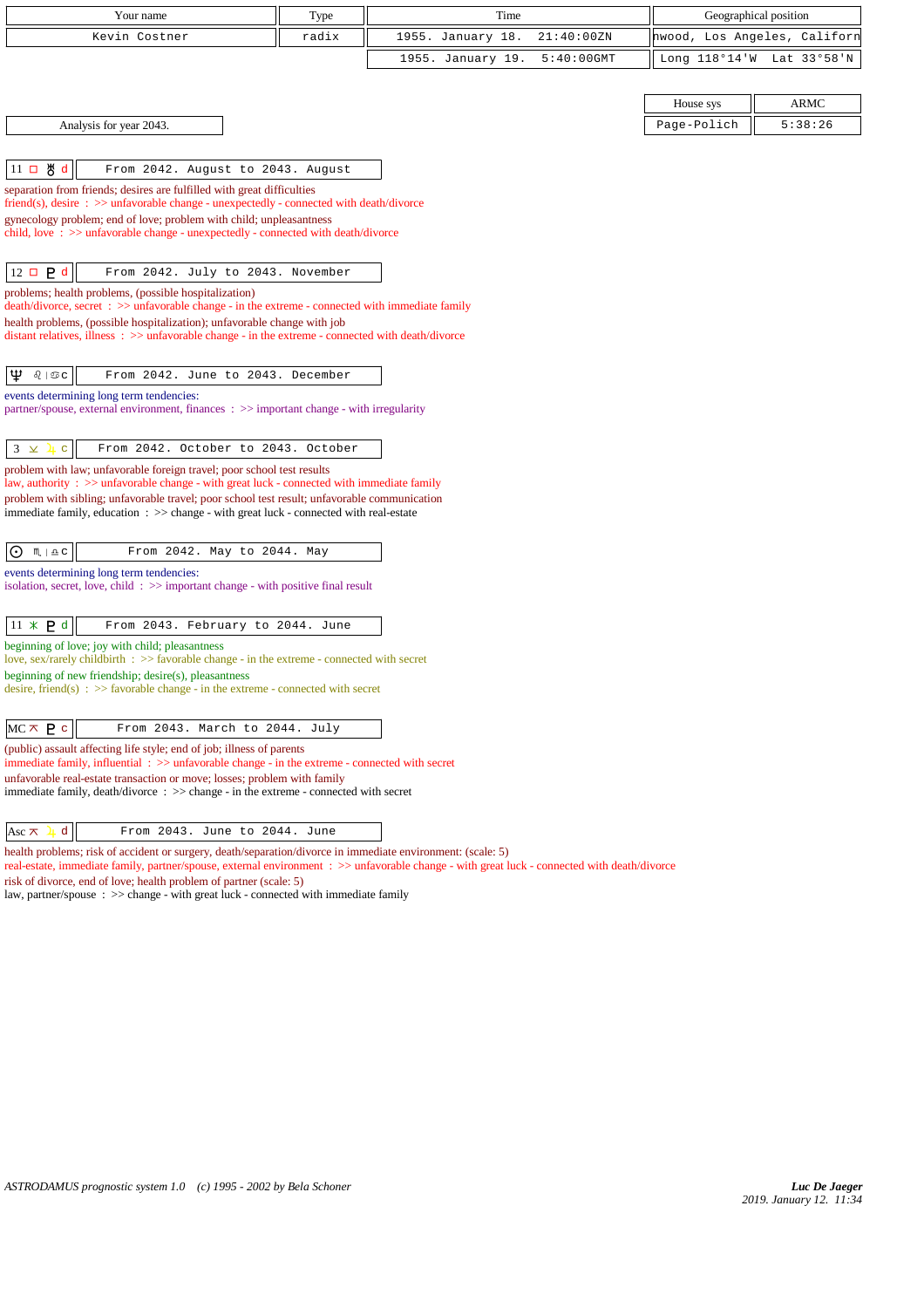| Your name | Type | Time | Geographical position |
|---|---|---|---|
| Kevin Costner | radix | 1955. January 18. 21:40:00ZN | nwood, Los Angeles, Californ |
| | | 1955. January 19. 5:40:00GMT | Long 118°14'W Lat 33°58'N |

| House sys | ARMC |
|---|---|
| Page-Polich | 5:38:26 |

Analysis for year 2043.

| 11 □ ♅ d | From 2042. August to 2043. August |
|---|---|

separation from friends; desires are fulfilled with great difficulties
friend(s), desire : >> unfavorable change - unexpectedly - connected with death/divorce
gynecology problem; end of love; problem with child; unpleasantness
child, love : >> unfavorable change - unexpectedly - connected with death/divorce

| 12 □ ♇ d | From 2042. July to 2043. November |
|---|---|

problems; health problems, (possible hospitalization)
death/divorce, secret : >> unfavorable change - in the extreme - connected with immediate family
health problems, (possible hospitalization); unfavorable change with job
distant relatives, illness : >> unfavorable change - in the extreme - connected with death/divorce

| ♆ ♌ \| ♋ c | From 2042. June to 2043. December |
|---|---|

events determining long term tendencies:
partner/spouse, external environment, finances : >> important change - with irregularity

| 3 ⊻ ♃ c | From 2042. October to 2043. October |
|---|---|

problem with law; unfavorable foreign travel; poor school test results
law, authority : >> unfavorable change - with great luck - connected with immediate family
problem with sibling; unfavorable travel; poor school test result; unfavorable communication
immediate family, education : >> change - with great luck - connected with real-estate

| ☉ ♏ \| ♎ c | From 2042. May to 2044. May |
|---|---|

events determining long term tendencies:
isolation, secret, love, child : >> important change - with positive final result

| 11 ⚹ ♇ d | From 2043. February to 2044. June |
|---|---|

beginning of love; joy with child; pleasantness
love, sex/rarely childbirth : >> favorable change - in the extreme - connected with secret
beginning of new friendship; desire(s), pleasantness
desire, friend(s) : >> favorable change - in the extreme - connected with secret

| MC ⊼ ♇ c | From 2043. March to 2044. July |
|---|---|

(public) assault affecting life style; end of job; illness of parents
immediate family, influential : >> unfavorable change - in the extreme - connected with secret
unfavorable real-estate transaction or move; losses; problem with family
immediate family, death/divorce : >> change - in the extreme - connected with secret

| Asc ⊼ ♃ d | From 2043. June to 2044. June |
|---|---|

health problems; risk of accident or surgery, death/separation/divorce in immediate environment: (scale: 5)
real-estate, immediate family, partner/spouse, external environment : >> unfavorable change - with great luck - connected with death/divorce
risk of divorce, end of love; health problem of partner (scale: 5)
law, partner/spouse : >> change - with great luck - connected with immediate family

ASTRODAMUS prognostic system 1.0 (c) 1995 - 2002 by Bela Schoner

*Luc De Jaeger*
2019. January 12. 11:34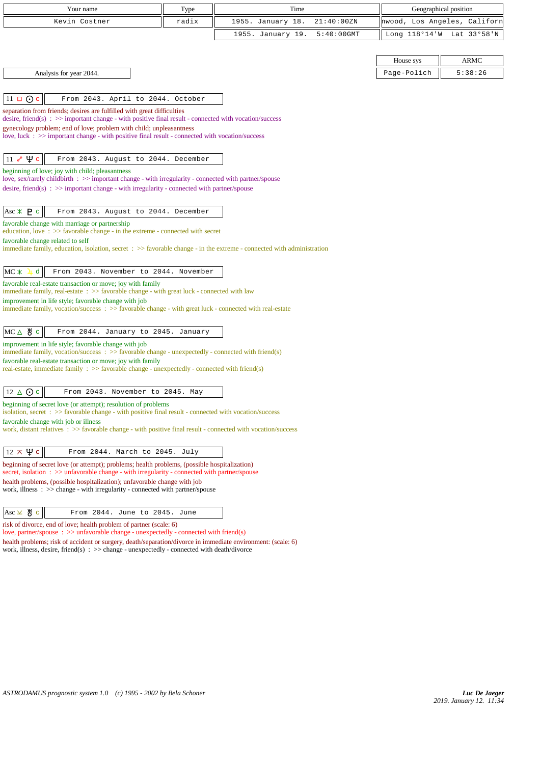| Your name | Type | Time | Geographical position |
|---|---|---|---|
| Kevin Costner | radix | 1955. January 18. 21:40:00ZN | nwood, Los Angeles, Californ |
| | | 1955. January 19. 5:40:00GMT | Long 118°14'W Lat 33°58'N |

| House sys | ARMC |
|---|---|
| Page-Polich | 5:38:26 |

Analysis for year 2044.

**11 □ ☉ c** — From 2043. April to 2044. October

separation from friends; desires are fulfilled with great difficulties
desire, friend(s) : >> important change - with positive final result - connected with vocation/success
gynecology problem; end of love; problem with child; unpleasantness
love, luck : >> important change - with positive final result - connected with vocation/success

**11 ☍ ♆ c** — From 2043. August to 2044. December

beginning of love; joy with child; pleasantness
love, sex/rarely childbirth : >> important change - with irregularity - connected with partner/spouse
desire, friend(s) : >> important change - with irregularity - connected with partner/spouse

**Asc ⚹ ♇ c** — From 2043. August to 2044. December

favorable change with marriage or partnership
education, love : >> favorable change - in the extreme - connected with secret
favorable change related to self
immediate family, education, isolation, secret : >> favorable change - in the extreme - connected with administration

**MC ⚹ ♃ d** — From 2043. November to 2044. November

favorable real-estate transaction or move; joy with family
immediate family, real-estate : >> favorable change - with great luck - connected with law
improvement in life style; favorable change with job
immediate family, vocation/success : >> favorable change - with great luck - connected with real-estate

**MC △ ♅ c** — From 2044. January to 2045. January

improvement in life style; favorable change with job
immediate family, vocation/success : >> favorable change - unexpectedly - connected with friend(s)
favorable real-estate transaction or move; joy with family
real-estate, immediate family : >> favorable change - unexpectedly - connected with friend(s)

**12 △ ☉ c** — From 2043. November to 2045. May

beginning of secret love (or attempt); resolution of problems
isolation, secret : >> favorable change - with positive final result - connected with vocation/success
favorable change with job or illness
work, distant relatives : >> favorable change - with positive final result - connected with vocation/success

**12 ⚻ ♆ c** — From 2044. March to 2045. July

beginning of secret love (or attempt); problems; health problems, (possible hospitalization)
secret, isolation : >> unfavorable change - with irregularity - connected with partner/spouse
health problems, (possible hospitalization); unfavorable change with job
work, illness : >> change - with irregularity - connected with partner/spouse

**Asc ⚺ ♅ c** — From 2044. June to 2045. June

risk of divorce, end of love; health problem of partner (scale: 6)
love, partner/spouse : >> unfavorable change - unexpectedly - connected with friend(s)
health problems; risk of accident or surgery, death/separation/divorce in immediate environment: (scale: 6)
work, illness, desire, friend(s) : >> change - unexpectedly - connected with death/divorce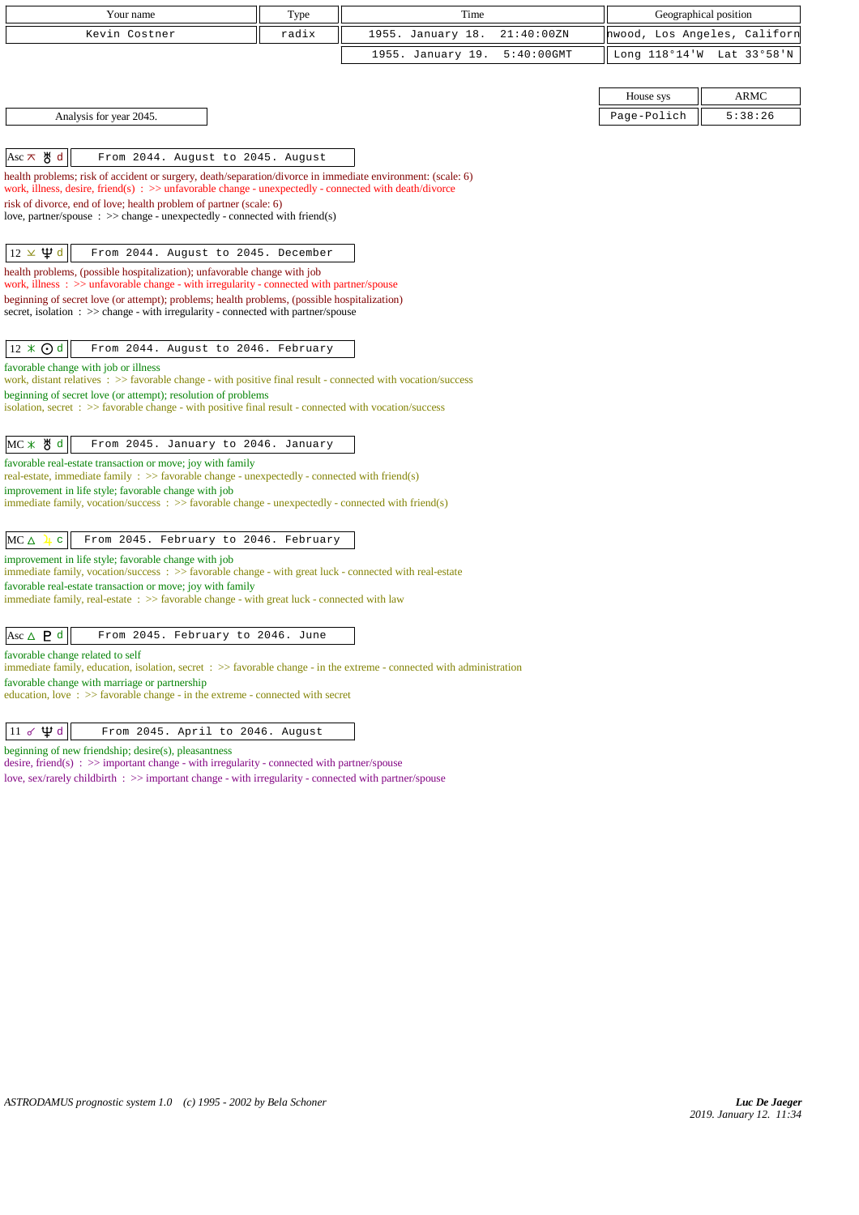| Your name | Type | Time | Geographical position |
|---|---|---|---|
| Kevin Costner | radix | 1955. January 18. 21:40:00ZN | nwood, Los Angeles, Californ |
| | | 1955. January 19. 5:40:00GMT | Long 118°14'W Lat 33°58'N |

| House sys | ARMC |
|---|---|
| Page-Polich | 5:38:26 |

Analysis for year 2045.

**Asc ⚻ ♅ d** — From 2044. August to 2045. August

health problems; risk of accident or surgery, death/separation/divorce in immediate environment: (scale: 6)
work, illness, desire, friend(s) : >> unfavorable change - unexpectedly - connected with death/divorce
risk of divorce, end of love; health problem of partner (scale: 6)
love, partner/spouse : >> change - unexpectedly - connected with friend(s)

**12 ⚺ ♆ d** — From 2044. August to 2045. December

health problems, (possible hospitalization); unfavorable change with job
work, illness : >> unfavorable change - with irregularity - connected with partner/spouse
beginning of secret love (or attempt); problems; health problems, (possible hospitalization)
secret, isolation : >> change - with irregularity - connected with partner/spouse

**12 ⚹ ☉ d** — From 2044. August to 2046. February

favorable change with job or illness
work, distant relatives : >> favorable change - with positive final result - connected with vocation/success
beginning of secret love (or attempt); resolution of problems
isolation, secret : >> favorable change - with positive final result - connected with vocation/success

**MC ⚹ ♅ d** — From 2045. January to 2046. January

favorable real-estate transaction or move; joy with family
real-estate, immediate family : >> favorable change - unexpectedly - connected with friend(s)
improvement in life style; favorable change with job
immediate family, vocation/success : >> favorable change - unexpectedly - connected with friend(s)

**MC △ ♃ c** — From 2045. February to 2046. February

improvement in life style; favorable change with job
immediate family, vocation/success : >> favorable change - with great luck - connected with real-estate
favorable real-estate transaction or move; joy with family
immediate family, real-estate : >> favorable change - with great luck - connected with law

**Asc △ ♇ d** — From 2045. February to 2046. June

favorable change related to self
immediate family, education, isolation, secret : >> favorable change - in the extreme - connected with administration
favorable change with marriage or partnership
education, love : >> favorable change - in the extreme - connected with secret

**11 ☍ ♆ d** — From 2045. April to 2046. August

beginning of new friendship; desire(s), pleasantness
desire, friend(s) : >> important change - with irregularity - connected with partner/spouse
love, sex/rarely childbirth : >> important change - with irregularity - connected with partner/spouse

*ASTRODAMUS prognostic system 1.0 (c) 1995 - 2002 by Bela Schoner*

*Luc De Jaeger*
2019. January 12. 11:34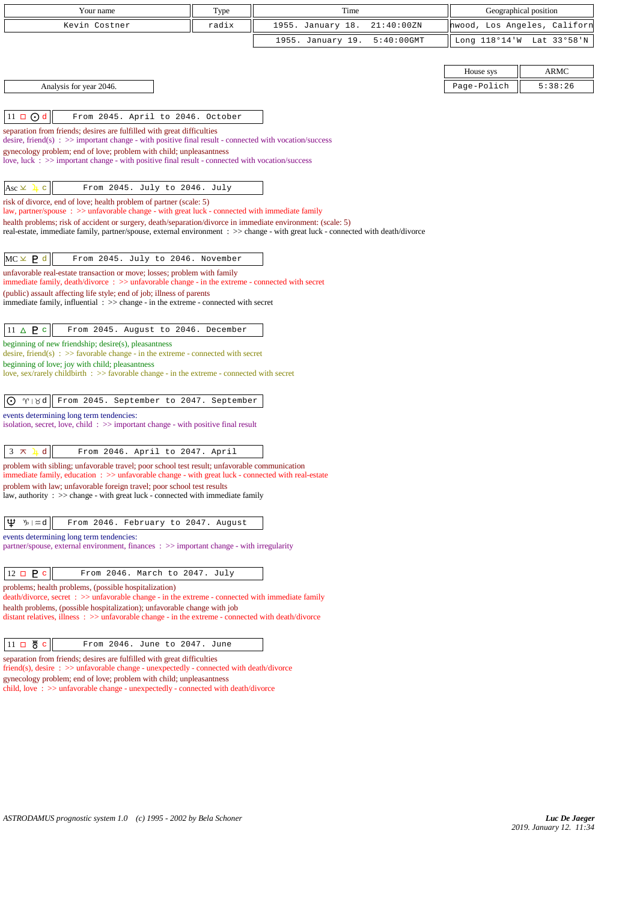| Your name | Type | Time | Geographical position |
|---|---|---|---|
| Kevin Costner | radix | 1955. January 18. 21:40:00ZN | nwood, Los Angeles, Californ |
| | | 1955. January 19. 5:40:00GMT | Long 118°14'W Lat 33°58'N |

| House sys | ARMC |
|---|---|
| Page-Polich | 5:38:26 |

Analysis for year 2046.

**11 □ ☉ d** — From 2045. April to 2046. October

separation from friends; desires are fulfilled with great difficulties
desire, friend(s) : >> important change - with positive final result - connected with vocation/success
gynecology problem; end of love; problem with child; unpleasantness
love, luck : >> important change - with positive final result - connected with vocation/success

**Asc ⊻ ♃ c** — From 2045. July to 2046. July

risk of divorce, end of love; health problem of partner (scale: 5)
law, partner/spouse : >> unfavorable change - with great luck - connected with immediate family
health problems; risk of accident or surgery, death/separation/divorce in immediate environment: (scale: 5)
real-estate, immediate family, partner/spouse, external environment : >> change - with great luck - connected with death/divorce

**MC ⊻ ♇ d** — From 2045. July to 2046. November

unfavorable real-estate transaction or move; losses; problem with family
immediate family, death/divorce : >> unfavorable change - in the extreme - connected with secret
(public) assault affecting life style; end of job; illness of parents
immediate family, influential : >> change - in the extreme - connected with secret

**11 △ ♇ c** — From 2045. August to 2046. December

beginning of new friendship; desire(s), pleasantness
desire, friend(s) : >> favorable change - in the extreme - connected with secret
beginning of love; joy with child; pleasantness
love, sex/rarely childbirth : >> favorable change - in the extreme - connected with secret

**☉ ♈ | ♉ d** — From 2045. September to 2047. September

events determining long term tendencies:
isolation, secret, love, child : >> important change - with positive final result

**3 ⊼ ♃ d** — From 2046. April to 2047. April

problem with sibling; unfavorable travel; poor school test result; unfavorable communication
immediate family, education : >> unfavorable change - with great luck - connected with real-estate
problem with law; unfavorable foreign travel; poor school test results
law, authority : >> change - with great luck - connected with immediate family

**♆ ♑ | ♒ d** — From 2046. February to 2047. August

events determining long term tendencies:
partner/spouse, external environment, finances : >> important change - with irregularity

**12 □ ♇ c** — From 2046. March to 2047. July

problems; health problems, (possible hospitalization)
death/divorce, secret : >> unfavorable change - in the extreme - connected with immediate family
health problems, (possible hospitalization); unfavorable change with job
distant relatives, illness : >> unfavorable change - in the extreme - connected with death/divorce

**11 □ ♅ c** — From 2046. June to 2047. June

separation from friends; desires are fulfilled with great difficulties
friend(s), desire : >> unfavorable change - unexpectedly - connected with death/divorce
gynecology problem; end of love; problem with child; unpleasantness
child, love : >> unfavorable change - unexpectedly - connected with death/divorce

*ASTRODAMUS prognostic system 1.0 (c) 1995 - 2002 by Bela Schoner*

***Luc De Jaeger***
*2019. January 12. 11:34*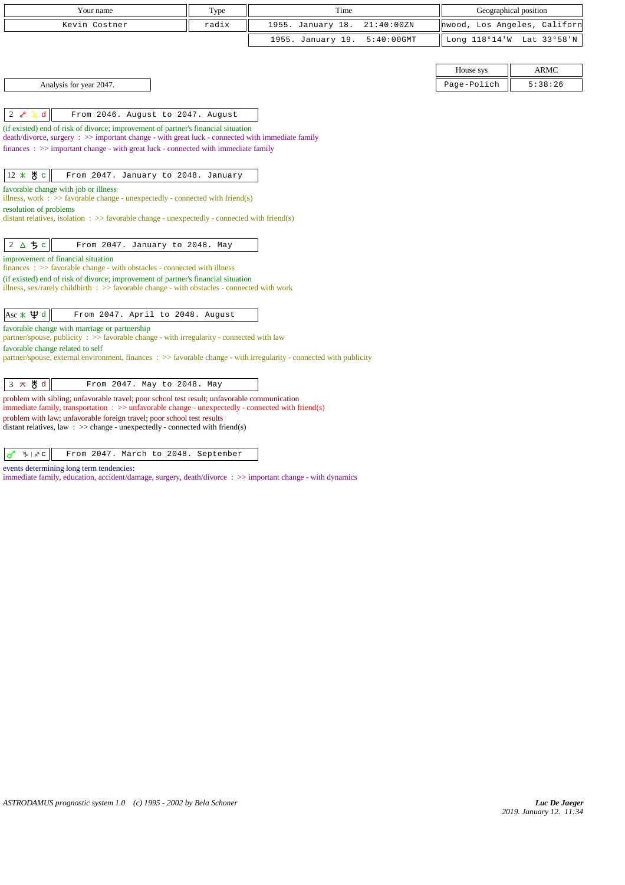| Your name | Type | Time | Geographical position |
|---|---|---|---|
| Kevin Costner | radix | 1955. January 18. 21:40:00ZN | nwood, Los Angeles, Californ |
| | | 1955. January 19. 5:40:00GMT | Long 118°14'W Lat 33°58'N |

| House sys | ARMC |
|---|---|
| Page-Polich | 5:38:26 |

Analysis for year 2047.

**2 ☍ ♃ d** — From 2046. August to 2047. August

(if existed) end of risk of divorce; improvement of partner's financial situation
death/divorce, surgery : >> important change - with great luck - connected with immediate family

finances : >> important change - with great luck - connected with immediate family

**12 ⚹ ♅ c** — From 2047. January to 2048. January

favorable change with job or illness
illness, work : >> favorable change - unexpectedly - connected with friend(s)

resolution of problems
distant relatives, isolation : >> favorable change - unexpectedly - connected with friend(s)

**2 △ ♄ c** — From 2047. January to 2048. May

improvement of financial situation
finances : >> favorable change - with obstacles - connected with illness

(if existed) end of risk of divorce; improvement of partner's financial situation
illness, sex/rarely childbirth : >> favorable change - with obstacles - connected with work

**Asc ⚹ ♆ d** — From 2047. April to 2048. August

favorable change with marriage or partnership
partner/spouse, publicity : >> favorable change - with irregularity - connected with law

favorable change related to self
partner/spouse, external environment, finances : >> favorable change - with irregularity - connected with publicity

**3 ⚻ ♅ d** — From 2047. May to 2048. May

problem with sibling; unfavorable travel; poor school test result; unfavorable communication
immediate family, transportation : >> unfavorable change - unexpectedly - connected with friend(s)

problem with law; unfavorable foreign travel; poor school test results
distant relatives, law : >> change - unexpectedly - connected with friend(s)

**♂ ♑ | ♐ c** — From 2047. March to 2048. September

events determining long term tendencies:
immediate family, education, accident/damage, surgery, death/divorce : >> important change - with dynamics

ASTRODAMUS prognostic system 1.0 (c) 1995 - 2002 by Bela Schoner

*Luc De Jaeger*
*2019. January 12. 11:34*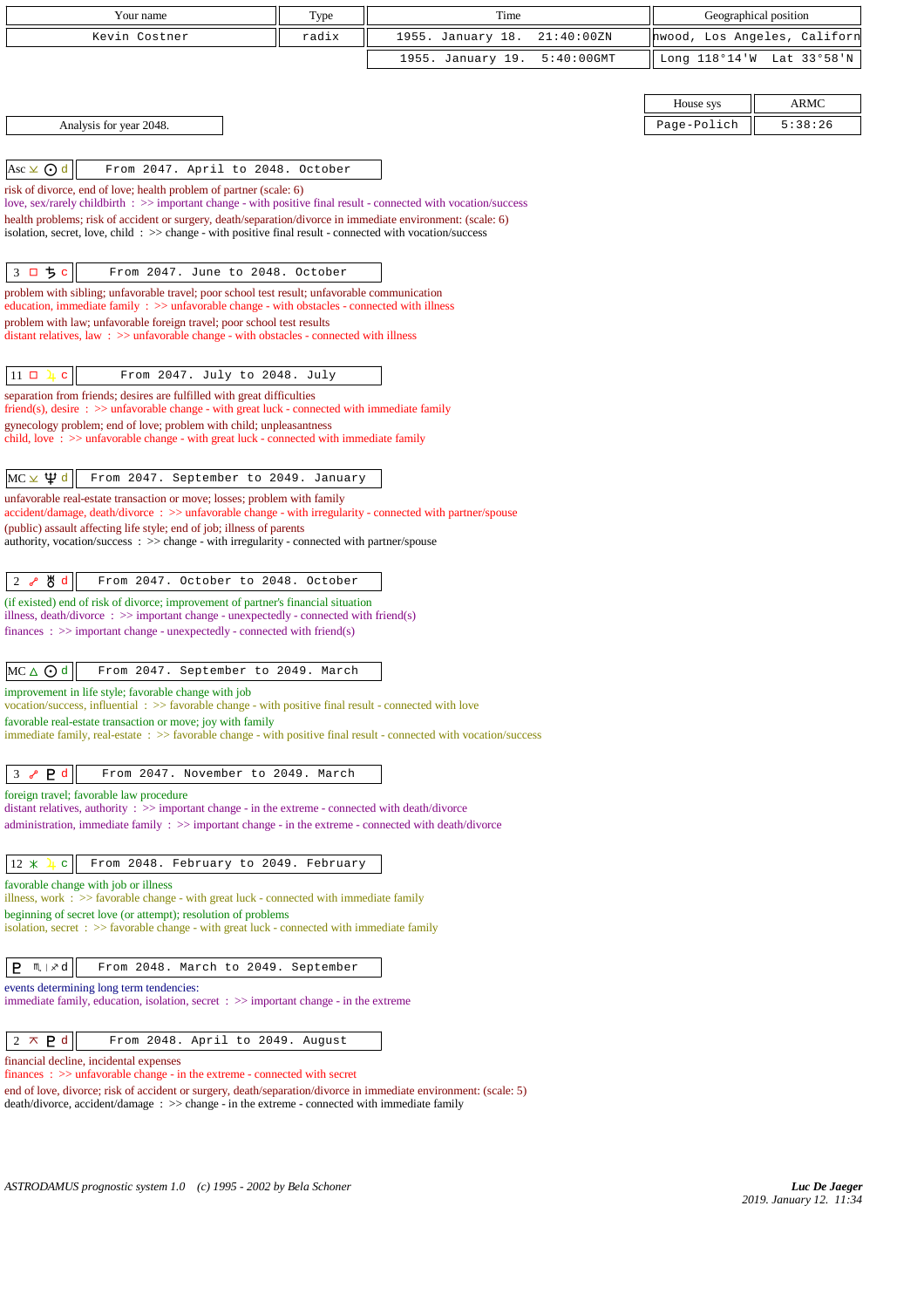| Your name | Type | Time | Geographical position |
|---|---|---|---|
| Kevin Costner | radix | 1955. January 18. 21:40:00ZN | nwood, Los Angeles, Californ |
| | | 1955. January 19. 5:40:00GMT | Long 118°14'W Lat 33°58'N |

| House sys | ARMC |
|---|---|
| Page-Polich | 5:38:26 |

Analysis for year 2048.

**Asc ⊻ ☉ d** — From 2047. April to 2048. October

risk of divorce, end of love; health problem of partner (scale: 6)
love, sex/rarely childbirth : >> important change - with positive final result - connected with vocation/success
health problems; risk of accident or surgery, death/separation/divorce in immediate environment: (scale: 6)
isolation, secret, love, child : >> change - with positive final result - connected with vocation/success

**3 □ ♄ c** — From 2047. June to 2048. October

problem with sibling; unfavorable travel; poor school test result; unfavorable communication
education, immediate family : >> unfavorable change - with obstacles - connected with illness
problem with law; unfavorable foreign travel; poor school test results
distant relatives, law : >> unfavorable change - with obstacles - connected with illness

**11 □ ♃ c** — From 2047. July to 2048. July

separation from friends; desires are fulfilled with great difficulties
friend(s), desire : >> unfavorable change - with great luck - connected with immediate family
gynecology problem; end of love; problem with child; unpleasantness
child, love : >> unfavorable change - with great luck - connected with immediate family

**MC ⊻ ♆ d** — From 2047. September to 2049. January

unfavorable real-estate transaction or move; losses; problem with family
accident/damage, death/divorce : >> unfavorable change - with irregularity - connected with partner/spouse
(public) assault affecting life style; end of job; illness of parents
authority, vocation/success : >> change - with irregularity - connected with partner/spouse

**2 ☍ ♅ d** — From 2047. October to 2048. October

(if existed) end of risk of divorce; improvement of partner's financial situation
illness, death/divorce : >> important change - unexpectedly - connected with friend(s)
finances : >> important change - unexpectedly - connected with friend(s)

**MC △ ☉ d** — From 2047. September to 2049. March

improvement in life style; favorable change with job
vocation/success, influential : >> favorable change - with positive final result - connected with love
favorable real-estate transaction or move; joy with family
immediate family, real-estate : >> favorable change - with positive final result - connected with vocation/success

**3 ☍ ♇ d** — From 2047. November to 2049. March

foreign travel; favorable law procedure
distant relatives, authority : >> important change - in the extreme - connected with death/divorce
administration, immediate family : >> important change - in the extreme - connected with death/divorce

**12 ⚹ ♃ c** — From 2048. February to 2049. February

favorable change with job or illness
illness, work : >> favorable change - with great luck - connected with immediate family
beginning of secret love (or attempt); resolution of problems
isolation, secret : >> favorable change - with great luck - connected with immediate family

**♇ ♏|♐ d** — From 2048. March to 2049. September

events determining long term tendencies:
immediate family, education, isolation, secret : >> important change - in the extreme

**2 ⚻ ♇ d** — From 2048. April to 2049. August

financial decline, incidental expenses
finances : >> unfavorable change - in the extreme - connected with secret
end of love, divorce; risk of accident or surgery, death/separation/divorce in immediate environment: (scale: 5)
death/divorce, accident/damage : >> change - in the extreme - connected with immediate family

*ASTRODAMUS prognostic system 1.0 (c) 1995 - 2002 by Bela Schoner*

***Luc De Jaeger***
*2019. January 12. 11:34*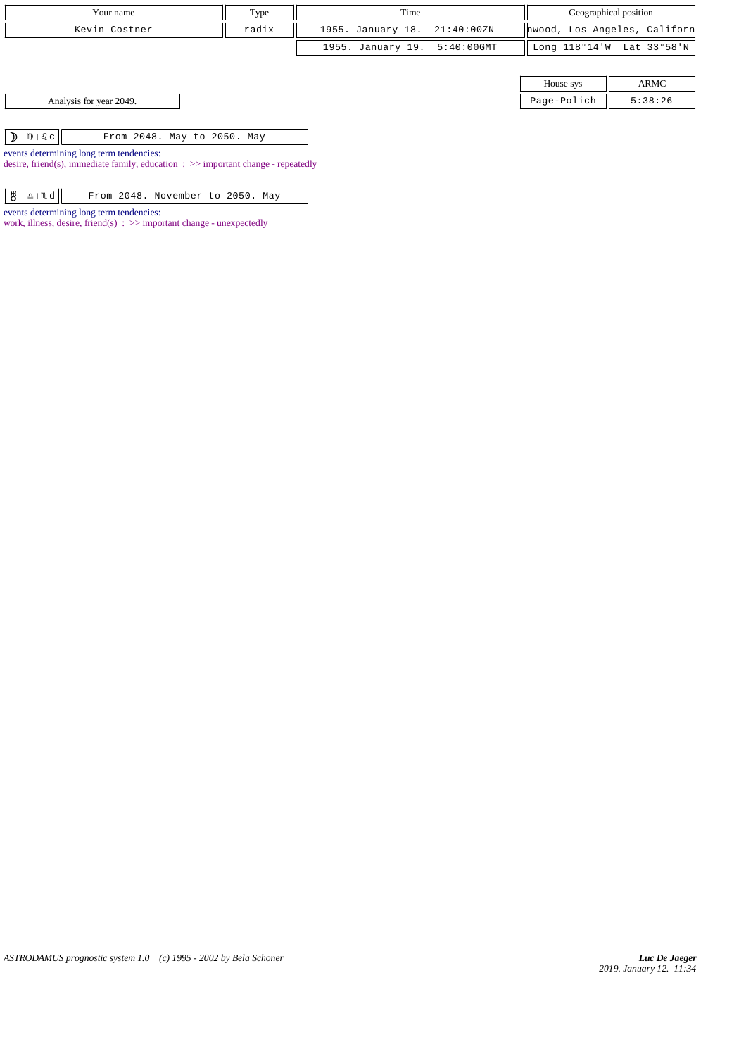| Your name | Type | Time | Geographical position |
| --- | --- | --- | --- |
| Kevin Costner | radix | 1955. January 18. 21:40:00ZN | nwood, Los Angeles, Californ |
| | | 1955. January 19. 5:40:00GMT | Long 118°14'W Lat 33°58'N |

| House sys | ARMC |
| --- | --- |
| Page-Polich | 5:38:26 |

Analysis for year 2049.

☽ ♍ | ♌ c — From 2048. May to 2050. May

events determining long term tendencies:
desire, friend(s), immediate family, education : >> important change - repeatedly

♅ ♎ | ♏ d — From 2048. November to 2050. May

events determining long term tendencies:
work, illness, desire, friend(s) : >> important change - unexpectedly

*ASTRODAMUS prognostic system 1.0 (c) 1995 - 2002 by Bela Schoner*

*Luc De Jaeger*
*2019. January 12. 11:34*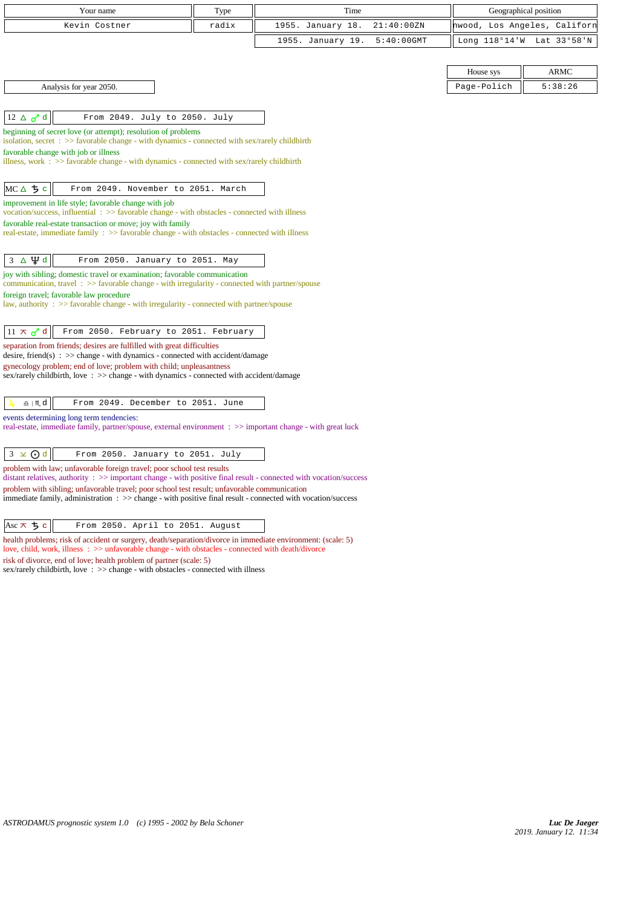| Your name | Type | Time | Geographical position |
| --- | --- | --- | --- |
| Kevin Costner | radix | 1955. January 18. 21:40:00ZN | nwood, Los Angeles, Californ |
| | | 1955. January 19. 5:40:00GMT | Long 118°14'W Lat 33°58'N |

| House sys | ARMC |
| --- | --- |
| Page-Polich | 5:38:26 |

Analysis for year 2050.

**12 △ ♂ d** — From 2049. July to 2050. July

beginning of secret love (or attempt); resolution of problems
isolation, secret : >> favorable change - with dynamics - connected with sex/rarely childbirth
favorable change with job or illness
illness, work : >> favorable change - with dynamics - connected with sex/rarely childbirth

**MC △ ♄ c** — From 2049. November to 2051. March

improvement in life style; favorable change with job
vocation/success, influential : >> favorable change - with obstacles - connected with illness
favorable real-estate transaction or move; joy with family
real-estate, immediate family : >> favorable change - with obstacles - connected with illness

**3 △ ♆ d** — From 2050. January to 2051. May

joy with sibling; domestic travel or examination; favorable communication
communication, travel : >> favorable change - with irregularity - connected with partner/spouse
foreign travel; favorable law procedure
law, authority : >> favorable change - with irregularity - connected with partner/spouse

**11 ⚻ ♂ d** — From 2050. February to 2051. February

separation from friends; desires are fulfilled with great difficulties
desire, friend(s) : >> change - with dynamics - connected with accident/damage
gynecology problem; end of love; problem with child; unpleasantness
sex/rarely childbirth, love : >> change - with dynamics - connected with accident/damage

**♃ ♎ | ♏ d** — From 2049. December to 2051. June

events determining long term tendencies:
real-estate, immediate family, partner/spouse, external environment : >> important change - with great luck

**3 ⚺ ☉ d** — From 2050. January to 2051. July

problem with law; unfavorable foreign travel; poor school test results
distant relatives, authority : >> important change - with positive final result - connected with vocation/success
problem with sibling; unfavorable travel; poor school test result; unfavorable communication
immediate family, administration : >> change - with positive final result - connected with vocation/success

**Asc ⚻ ♄ c** — From 2050. April to 2051. August

health problems; risk of accident or surgery, death/separation/divorce in immediate environment: (scale: 5)
love, child, work, illness : >> unfavorable change - with obstacles - connected with death/divorce
risk of divorce, end of love; health problem of partner (scale: 5)
sex/rarely childbirth, love : >> change - with obstacles - connected with illness

*ASTRODAMUS prognostic system 1.0 (c) 1995 - 2002 by Bela Schoner*

*Luc De Jaeger*
*2019. January 12. 11:34*